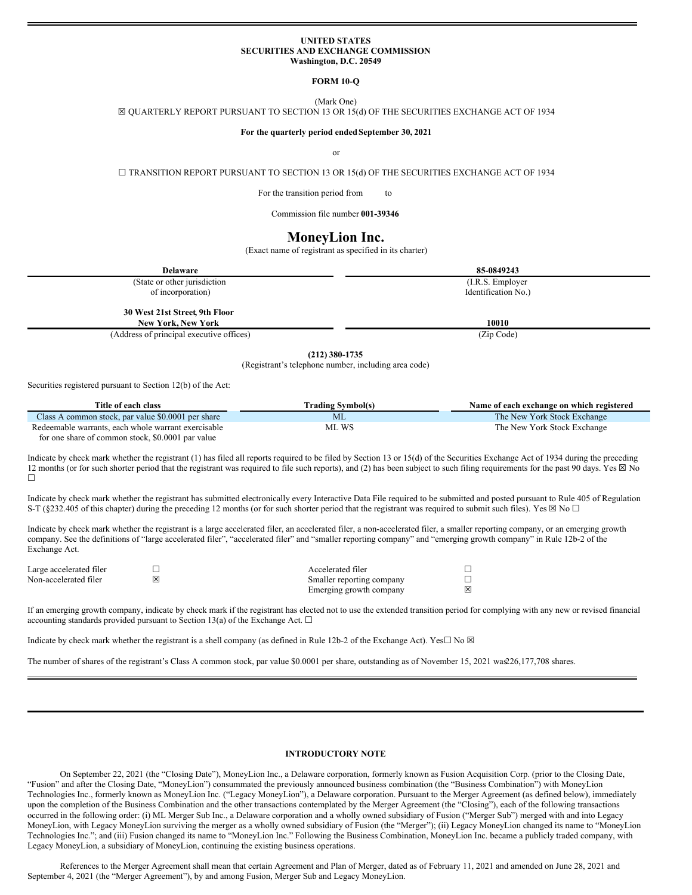**UNITED STATES**
**SECURITIES AND EXCHANGE COMMISSION**
**Washington, D.C. 20549**

**FORM 10-Q**

(Mark One)

☒ QUARTERLY REPORT PURSUANT TO SECTION 13 OR 15(d) OF THE SECURITIES EXCHANGE ACT OF 1934

**For the quarterly period ended September 30, 2021**

or

☐ TRANSITION REPORT PURSUANT TO SECTION 13 OR 15(d) OF THE SECURITIES EXCHANGE ACT OF 1934

For the transition period from to

Commission file number **001-39346**

# MoneyLion Inc.

(Exact name of registrant as specified in its charter)

| **Delaware** | **85-0849243** |
|---|---|
| (State or other jurisdiction of incorporation) | (I.R.S. Employer Identification No.) |
| **30 West 21st Street, 9th Floor New York, New York** | **10010** |
| (Address of principal executive offices) | (Zip Code) |

**(212) 380-1735**

(Registrant's telephone number, including area code)

Securities registered pursuant to Section 12(b) of the Act:

| Title of each class | Trading Symbol(s) | Name of each exchange on which registered |
|---|---|---|
| Class A common stock, par value $0.0001 per share | ML | The New York Stock Exchange |
| Redeemable warrants, each whole warrant exercisable for one share of common stock, $0.0001 par value | ML WS | The New York Stock Exchange |

Indicate by check mark whether the registrant (1) has filed all reports required to be filed by Section 13 or 15(d) of the Securities Exchange Act of 1934 during the preceding 12 months (or for such shorter period that the registrant was required to file such reports), and (2) has been subject to such filing requirements for the past 90 days. Yes ☒ No ☐

Indicate by check mark whether the registrant has submitted electronically every Interactive Data File required to be submitted and posted pursuant to Rule 405 of Regulation S-T (§232.405 of this chapter) during the preceding 12 months (or for such shorter period that the registrant was required to submit such files). Yes ☒ No ☐

Indicate by check mark whether the registrant is a large accelerated filer, an accelerated filer, a non-accelerated filer, a smaller reporting company, or an emerging growth company. See the definitions of "large accelerated filer", "accelerated filer" and "smaller reporting company" and "emerging growth company" in Rule 12b-2 of the Exchange Act.

| | | | |
|---|---|---|---|
| Large accelerated filer | ☐ | Accelerated filer | ☐ |
| Non-accelerated filer | ☒ | Smaller reporting company | ☐ |
| | | Emerging growth company | ☒ |

If an emerging growth company, indicate by check mark if the registrant has elected not to use the extended transition period for complying with any new or revised financial accounting standards provided pursuant to Section 13(a) of the Exchange Act. ☐

Indicate by check mark whether the registrant is a shell company (as defined in Rule 12b-2 of the Exchange Act). Yes☐ No ☒

The number of shares of the registrant's Class A common stock, par value $0.0001 per share, outstanding as of November 15, 2021 was 226,177,708 shares.

## INTRODUCTORY NOTE

On September 22, 2021 (the "Closing Date"), MoneyLion Inc., a Delaware corporation, formerly known as Fusion Acquisition Corp. (prior to the Closing Date, "Fusion" and after the Closing Date, "MoneyLion") consummated the previously announced business combination (the "Business Combination") with MoneyLion Technologies Inc., formerly known as MoneyLion Inc. ("Legacy MoneyLion"), a Delaware corporation. Pursuant to the Merger Agreement (as defined below), immediately upon the completion of the Business Combination and the other transactions contemplated by the Merger Agreement (the "Closing"), each of the following transactions occurred in the following order: (i) ML Merger Sub Inc., a Delaware corporation and a wholly owned subsidiary of Fusion ("Merger Sub") merged with and into Legacy MoneyLion, with Legacy MoneyLion surviving the merger as a wholly owned subsidiary of Fusion (the "Merger"); (ii) Legacy MoneyLion changed its name to "MoneyLion Technologies Inc."; and (iii) Fusion changed its name to "MoneyLion Inc." Following the Business Combination, MoneyLion Inc. became a publicly traded company, with Legacy MoneyLion, a subsidiary of MoneyLion, continuing the existing business operations.

References to the Merger Agreement shall mean that certain Agreement and Plan of Merger, dated as of February 11, 2021 and amended on June 28, 2021 and September 4, 2021 (the "Merger Agreement"), by and among Fusion, Merger Sub and Legacy MoneyLion.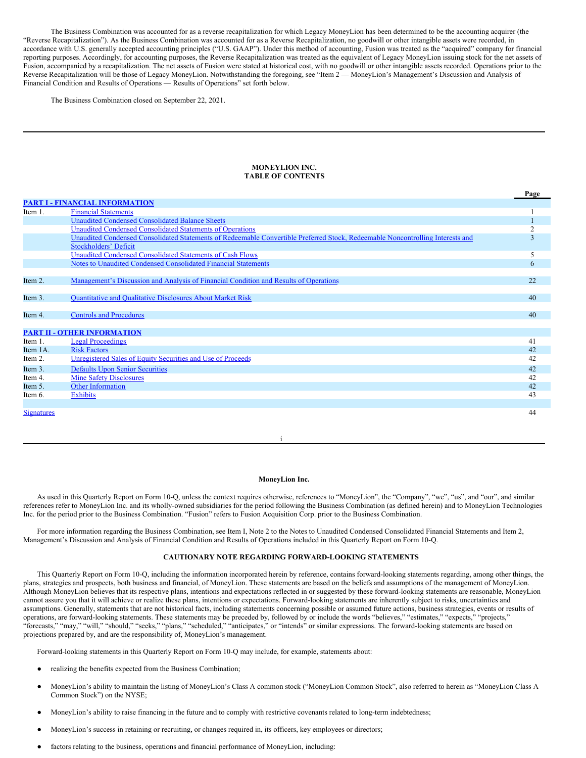The Business Combination was accounted for as a reverse recapitalization for which Legacy MoneyLion has been determined to be the accounting acquirer (the "Reverse Recapitalization"). As the Business Combination was accounted for as a Reverse Recapitalization, no goodwill or other intangible assets were recorded, in accordance with U.S. generally accepted accounting principles ("U.S. GAAP"). Under this method of accounting, Fusion was treated as the "acquired" company for financial reporting purposes. Accordingly, for accounting purposes, the Reverse Recapitalization was treated as the equivalent of Legacy MoneyLion issuing stock for the net assets of Fusion, accompanied by a recapitalization. The net assets of Fusion were stated at historical cost, with no goodwill or other intangible assets recorded. Operations prior to the Reverse Recapitalization will be those of Legacy MoneyLion. Notwithstanding the foregoing, see "Item 2 — MoneyLion's Management's Discussion and Analysis of Financial Condition and Results of Operations — Results of Operations" set forth below.

The Business Combination closed on September 22, 2021.

## MONEYLION INC.
## TABLE OF CONTENTS

| | | Page |
|---|---|---|
| **PART I - FINANCIAL INFORMATION** | | |
| Item 1. | Financial Statements | 1 |
| | Unaudited Condensed Consolidated Balance Sheets | 1 |
| | Unaudited Condensed Consolidated Statements of Operations | 2 |
| | Unaudited Condensed Consolidated Statements of Redeemable Convertible Preferred Stock, Redeemable Noncontrolling Interests and Stockholders' Deficit | 3 |
| | Unaudited Condensed Consolidated Statements of Cash Flows | 5 |
| | Notes to Unaudited Condensed Consolidated Financial Statements | 6 |
| Item 2. | Management's Discussion and Analysis of Financial Condition and Results of Operations | 22 |
| Item 3. | Quantitative and Qualitative Disclosures About Market Risk | 40 |
| Item 4. | Controls and Procedures | 40 |
| **PART II - OTHER INFORMATION** | | |
| Item 1. | Legal Proceedings | 41 |
| Item 1A. | Risk Factors | 42 |
| Item 2. | Unregistered Sales of Equity Securities and Use of Proceeds | 42 |
| Item 3. | Defaults Upon Senior Securities | 42 |
| Item 4. | Mine Safety Disclosures | 42 |
| Item 5. | Other Information | 42 |
| Item 6. | Exhibits | 43 |
| Signatures | | 44 |

### MoneyLion Inc.

As used in this Quarterly Report on Form 10-Q, unless the context requires otherwise, references to "MoneyLion", the "Company", "we", "us", and "our", and similar references refer to MoneyLion Inc. and its wholly-owned subsidiaries for the period following the Business Combination (as defined herein) and to MoneyLion Technologies Inc. for the period prior to the Business Combination. "Fusion" refers to Fusion Acquisition Corp. prior to the Business Combination.

For more information regarding the Business Combination, see Item I, Note 2 to the Notes to Unaudited Condensed Consolidated Financial Statements and Item 2, Management's Discussion and Analysis of Financial Condition and Results of Operations included in this Quarterly Report on Form 10-Q.

### CAUTIONARY NOTE REGARDING FORWARD-LOOKING STATEMENTS

This Quarterly Report on Form 10-Q, including the information incorporated herein by reference, contains forward-looking statements regarding, among other things, the plans, strategies and prospects, both business and financial, of MoneyLion. These statements are based on the beliefs and assumptions of the management of MoneyLion. Although MoneyLion believes that its respective plans, intentions and expectations reflected in or suggested by these forward-looking statements are reasonable, MoneyLion cannot assure you that it will achieve or realize these plans, intentions or expectations. Forward-looking statements are inherently subject to risks, uncertainties and assumptions. Generally, statements that are not historical facts, including statements concerning possible or assumed future actions, business strategies, events or results of operations, are forward-looking statements. These statements may be preceded by, followed by or include the words "believes," "estimates," "expects," "projects," "forecasts," "may," "will," "should," "seeks," "plans," "scheduled," "anticipates," or "intends" or similar expressions. The forward-looking statements are based on projections prepared by, and are the responsibility of, MoneyLion's management.

Forward-looking statements in this Quarterly Report on Form 10-Q may include, for example, statements about:

- realizing the benefits expected from the Business Combination;
- MoneyLion's ability to maintain the listing of MoneyLion's Class A common stock ("MoneyLion Common Stock", also referred to herein as "MoneyLion Class A Common Stock") on the NYSE;
- MoneyLion's ability to raise financing in the future and to comply with restrictive covenants related to long-term indebtedness;
- MoneyLion's success in retaining or recruiting, or changes required in, its officers, key employees or directors;
- factors relating to the business, operations and financial performance of MoneyLion, including: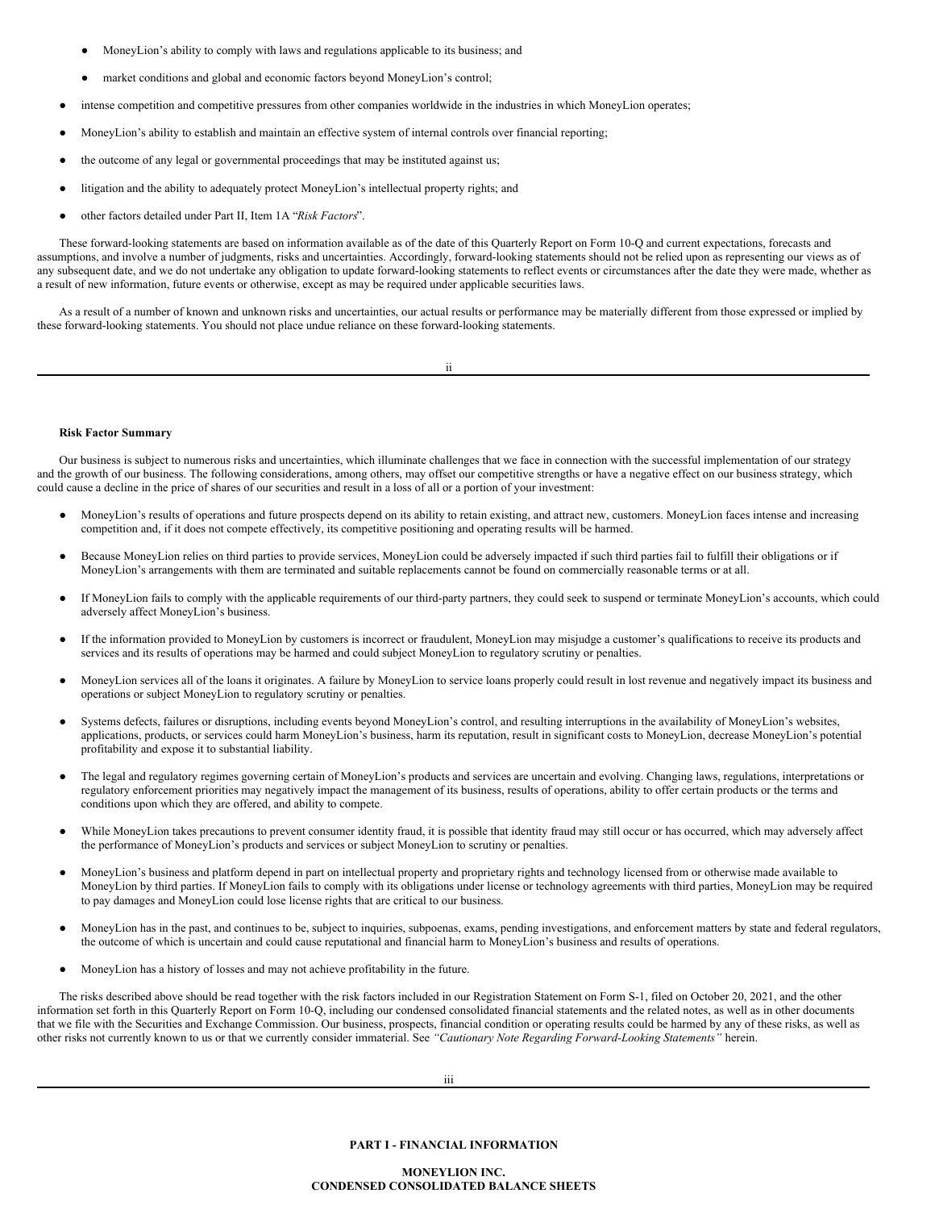- MoneyLion's ability to comply with laws and regulations applicable to its business; and
- market conditions and global and economic factors beyond MoneyLion's control;

- intense competition and competitive pressures from other companies worldwide in the industries in which MoneyLion operates;
- MoneyLion's ability to establish and maintain an effective system of internal controls over financial reporting;
- the outcome of any legal or governmental proceedings that may be instituted against us;
- litigation and the ability to adequately protect MoneyLion's intellectual property rights; and
- other factors detailed under Part II, Item 1A "*Risk Factors*".

These forward-looking statements are based on information available as of the date of this Quarterly Report on Form 10-Q and current expectations, forecasts and assumptions, and involve a number of judgments, risks and uncertainties. Accordingly, forward-looking statements should not be relied upon as representing our views as of any subsequent date, and we do not undertake any obligation to update forward-looking statements to reflect events or circumstances after the date they were made, whether as a result of new information, future events or otherwise, except as may be required under applicable securities laws.

As a result of a number of known and unknown risks and uncertainties, our actual results or performance may be materially different from those expressed or implied by these forward-looking statements. You should not place undue reliance on these forward-looking statements.

**Risk Factor Summary**

Our business is subject to numerous risks and uncertainties, which illuminate challenges that we face in connection with the successful implementation of our strategy and the growth of our business. The following considerations, among others, may offset our competitive strengths or have a negative effect on our business strategy, which could cause a decline in the price of shares of our securities and result in a loss of all or a portion of your investment:

- MoneyLion's results of operations and future prospects depend on its ability to retain existing, and attract new, customers. MoneyLion faces intense and increasing competition and, if it does not compete effectively, its competitive positioning and operating results will be harmed.
- Because MoneyLion relies on third parties to provide services, MoneyLion could be adversely impacted if such third parties fail to fulfill their obligations or if MoneyLion's arrangements with them are terminated and suitable replacements cannot be found on commercially reasonable terms or at all.
- If MoneyLion fails to comply with the applicable requirements of our third-party partners, they could seek to suspend or terminate MoneyLion's accounts, which could adversely affect MoneyLion's business.
- If the information provided to MoneyLion by customers is incorrect or fraudulent, MoneyLion may misjudge a customer's qualifications to receive its products and services and its results of operations may be harmed and could subject MoneyLion to regulatory scrutiny or penalties.
- MoneyLion services all of the loans it originates. A failure by MoneyLion to service loans properly could result in lost revenue and negatively impact its business and operations or subject MoneyLion to regulatory scrutiny or penalties.
- Systems defects, failures or disruptions, including events beyond MoneyLion's control, and resulting interruptions in the availability of MoneyLion's websites, applications, products, or services could harm MoneyLion's business, harm its reputation, result in significant costs to MoneyLion, decrease MoneyLion's potential profitability and expose it to substantial liability.
- The legal and regulatory regimes governing certain of MoneyLion's products and services are uncertain and evolving. Changing laws, regulations, interpretations or regulatory enforcement priorities may negatively impact the management of its business, results of operations, ability to offer certain products or the terms and conditions upon which they are offered, and ability to compete.
- While MoneyLion takes precautions to prevent consumer identity fraud, it is possible that identity fraud may still occur or has occurred, which may adversely affect the performance of MoneyLion's products and services or subject MoneyLion to scrutiny or penalties.
- MoneyLion's business and platform depend in part on intellectual property and proprietary rights and technology licensed from or otherwise made available to MoneyLion by third parties. If MoneyLion fails to comply with its obligations under license or technology agreements with third parties, MoneyLion may be required to pay damages and MoneyLion could lose license rights that are critical to our business.
- MoneyLion has in the past, and continues to be, subject to inquiries, subpoenas, exams, pending investigations, and enforcement matters by state and federal regulators, the outcome of which is uncertain and could cause reputational and financial harm to MoneyLion's business and results of operations.
- MoneyLion has a history of losses and may not achieve profitability in the future.

The risks described above should be read together with the risk factors included in our Registration Statement on Form S-1, filed on October 20, 2021, and the other information set forth in this Quarterly Report on Form 10-Q, including our condensed consolidated financial statements and the related notes, as well as in other documents that we file with the Securities and Exchange Commission. Our business, prospects, financial condition or operating results could be harmed by any of these risks, as well as other risks not currently known to us or that we currently consider immaterial. See *"Cautionary Note Regarding Forward-Looking Statements"* herein.

## PART I - FINANCIAL INFORMATION

### MONEYLION INC.
### CONDENSED CONSOLIDATED BALANCE SHEETS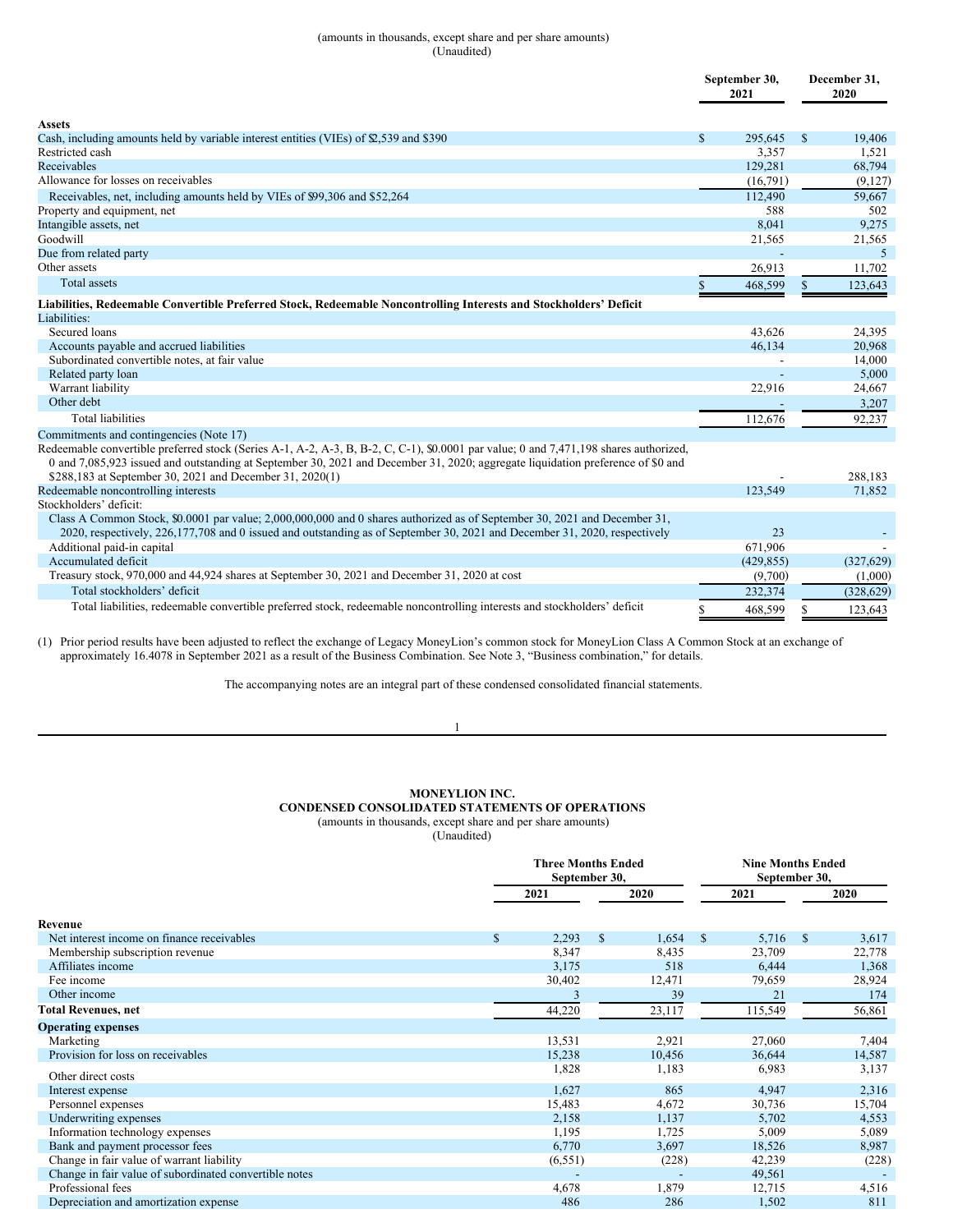(amounts in thousands, except share and per share amounts)
(Unaudited)

| | September 30, 2021 | December 31, 2020 |
|---|---|---|
| **Assets** | | |
| Cash, including amounts held by variable interest entities (VIEs) of $2,539 and $390 | $ 295,645 | $ 19,406 |
| Restricted cash | 3,357 | 1,521 |
| Receivables | 129,281 | 68,794 |
| Allowance for losses on receivables | (16,791) | (9,127) |
| Receivables, net, including amounts held by VIEs of $99,306 and $52,264 | 112,490 | 59,667 |
| Property and equipment, net | 588 | 502 |
| Intangible assets, net | 8,041 | 9,275 |
| Goodwill | 21,565 | 21,565 |
| Due from related party | - | 5 |
| Other assets | 26,913 | 11,702 |
| Total assets | $ 468,599 | $ 123,643 |
| **Liabilities, Redeemable Convertible Preferred Stock, Redeemable Noncontrolling Interests and Stockholders' Deficit** | | |
| Liabilities: | | |
| Secured loans | 43,626 | 24,395 |
| Accounts payable and accrued liabilities | 46,134 | 20,968 |
| Subordinated convertible notes, at fair value | - | 14,000 |
| Related party loan | - | 5,000 |
| Warrant liability | 22,916 | 24,667 |
| Other debt | - | 3,207 |
| Total liabilities | 112,676 | 92,237 |
| Commitments and contingencies (Note 17) | | |
| Redeemable convertible preferred stock (Series A-1, A-2, A-3, B, B-2, C, C-1), $0.0001 par value; 0 and 7,471,198 shares authorized, 0 and 7,085,923 issued and outstanding at September 30, 2021 and December 31, 2020; aggregate liquidation preference of $0 and $288,183 at September 30, 2021 and December 31, 2020(1) | - | 288,183 |
| Redeemable noncontrolling interests | 123,549 | 71,852 |
| Stockholders' deficit: | | |
| Class A Common Stock, $0.0001 par value; 2,000,000,000 and 0 shares authorized as of September 30, 2021 and December 31, 2020, respectively, 226,177,708 and 0 issued and outstanding as of September 30, 2021 and December 31, 2020, respectively | 23 | - |
| Additional paid-in capital | 671,906 | - |
| Accumulated deficit | (429,855) | (327,629) |
| Treasury stock, 970,000 and 44,924 shares at September 30, 2021 and December 31, 2020 at cost | (9,700) | (1,000) |
| Total stockholders' deficit | 232,374 | (328,629) |
| Total liabilities, redeemable convertible preferred stock, redeemable noncontrolling interests and stockholders' deficit | $ 468,599 | $ 123,643 |

(1) Prior period results have been adjusted to reflect the exchange of Legacy MoneyLion's common stock for MoneyLion Class A Common Stock at an exchange of approximately 16.4078 in September 2021 as a result of the Business Combination. See Note 3, "Business combination," for details.

The accompanying notes are an integral part of these condensed consolidated financial statements.

# MONEYLION INC.
## CONDENSED CONSOLIDATED STATEMENTS OF OPERATIONS

(amounts in thousands, except share and per share amounts)
(Unaudited)

| | Three Months Ended September 30, | | Nine Months Ended September 30, | |
|---|---|---|---|---|
| | 2021 | 2020 | 2021 | 2020 |
| **Revenue** | | | | |
| Net interest income on finance receivables | $ 2,293 | $ 1,654 | $ 5,716 | $ 3,617 |
| Membership subscription revenue | 8,347 | 8,435 | 23,709 | 22,778 |
| Affiliates income | 3,175 | 518 | 6,444 | 1,368 |
| Fee income | 30,402 | 12,471 | 79,659 | 28,924 |
| Other income | 3 | 39 | 21 | 174 |
| **Total Revenues, net** | 44,220 | 23,117 | 115,549 | 56,861 |
| **Operating expenses** | | | | |
| Marketing | 13,531 | 2,921 | 27,060 | 7,404 |
| Provision for loss on receivables | 15,238 | 10,456 | 36,644 | 14,587 |
| Other direct costs | 1,828 | 1,183 | 6,983 | 3,137 |
| Interest expense | 1,627 | 865 | 4,947 | 2,316 |
| Personnel expenses | 15,483 | 4,672 | 30,736 | 15,704 |
| Underwriting expenses | 2,158 | 1,137 | 5,702 | 4,553 |
| Information technology expenses | 1,195 | 1,725 | 5,009 | 5,089 |
| Bank and payment processor fees | 6,770 | 3,697 | 18,526 | 8,987 |
| Change in fair value of warrant liability | (6,551) | (228) | 42,239 | (228) |
| Change in fair value of subordinated convertible notes | - | - | 49,561 | - |
| Professional fees | 4,678 | 1,879 | 12,715 | 4,516 |
| Depreciation and amortization expense | 486 | 286 | 1,502 | 811 |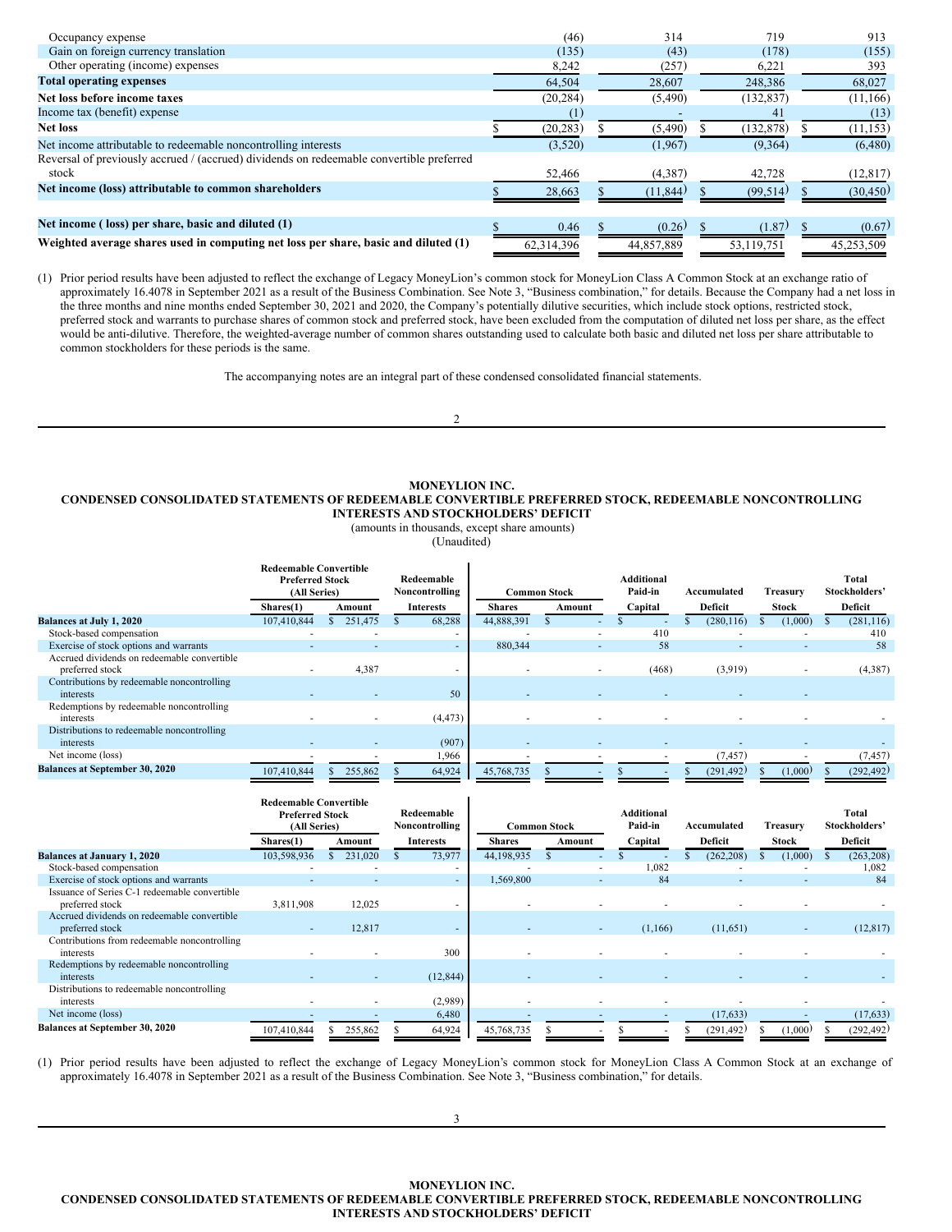| | | | | |
|---|---|---|---|---|
| Occupancy expense | (46) | 314 | 719 | 913 |
| Gain on foreign currency translation | (135) | (43) | (178) | (155) |
| Other operating (income) expenses | 8,242 | (257) | 6,221 | 393 |
| **Total operating expenses** | 64,504 | 28,607 | 248,386 | 68,027 |
| **Net loss before income taxes** | (20,284) | (5,490) | (132,837) | (11,166) |
| Income tax (benefit) expense | (1) | - | 41 | (13) |
| **Net loss** | $ (20,283) | $ (5,490) | $ (132,878) | $ (11,153) |
| Net income attributable to redeemable noncontrolling interests | (3,520) | (1,967) | (9,364) | (6,480) |
| Reversal of previously accrued / (accrued) dividends on redeemable convertible preferred stock | 52,466 | (4,387) | 42,728 | (12,817) |
| **Net income (loss) attributable to common shareholders** | $ 28,663 | $ (11,844) | $ (99,514) | $ (30,450) |
| | | | | |
| **Net income ( loss) per share, basic and diluted (1)** | $ 0.46 | $ (0.26) | $ (1.87) | $ (0.67) |
| **Weighted average shares used in computing net loss per share, basic and diluted (1)** | 62,314,396 | 44,857,889 | 53,119,751 | 45,253,509 |

(1) Prior period results have been adjusted to reflect the exchange of Legacy MoneyLion's common stock for MoneyLion Class A Common Stock at an exchange ratio of approximately 16.4078 in September 2021 as a result of the Business Combination. See Note 3, "Business combination," for details. Because the Company had a net loss in the three months and nine months ended September 30, 2021 and 2020, the Company's potentially dilutive securities, which include stock options, restricted stock, preferred stock and warrants to purchase shares of common stock and preferred stock, have been excluded from the computation of diluted net loss per share, as the effect would be anti-dilutive. Therefore, the weighted-average number of common shares outstanding used to calculate both basic and diluted net loss per share attributable to common stockholders for these periods is the same.

The accompanying notes are an integral part of these condensed consolidated financial statements.

## MONEYLION INC.
## CONDENSED CONSOLIDATED STATEMENTS OF REDEEMABLE CONVERTIBLE PREFERRED STOCK, REDEEMABLE NONCONTROLLING INTERESTS AND STOCKHOLDERS' DEFICIT

(amounts in thousands, except share amounts)
(Unaudited)

| | Redeemable Convertible Preferred Stock (All Series) | | Redeemable Noncontrolling | Common Stock | | Additional Paid-in | Accumulated | Treasury | Total Stockholders' |
|---|---|---|---|---|---|---|---|---|---|
| | Shares(1) | Amount | Interests | Shares | Amount | Capital | Deficit | Stock | Deficit |
| **Balances at July 1, 2020** | 107,410,844 | $ 251,475 | $ 68,288 | 44,888,391 | $ - | $ - | $ (280,116) | $ (1,000) | $ (281,116) |
| Stock-based compensation | - | - | - | - | - | 410 | - | - | 410 |
| Exercise of stock options and warrants | - | - | - | 880,344 | - | 58 | - | - | 58 |
| Accrued dividends on redeemable convertible preferred stock | - | 4,387 | - | - | - | (468) | (3,919) | - | (4,387) |
| Contributions by redeemable noncontrolling interests | - | - | 50 | - | - | - | - | - | - |
| Redemptions by redeemable noncontrolling interests | - | - | (4,473) | - | - | - | - | - | - |
| Distributions to redeemable noncontrolling interests | - | - | (907) | - | - | - | - | - | - |
| Net income (loss) | - | - | 1,966 | - | - | - | (7,457) | - | (7,457) |
| **Balances at September 30, 2020** | 107,410,844 | $ 255,862 | $ 64,924 | 45,768,735 | $ - | $ - | $ (291,492) | $ (1,000) | $ (292,492) |

| | Redeemable Convertible Preferred Stock (All Series) | | Redeemable Noncontrolling | Common Stock | | Additional Paid-in | Accumulated | Treasury | Total Stockholders' |
|---|---|---|---|---|---|---|---|---|---|
| | Shares(1) | Amount | Interests | Shares | Amount | Capital | Deficit | Stock | Deficit |
| **Balances at January 1, 2020** | 103,598,936 | $ 231,020 | $ 73,977 | 44,198,935 | $ - | $ - | $ (262,208) | $ (1,000) | $ (263,208) |
| Stock-based compensation | - | - | - | - | - | 1,082 | - | - | 1,082 |
| Exercise of stock options and warrants | - | - | - | 1,569,800 | - | 84 | - | - | 84 |
| Issuance of Series C-1 redeemable convertible preferred stock | 3,811,908 | 12,025 | - | - | - | - | - | - | - |
| Accrued dividends on redeemable convertible preferred stock | - | 12,817 | - | - | - | (1,166) | (11,651) | - | (12,817) |
| Contributions from redeemable noncontrolling interests | - | - | 300 | - | - | - | - | - | - |
| Redemptions by redeemable noncontrolling interests | - | - | (12,844) | - | - | - | - | - | - |
| Distributions to redeemable noncontrolling interests | - | - | (2,989) | - | - | - | - | - | - |
| Net income (loss) | - | - | 6,480 | - | - | - | (17,633) | - | (17,633) |
| **Balances at September 30, 2020** | 107,410,844 | $ 255,862 | $ 64,924 | 45,768,735 | $ - | $ - | $ (291,492) | $ (1,000) | $ (292,492) |

(1) Prior period results have been adjusted to reflect the exchange of Legacy MoneyLion's common stock for MoneyLion Class A Common Stock at an exchange of approximately 16.4078 in September 2021 as a result of the Business Combination. See Note 3, "Business combination," for details.

## MONEYLION INC.
## CONDENSED CONSOLIDATED STATEMENTS OF REDEEMABLE CONVERTIBLE PREFERRED STOCK, REDEEMABLE NONCONTROLLING INTERESTS AND STOCKHOLDERS' DEFICIT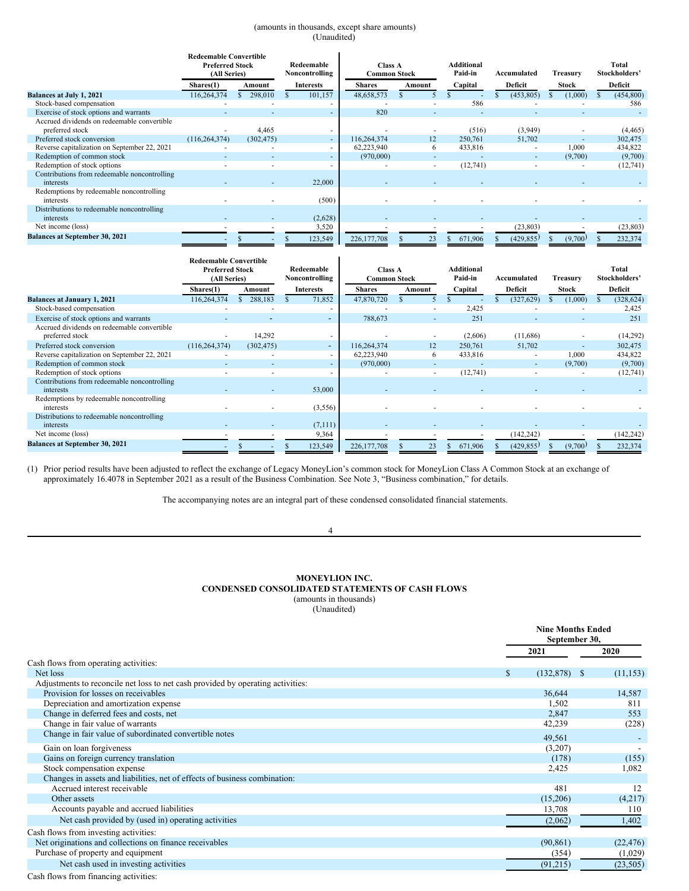(amounts in thousands, except share amounts)
(Unaudited)

| | Redeemable Convertible Preferred Stock (All Series) | | Redeemable Noncontrolling | Class A Common Stock | | Additional Paid-in | Accumulated | Treasury | Total Stockholders' |
|---|---|---|---|---|---|---|---|---|---|
| | Shares(1) | Amount | Interests | Shares | Amount | Capital | Deficit | Stock | Deficit |
| **Balances at July 1, 2021** | 116,264,374 | $ 298,010 | $ 101,157 | 48,658,573 | $ 5 | $ - | $ (453,805) | $ (1,000) | $ (454,800) |
| Stock-based compensation | - | - | - | - | - | 586 | - | - | 586 |
| Exercise of stock options and warrants | - | - | - | 820 | - | - | - | - | - |
| Accrued dividends on redeemable convertible preferred stock | - | 4,465 | - | - | - | (516) | (3,949) | - | (4,465) |
| Preferred stock conversion | (116,264,374) | (302,475) | - | 116,264,374 | 12 | 250,761 | 51,702 | - | 302,475 |
| Reverse capitalization on September 22, 2021 | - | - | - | 62,223,940 | 6 | 433,816 | - | 1,000 | 434,822 |
| Redemption of common stock | - | - | - | (970,000) | - | - | - | (9,700) | (9,700) |
| Redemption of stock options | - | - | - | - | - | (12,741) | - | - | (12,741) |
| Contributions from redeemable noncontrolling interests | - | - | 22,000 | - | - | - | - | - | - |
| Redemptions by redeemable noncontrolling interests | - | - | (500) | - | - | - | - | - | - |
| Distributions to redeemable noncontrolling interests | - | - | (2,628) | - | - | - | - | - | - |
| Net income (loss) | - | - | 3,520 | - | - | - | (23,803) | - | (23,803) |
| **Balances at September 30, 2021** | - | $ - | $ 123,549 | 226,177,708 | $ 23 | $ 671,906 | $ (429,855) | $ (9,700) | $ 232,374 |

| | Redeemable Convertible Preferred Stock (All Series) | | Redeemable Noncontrolling | Class A Common Stock | | Additional Paid-in | Accumulated | Treasury | Total Stockholders' |
|---|---|---|---|---|---|---|---|---|---|
| | Shares(1) | Amount | Interests | Shares | Amount | Capital | Deficit | Stock | Deficit |
| **Balances at January 1, 2021** | 116,264,374 | $ 288,183 | $ 71,852 | 47,870,720 | $ 5 | $ - | $ (327,629) | $ (1,000) | $ (328,624) |
| Stock-based compensation | - | - | - | - | - | 2,425 | - | - | 2,425 |
| Exercise of stock options and warrants | - | - | - | 788,673 | - | 251 | - | - | 251 |
| Accrued dividends on redeemable convertible preferred stock | - | 14,292 | - | - | - | (2,606) | (11,686) | - | (14,292) |
| Preferred stock conversion | (116,264,374) | (302,475) | - | 116,264,374 | 12 | 250,761 | 51,702 | - | 302,475 |
| Reverse capitalization on September 22, 2021 | - | - | - | 62,223,940 | 6 | 433,816 | - | 1,000 | 434,822 |
| Redemption of common stock | - | - | - | (970,000) | - | - | - | (9,700) | (9,700) |
| Redemption of stock options | - | - | - | - | - | (12,741) | - | - | (12,741) |
| Contributions from redeemable noncontrolling interests | - | - | 53,000 | - | - | - | - | - | - |
| Redemptions by redeemable noncontrolling interests | - | - | (3,556) | - | - | - | - | - | - |
| Distributions to redeemable noncontrolling interests | - | - | (7,111) | - | - | - | - | - | - |
| Net income (loss) | - | - | 9,364 | - | - | - | (142,242) | - | (142,242) |
| **Balances at September 30, 2021** | - | $ - | $ 123,549 | 226,177,708 | $ 23 | $ 671,906 | $ (429,855) | $ (9,700) | $ 232,374 |

(1) Prior period results have been adjusted to reflect the exchange of Legacy MoneyLion's common stock for MoneyLion Class A Common Stock at an exchange of approximately 16.4078 in September 2021 as a result of the Business Combination. See Note 3, "Business combination," for details.

The accompanying notes are an integral part of these condensed consolidated financial statements.

# MONEYLION INC.
## CONDENSED CONSOLIDATED STATEMENTS OF CASH FLOWS
(amounts in thousands)
(Unaudited)

| | Nine Months Ended September 30, | |
|---|---|---|
| | 2021 | 2020 |
| Cash flows from operating activities: | | |
| Net loss | $ (132,878) | $ (11,153) |
| Adjustments to reconcile net loss to net cash provided by operating activities: | | |
| Provision for losses on receivables | 36,644 | 14,587 |
| Depreciation and amortization expense | 1,502 | 811 |
| Change in deferred fees and costs, net | 2,847 | 553 |
| Change in fair value of warrants | 42,239 | (228) |
| Change in fair value of subordinated convertible notes | 49,561 | - |
| Gain on loan forgiveness | (3,207) | - |
| Gains on foreign currency translation | (178) | (155) |
| Stock compensation expense | 2,425 | 1,082 |
| Changes in assets and liabilities, net of effects of business combination: | | |
| Accrued interest receivable | 481 | 12 |
| Other assets | (15,206) | (4,217) |
| Accounts payable and accrued liabilities | 13,708 | 110 |
| Net cash provided by (used in) operating activities | (2,062) | 1,402 |
| Cash flows from investing activities: | | |
| Net originations and collections on finance receivables | (90,861) | (22,476) |
| Purchase of property and equipment | (354) | (1,029) |
| Net cash used in investing activities | (91,215) | (23,505) |
| Cash flows from financing activities: | | |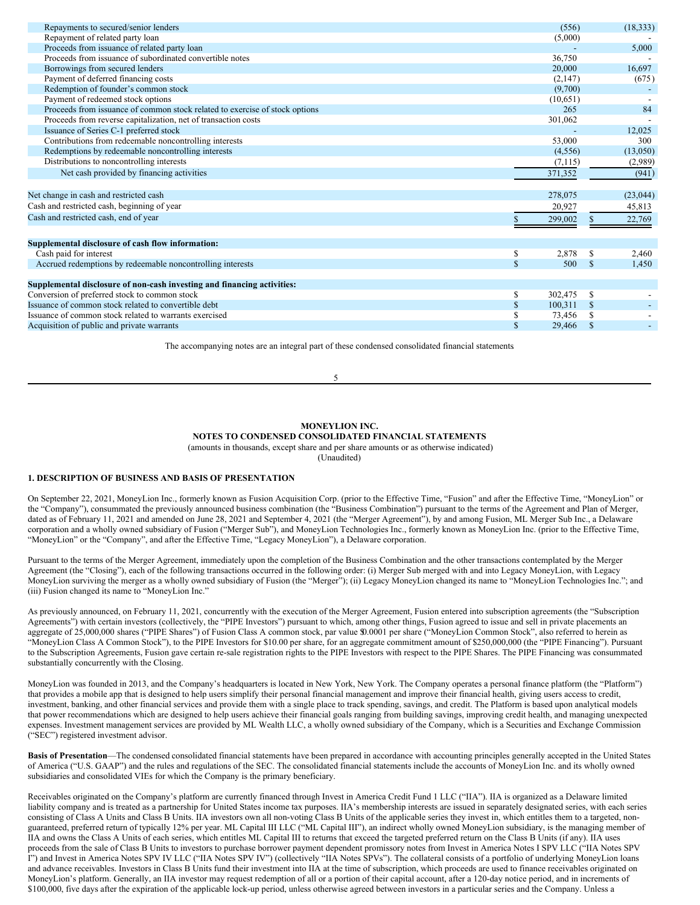| | | |
|---|---|---|
| Repayments to secured/senior lenders | (556) | (18,333) |
| Repayment of related party loan | (5,000) | - |
| Proceeds from issuance of related party loan | - | 5,000 |
| Proceeds from issuance of subordinated convertible notes | 36,750 | - |
| Borrowings from secured lenders | 20,000 | 16,697 |
| Payment of deferred financing costs | (2,147) | (675) |
| Redemption of founder's common stock | (9,700) | - |
| Payment of redeemed stock options | (10,651) | - |
| Proceeds from issuance of common stock related to exercise of stock options | 265 | 84 |
| Proceeds from reverse capitalization, net of transaction costs | 301,062 | - |
| Issuance of Series C-1 preferred stock | - | 12,025 |
| Contributions from redeemable noncontrolling interests | 53,000 | 300 |
| Redemptions by redeemable noncontrolling interests | (4,556) | (13,050) |
| Distributions to noncontrolling interests | (7,115) | (2,989) |
| Net cash provided by financing activities | 371,352 | (941) |
| | | |
| Net change in cash and restricted cash | 278,075 | (23,044) |
| Cash and restricted cash, beginning of year | 20,927 | 45,813 |
| Cash and restricted cash, end of year | $ 299,002 | $ 22,769 |
| | | |
| **Supplemental disclosure of cash flow information:** | | |
| Cash paid for interest | $ 2,878 | $ 2,460 |
| Accrued redemptions by redeemable noncontrolling interests | $ 500 | $ 1,450 |
| | | |
| **Supplemental disclosure of non-cash investing and financing activities:** | | |
| Conversion of preferred stock to common stock | $ 302,475 | $ - |
| Issuance of common stock related to convertible debt | $ 100,311 | $ - |
| Issuance of common stock related to warrants exercised | $ 73,456 | $ - |
| Acquisition of public and private warrants | $ 29,466 | $ - |

The accompanying notes are an integral part of these condensed consolidated financial statements

**MONEYLION INC.**
**NOTES TO CONDENSED CONSOLIDATED FINANCIAL STATEMENTS**
(amounts in thousands, except share and per share amounts or as otherwise indicated)
(Unaudited)

## 1. DESCRIPTION OF BUSINESS AND BASIS OF PRESENTATION

On September 22, 2021, MoneyLion Inc., formerly known as Fusion Acquisition Corp. (prior to the Effective Time, "Fusion" and after the Effective Time, "MoneyLion" or the "Company"), consummated the previously announced business combination (the "Business Combination") pursuant to the terms of the Agreement and Plan of Merger, dated as of February 11, 2021 and amended on June 28, 2021 and September 4, 2021 (the "Merger Agreement"), by and among Fusion, ML Merger Sub Inc., a Delaware corporation and a wholly owned subsidiary of Fusion ("Merger Sub"), and MoneyLion Technologies Inc., formerly known as MoneyLion Inc. (prior to the Effective Time, "MoneyLion" or the "Company", and after the Effective Time, "Legacy MoneyLion"), a Delaware corporation.

Pursuant to the terms of the Merger Agreement, immediately upon the completion of the Business Combination and the other transactions contemplated by the Merger Agreement (the "Closing"), each of the following transactions occurred in the following order: (i) Merger Sub merged with and into Legacy MoneyLion, with Legacy MoneyLion surviving the merger as a wholly owned subsidiary of Fusion (the "Merger"); (ii) Legacy MoneyLion changed its name to "MoneyLion Technologies Inc."; and (iii) Fusion changed its name to "MoneyLion Inc."

As previously announced, on February 11, 2021, concurrently with the execution of the Merger Agreement, Fusion entered into subscription agreements (the "Subscription Agreements") with certain investors (collectively, the "PIPE Investors") pursuant to which, among other things, Fusion agreed to issue and sell in private placements an aggregate of 25,000,000 shares ("PIPE Shares") of Fusion Class A common stock, par value $0.0001 per share ("MoneyLion Common Stock", also referred to herein as "MoneyLion Class A Common Stock"), to the PIPE Investors for $10.00 per share, for an aggregate commitment amount of $250,000,000 (the "PIPE Financing"). Pursuant to the Subscription Agreements, Fusion gave certain re-sale registration rights to the PIPE Investors with respect to the PIPE Shares. The PIPE Financing was consummated substantially concurrently with the Closing.

MoneyLion was founded in 2013, and the Company's headquarters is located in New York, New York. The Company operates a personal finance platform (the "Platform") that provides a mobile app that is designed to help users simplify their personal financial management and improve their financial health, giving users access to credit, investment, banking, and other financial services and provide them with a single place to track spending, savings, and credit. The Platform is based upon analytical models that power recommendations which are designed to help users achieve their financial goals ranging from building savings, improving credit health, and managing unexpected expenses. Investment management services are provided by ML Wealth LLC, a wholly owned subsidiary of the Company, which is a Securities and Exchange Commission ("SEC") registered investment advisor.

**Basis of Presentation**—The condensed consolidated financial statements have been prepared in accordance with accounting principles generally accepted in the United States of America ("U.S. GAAP") and the rules and regulations of the SEC. The consolidated financial statements include the accounts of MoneyLion Inc. and its wholly owned subsidiaries and consolidated VIEs for which the Company is the primary beneficiary.

Receivables originated on the Company's platform are currently financed through Invest in America Credit Fund 1 LLC ("IIA"). IIA is organized as a Delaware limited liability company and is treated as a partnership for United States income tax purposes. IIA's membership interests are issued in separately designated series, with each series consisting of Class A Units and Class B Units. IIA investors own all non-voting Class B Units of the applicable series they invest in, which entitles them to a targeted, non-guaranteed, preferred return of typically 12% per year. ML Capital III LLC ("ML Capital III"), an indirect wholly owned MoneyLion subsidiary, is the managing member of IIA and owns the Class A Units of each series, which entitles ML Capital III to returns that exceed the targeted preferred return on the Class B Units (if any). IIA uses proceeds from the sale of Class B Units to investors to purchase borrower payment dependent promissory notes from Invest in America Notes I SPV LLC ("IIA Notes SPV I") and Invest in America Notes SPV IV LLC ("IIA Notes SPV IV") (collectively "IIA Notes SPVs"). The collateral consists of a portfolio of underlying MoneyLion loans and advance receivables. Investors in Class B Units fund their investment into IIA at the time of subscription, which proceeds are used to finance receivables originated on MoneyLion's platform. Generally, an IIA investor may request redemption of all or a portion of their capital account, after a 120-day notice period, and in increments of $100,000, five days after the expiration of the applicable lock-up period, unless otherwise agreed between investors in a particular series and the Company. Unless a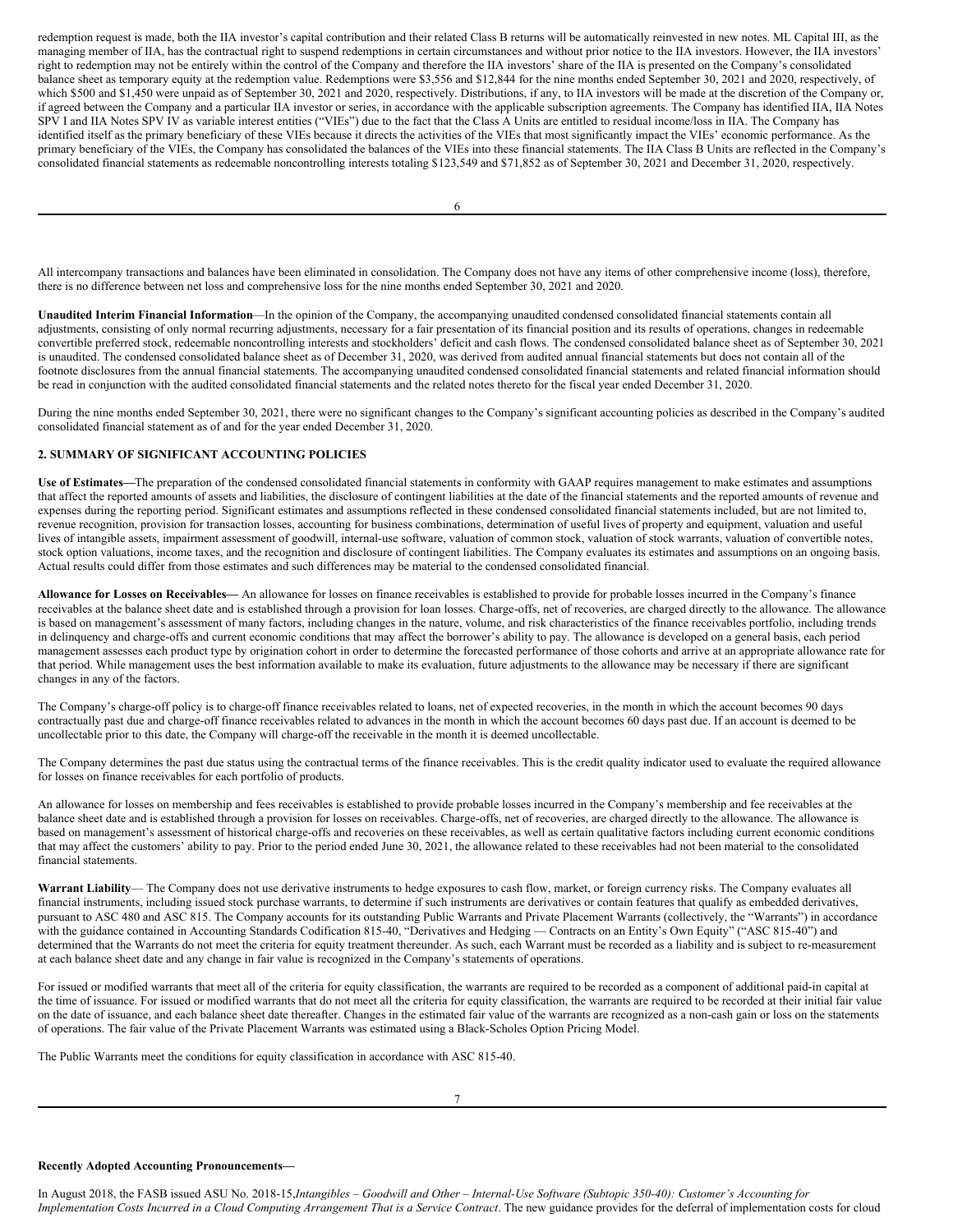redemption request is made, both the IIA investor's capital contribution and their related Class B returns will be automatically reinvested in new notes. ML Capital III, as the managing member of IIA, has the contractual right to suspend redemptions in certain circumstances and without prior notice to the IIA investors. However, the IIA investors' right to redemption may not be entirely within the control of the Company and therefore the IIA investors' share of the IIA is presented on the Company's consolidated balance sheet as temporary equity at the redemption value. Redemptions were $3,556 and $12,844 for the nine months ended September 30, 2021 and 2020, respectively, of which $500 and $1,450 were unpaid as of September 30, 2021 and 2020, respectively. Distributions, if any, to IIA investors will be made at the discretion of the Company or, if agreed between the Company and a particular IIA investor or series, in accordance with the applicable subscription agreements. The Company has identified IIA, IIA Notes SPV I and IIA Notes SPV IV as variable interest entities ("VIEs") due to the fact that the Class A Units are entitled to residual income/loss in IIA. The Company has identified itself as the primary beneficiary of these VIEs because it directs the activities of the VIEs that most significantly impact the VIEs' economic performance. As the primary beneficiary of the VIEs, the Company has consolidated the balances of the VIEs into these financial statements. The IIA Class B Units are reflected in the Company's consolidated financial statements as redeemable noncontrolling interests totaling $123,549 and $71,852 as of September 30, 2021 and December 31, 2020, respectively.

All intercompany transactions and balances have been eliminated in consolidation. The Company does not have any items of other comprehensive income (loss), therefore, there is no difference between net loss and comprehensive loss for the nine months ended September 30, 2021 and 2020.

**Unaudited Interim Financial Information**—In the opinion of the Company, the accompanying unaudited condensed consolidated financial statements contain all adjustments, consisting of only normal recurring adjustments, necessary for a fair presentation of its financial position and its results of operations, changes in redeemable convertible preferred stock, redeemable noncontrolling interests and stockholders' deficit and cash flows. The condensed consolidated balance sheet as of September 30, 2021 is unaudited. The condensed consolidated balance sheet as of December 31, 2020, was derived from audited annual financial statements but does not contain all of the footnote disclosures from the annual financial statements. The accompanying unaudited condensed consolidated financial statements and related financial information should be read in conjunction with the audited consolidated financial statements and the related notes thereto for the fiscal year ended December 31, 2020.

During the nine months ended September 30, 2021, there were no significant changes to the Company's significant accounting policies as described in the Company's audited consolidated financial statement as of and for the year ended December 31, 2020.

## 2. SUMMARY OF SIGNIFICANT ACCOUNTING POLICIES

**Use of Estimates—**The preparation of the condensed consolidated financial statements in conformity with GAAP requires management to make estimates and assumptions that affect the reported amounts of assets and liabilities, the disclosure of contingent liabilities at the date of the financial statements and the reported amounts of revenue and expenses during the reporting period. Significant estimates and assumptions reflected in these condensed consolidated financial statements included, but are not limited to, revenue recognition, provision for transaction losses, accounting for business combinations, determination of useful lives of property and equipment, valuation and useful lives of intangible assets, impairment assessment of goodwill, internal-use software, valuation of common stock, valuation of stock warrants, valuation of convertible notes, stock option valuations, income taxes, and the recognition and disclosure of contingent liabilities. The Company evaluates its estimates and assumptions on an ongoing basis. Actual results could differ from those estimates and such differences may be material to the condensed consolidated financial.

**Allowance for Losses on Receivables—** An allowance for losses on finance receivables is established to provide for probable losses incurred in the Company's finance receivables at the balance sheet date and is established through a provision for loan losses. Charge-offs, net of recoveries, are charged directly to the allowance. The allowance is based on management's assessment of many factors, including changes in the nature, volume, and risk characteristics of the finance receivables portfolio, including trends in delinquency and charge-offs and current economic conditions that may affect the borrower's ability to pay. The allowance is developed on a general basis, each period management assesses each product type by origination cohort in order to determine the forecasted performance of those cohorts and arrive at an appropriate allowance rate for that period. While management uses the best information available to make its evaluation, future adjustments to the allowance may be necessary if there are significant changes in any of the factors.

The Company's charge-off policy is to charge-off finance receivables related to loans, net of expected recoveries, in the month in which the account becomes 90 days contractually past due and charge-off finance receivables related to advances in the month in which the account becomes 60 days past due. If an account is deemed to be uncollectable prior to this date, the Company will charge-off the receivable in the month it is deemed uncollectable.

The Company determines the past due status using the contractual terms of the finance receivables. This is the credit quality indicator used to evaluate the required allowance for losses on finance receivables for each portfolio of products.

An allowance for losses on membership and fees receivables is established to provide probable losses incurred in the Company's membership and fee receivables at the balance sheet date and is established through a provision for losses on receivables. Charge-offs, net of recoveries, are charged directly to the allowance. The allowance is based on management's assessment of historical charge-offs and recoveries on these receivables, as well as certain qualitative factors including current economic conditions that may affect the customers' ability to pay. Prior to the period ended June 30, 2021, the allowance related to these receivables had not been material to the consolidated financial statements.

**Warrant Liability**— The Company does not use derivative instruments to hedge exposures to cash flow, market, or foreign currency risks. The Company evaluates all financial instruments, including issued stock purchase warrants, to determine if such instruments are derivatives or contain features that qualify as embedded derivatives, pursuant to ASC 480 and ASC 815. The Company accounts for its outstanding Public Warrants and Private Placement Warrants (collectively, the "Warrants") in accordance with the guidance contained in Accounting Standards Codification 815-40, "Derivatives and Hedging — Contracts on an Entity's Own Equity" ("ASC 815-40") and determined that the Warrants do not meet the criteria for equity treatment thereunder. As such, each Warrant must be recorded as a liability and is subject to re-measurement at each balance sheet date and any change in fair value is recognized in the Company's statements of operations.

For issued or modified warrants that meet all of the criteria for equity classification, the warrants are required to be recorded as a component of additional paid-in capital at the time of issuance. For issued or modified warrants that do not meet all the criteria for equity classification, the warrants are required to be recorded at their initial fair value on the date of issuance, and each balance sheet date thereafter. Changes in the estimated fair value of the warrants are recognized as a non-cash gain or loss on the statements of operations. The fair value of the Private Placement Warrants was estimated using a Black-Scholes Option Pricing Model.

The Public Warrants meet the conditions for equity classification in accordance with ASC 815-40.

**Recently Adopted Accounting Pronouncements—**

In August 2018, the FASB issued ASU No. 2018-15, *Intangibles – Goodwill and Other – Internal-Use Software (Subtopic 350-40): Customer's Accounting for Implementation Costs Incurred in a Cloud Computing Arrangement That is a Service Contract*. The new guidance provides for the deferral of implementation costs for cloud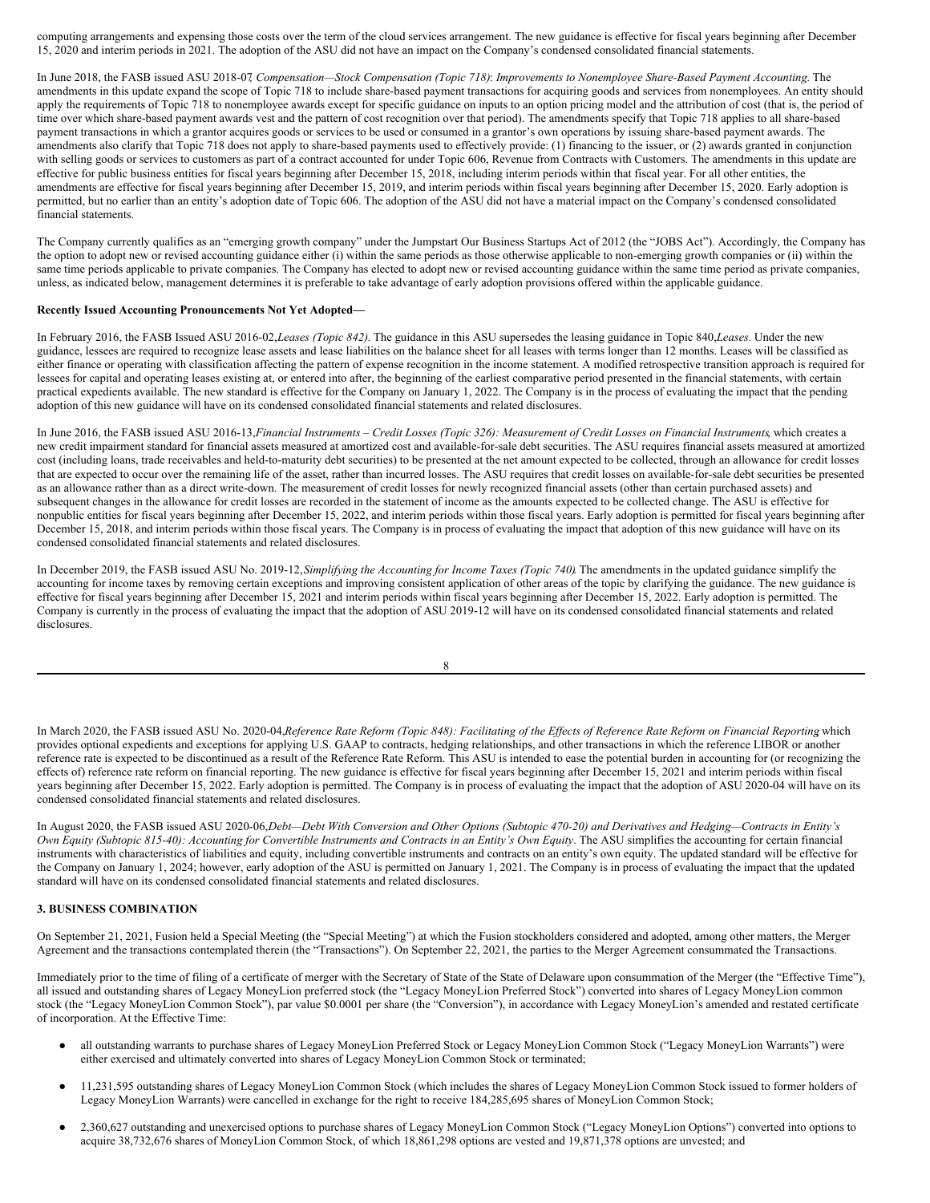computing arrangements and expensing those costs over the term of the cloud services arrangement. The new guidance is effective for fiscal years beginning after December 15, 2020 and interim periods in 2021. The adoption of the ASU did not have an impact on the Company's condensed consolidated financial statements.

In June 2018, the FASB issued ASU 2018-07, *Compensation—Stock Compensation (Topic 718)*: *Improvements to Nonemployee Share-Based Payment Accounting*. The amendments in this update expand the scope of Topic 718 to include share-based payment transactions for acquiring goods and services from nonemployees. An entity should apply the requirements of Topic 718 to nonemployee awards except for specific guidance on inputs to an option pricing model and the attribution of cost (that is, the period of time over which share-based payment awards vest and the pattern of cost recognition over that period). The amendments specify that Topic 718 applies to all share-based payment transactions in which a grantor acquires goods or services to be used or consumed in a grantor's own operations by issuing share-based payment awards. The amendments also clarify that Topic 718 does not apply to share-based payments used to effectively provide: (1) financing to the issuer, or (2) awards granted in conjunction with selling goods or services to customers as part of a contract accounted for under Topic 606, Revenue from Contracts with Customers. The amendments in this update are effective for public business entities for fiscal years beginning after December 15, 2018, including interim periods within that fiscal year. For all other entities, the amendments are effective for fiscal years beginning after December 15, 2019, and interim periods within fiscal years beginning after December 15, 2020. Early adoption is permitted, but no earlier than an entity's adoption date of Topic 606. The adoption of the ASU did not have a material impact on the Company's condensed consolidated financial statements.

The Company currently qualifies as an "emerging growth company" under the Jumpstart Our Business Startups Act of 2012 (the "JOBS Act"). Accordingly, the Company has the option to adopt new or revised accounting guidance either (i) within the same periods as those otherwise applicable to non-emerging growth companies or (ii) within the same time periods applicable to private companies. The Company has elected to adopt new or revised accounting guidance within the same time period as private companies, unless, as indicated below, management determines it is preferable to take advantage of early adoption provisions offered within the applicable guidance.

**Recently Issued Accounting Pronouncements Not Yet Adopted—**

In February 2016, the FASB Issued ASU 2016-02, *Leases (Topic 842)*. The guidance in this ASU supersedes the leasing guidance in Topic 840, *Leases*. Under the new guidance, lessees are required to recognize lease assets and lease liabilities on the balance sheet for all leases with terms longer than 12 months. Leases will be classified as either finance or operating with classification affecting the pattern of expense recognition in the income statement. A modified retrospective transition approach is required for lessees for capital and operating leases existing at, or entered into after, the beginning of the earliest comparative period presented in the financial statements, with certain practical expedients available. The new standard is effective for the Company on January 1, 2022. The Company is in the process of evaluating the impact that the pending adoption of this new guidance will have on its condensed consolidated financial statements and related disclosures.

In June 2016, the FASB issued ASU 2016-13, *Financial Instruments – Credit Losses (Topic 326): Measurement of Credit Losses on Financial Instruments*, which creates a new credit impairment standard for financial assets measured at amortized cost and available-for-sale debt securities. The ASU requires financial assets measured at amortized cost (including loans, trade receivables and held-to-maturity debt securities) to be presented at the net amount expected to be collected, through an allowance for credit losses that are expected to occur over the remaining life of the asset, rather than incurred losses. The ASU requires that credit losses on available-for-sale debt securities be presented as an allowance rather than as a direct write-down. The measurement of credit losses for newly recognized financial assets (other than certain purchased assets) and subsequent changes in the allowance for credit losses are recorded in the statement of income as the amounts expected to be collected change. The ASU is effective for nonpublic entities for fiscal years beginning after December 15, 2022, and interim periods within those fiscal years. Early adoption is permitted for fiscal years beginning after December 15, 2018, and interim periods within those fiscal years. The Company is in process of evaluating the impact that adoption of this new guidance will have on its condensed consolidated financial statements and related disclosures.

In December 2019, the FASB issued ASU No. 2019-12, *Simplifying the Accounting for Income Taxes (Topic 740)*. The amendments in the updated guidance simplify the accounting for income taxes by removing certain exceptions and improving consistent application of other areas of the topic by clarifying the guidance. The new guidance is effective for fiscal years beginning after December 15, 2021 and interim periods within fiscal years beginning after December 15, 2022. Early adoption is permitted. The Company is currently in the process of evaluating the impact that the adoption of ASU 2019-12 will have on its condensed consolidated financial statements and related disclosures.

In March 2020, the FASB issued ASU No. 2020-04, *Reference Rate Reform (Topic 848): Facilitating of the Effects of Reference Rate Reform on Financial Reporting*, which provides optional expedients and exceptions for applying U.S. GAAP to contracts, hedging relationships, and other transactions in which the reference LIBOR or another reference rate is expected to be discontinued as a result of the Reference Rate Reform. This ASU is intended to ease the potential burden in accounting for (or recognizing the effects of) reference rate reform on financial reporting. The new guidance is effective for fiscal years beginning after December 15, 2021 and interim periods within fiscal years beginning after December 15, 2022. Early adoption is permitted. The Company is in process of evaluating the impact that the adoption of ASU 2020-04 will have on its condensed consolidated financial statements and related disclosures.

In August 2020, the FASB issued ASU 2020-06, *Debt—Debt With Conversion and Other Options (Subtopic 470-20) and Derivatives and Hedging—Contracts in Entity's Own Equity (Subtopic 815-40): Accounting for Convertible Instruments and Contracts in an Entity's Own Equity*. The ASU simplifies the accounting for certain financial instruments with characteristics of liabilities and equity, including convertible instruments and contracts on an entity's own equity. The updated standard will be effective for the Company on January 1, 2024; however, early adoption of the ASU is permitted on January 1, 2021. The Company is in process of evaluating the impact that the updated standard will have on its condensed consolidated financial statements and related disclosures.

**3. BUSINESS COMBINATION**

On September 21, 2021, Fusion held a Special Meeting (the "Special Meeting") at which the Fusion stockholders considered and adopted, among other matters, the Merger Agreement and the transactions contemplated therein (the "Transactions"). On September 22, 2021, the parties to the Merger Agreement consummated the Transactions.

Immediately prior to the time of filing of a certificate of merger with the Secretary of State of the State of Delaware upon consummation of the Merger (the "Effective Time"), all issued and outstanding shares of Legacy MoneyLion preferred stock (the "Legacy MoneyLion Preferred Stock") converted into shares of Legacy MoneyLion common stock (the "Legacy MoneyLion Common Stock"), par value $0.0001 per share (the "Conversion"), in accordance with Legacy MoneyLion's amended and restated certificate of incorporation. At the Effective Time:

- all outstanding warrants to purchase shares of Legacy MoneyLion Preferred Stock or Legacy MoneyLion Common Stock ("Legacy MoneyLion Warrants") were either exercised and ultimately converted into shares of Legacy MoneyLion Common Stock or terminated;
- 11,231,595 outstanding shares of Legacy MoneyLion Common Stock (which includes the shares of Legacy MoneyLion Common Stock issued to former holders of Legacy MoneyLion Warrants) were cancelled in exchange for the right to receive 184,285,695 shares of MoneyLion Common Stock;
- 2,360,627 outstanding and unexercised options to purchase shares of Legacy MoneyLion Common Stock ("Legacy MoneyLion Options") converted into options to acquire 38,732,676 shares of MoneyLion Common Stock, of which 18,861,298 options are vested and 19,871,378 options are unvested; and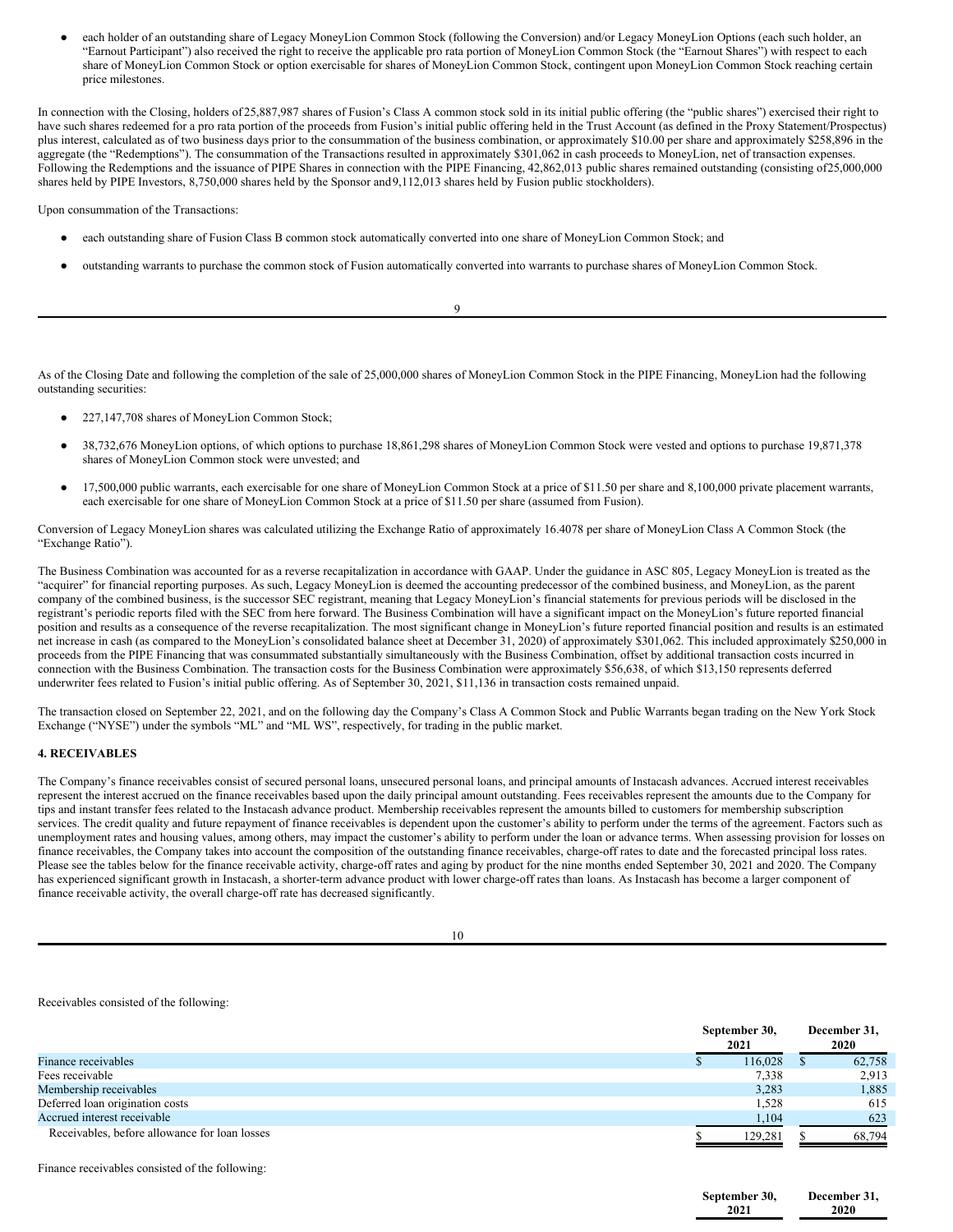- each holder of an outstanding share of Legacy MoneyLion Common Stock (following the Conversion) and/or Legacy MoneyLion Options (each such holder, an "Earnout Participant") also received the right to receive the applicable pro rata portion of MoneyLion Common Stock (the "Earnout Shares") with respect to each share of MoneyLion Common Stock or option exercisable for shares of MoneyLion Common Stock, contingent upon MoneyLion Common Stock reaching certain price milestones.

In connection with the Closing, holders of 25,887,987 shares of Fusion's Class A common stock sold in its initial public offering (the "public shares") exercised their right to have such shares redeemed for a pro rata portion of the proceeds from Fusion's initial public offering held in the Trust Account (as defined in the Proxy Statement/Prospectus) plus interest, calculated as of two business days prior to the consummation of the business combination, or approximately $10.00 per share and approximately $258,896 in the aggregate (the "Redemptions"). The consummation of the Transactions resulted in approximately $301,062 in cash proceeds to MoneyLion, net of transaction expenses. Following the Redemptions and the issuance of PIPE Shares in connection with the PIPE Financing, 42,862,013 public shares remained outstanding (consisting of 25,000,000 shares held by PIPE Investors, 8,750,000 shares held by the Sponsor and 9,112,013 shares held by Fusion public stockholders).

Upon consummation of the Transactions:

- each outstanding share of Fusion Class B common stock automatically converted into one share of MoneyLion Common Stock; and
- outstanding warrants to purchase the common stock of Fusion automatically converted into warrants to purchase shares of MoneyLion Common Stock.

As of the Closing Date and following the completion of the sale of 25,000,000 shares of MoneyLion Common Stock in the PIPE Financing, MoneyLion had the following outstanding securities:

- 227,147,708 shares of MoneyLion Common Stock;
- 38,732,676 MoneyLion options, of which options to purchase 18,861,298 shares of MoneyLion Common Stock were vested and options to purchase 19,871,378 shares of MoneyLion Common stock were unvested; and
- 17,500,000 public warrants, each exercisable for one share of MoneyLion Common Stock at a price of $11.50 per share and 8,100,000 private placement warrants, each exercisable for one share of MoneyLion Common Stock at a price of $11.50 per share (assumed from Fusion).

Conversion of Legacy MoneyLion shares was calculated utilizing the Exchange Ratio of approximately 16.4078 per share of MoneyLion Class A Common Stock (the "Exchange Ratio").

The Business Combination was accounted for as a reverse recapitalization in accordance with GAAP. Under the guidance in ASC 805, Legacy MoneyLion is treated as the "acquirer" for financial reporting purposes. As such, Legacy MoneyLion is deemed the accounting predecessor of the combined business, and MoneyLion, as the parent company of the combined business, is the successor SEC registrant, meaning that Legacy MoneyLion's financial statements for previous periods will be disclosed in the registrant's periodic reports filed with the SEC from here forward. The Business Combination will have a significant impact on the MoneyLion's future reported financial position and results as a consequence of the reverse recapitalization. The most significant change in MoneyLion's future reported financial position and results is an estimated net increase in cash (as compared to the MoneyLion's consolidated balance sheet at December 31, 2020) of approximately $301,062. This included approximately $250,000 in proceeds from the PIPE Financing that was consummated substantially simultaneously with the Business Combination, offset by additional transaction costs incurred in connection with the Business Combination. The transaction costs for the Business Combination were approximately $56,638, of which $13,150 represents deferred underwriter fees related to Fusion's initial public offering. As of September 30, 2021, $11,136 in transaction costs remained unpaid.

The transaction closed on September 22, 2021, and on the following day the Company's Class A Common Stock and Public Warrants began trading on the New York Stock Exchange ("NYSE") under the symbols "ML" and "ML WS", respectively, for trading in the public market.

**4. RECEIVABLES**

The Company's finance receivables consist of secured personal loans, unsecured personal loans, and principal amounts of Instacash advances. Accrued interest receivables represent the interest accrued on the finance receivables based upon the daily principal amount outstanding. Fees receivables represent the amounts due to the Company for tips and instant transfer fees related to the Instacash advance product. Membership receivables represent the amounts billed to customers for membership subscription services. The credit quality and future repayment of finance receivables is dependent upon the customer's ability to perform under the terms of the agreement. Factors such as unemployment rates and housing values, among others, may impact the customer's ability to perform under the loan or advance terms. When assessing provision for losses on finance receivables, the Company takes into account the composition of the outstanding finance receivables, charge-off rates to date and the forecasted principal loss rates. Please see the tables below for the finance receivable activity, charge-off rates and aging by product for the nine months ended September 30, 2021 and 2020. The Company has experienced significant growth in Instacash, a shorter-term advance product with lower charge-off rates than loans. As Instacash has become a larger component of finance receivable activity, the overall charge-off rate has decreased significantly.

Receivables consisted of the following:

| | September 30, 2021 | December 31, 2020 |
|---|---|---|
| Finance receivables | $ 116,028 | $ 62,758 |
| Fees receivable | 7,338 | 2,913 |
| Membership receivables | 3,283 | 1,885 |
| Deferred loan origination costs | 1,528 | 615 |
| Accrued interest receivable | 1,104 | 623 |
| Receivables, before allowance for loan losses | $ 129,281 | $ 68,794 |

Finance receivables consisted of the following:

| | September 30, 2021 | December 31, 2020 |
|---|---|---|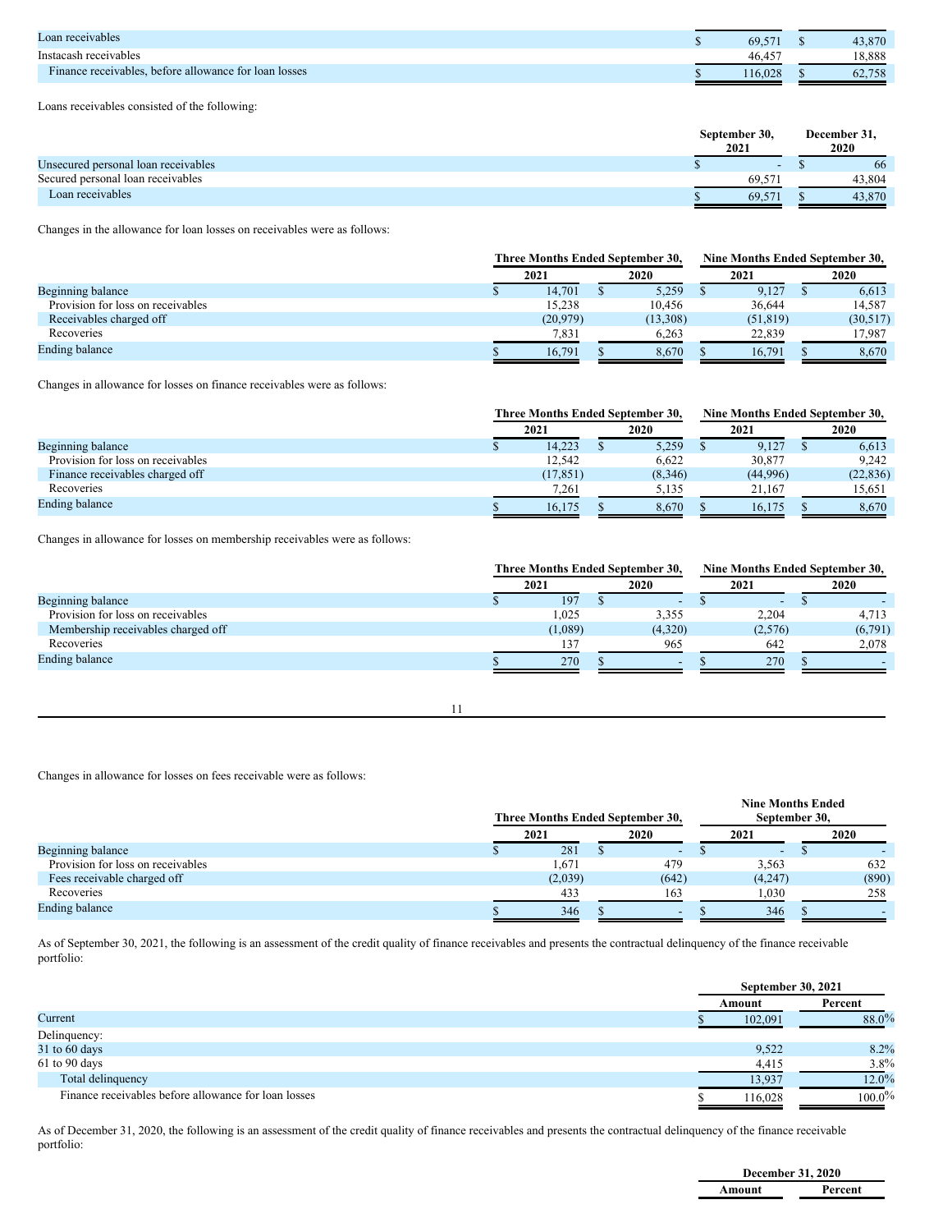| | | |
|---|---|---|
| Loan receivables | $ 69,571 | $ 43,870 |
| Instacash receivables | 46,457 | 18,888 |
| Finance receivables, before allowance for loan losses | $ 116,028 | $ 62,758 |

Loans receivables consisted of the following:

| | September 30, 2021 | December 31, 2020 |
|---|---|---|
| Unsecured personal loan receivables | $ - | $ 66 |
| Secured personal loan receivables | 69,571 | 43,804 |
| Loan receivables | $ 69,571 | $ 43,870 |

Changes in the allowance for loan losses on receivables were as follows:

| | Three Months Ended September 30, | | Nine Months Ended September 30, | |
|---|---|---|---|---|
| | 2021 | 2020 | 2021 | 2020 |
| Beginning balance | $ 14,701 | $ 5,259 | $ 9,127 | $ 6,613 |
| Provision for loss on receivables | 15,238 | 10,456 | 36,644 | 14,587 |
| Receivables charged off | (20,979) | (13,308) | (51,819) | (30,517) |
| Recoveries | 7,831 | 6,263 | 22,839 | 17,987 |
| Ending balance | $ 16,791 | $ 8,670 | $ 16,791 | $ 8,670 |

Changes in allowance for losses on finance receivables were as follows:

| | Three Months Ended September 30, | | Nine Months Ended September 30, | |
|---|---|---|---|---|
| | 2021 | 2020 | 2021 | 2020 |
| Beginning balance | $ 14,223 | $ 5,259 | $ 9,127 | $ 6,613 |
| Provision for loss on receivables | 12,542 | 6,622 | 30,877 | 9,242 |
| Finance receivables charged off | (17,851) | (8,346) | (44,996) | (22,836) |
| Recoveries | 7,261 | 5,135 | 21,167 | 15,651 |
| Ending balance | $ 16,175 | $ 8,670 | $ 16,175 | $ 8,670 |

Changes in allowance for losses on membership receivables were as follows:

| | Three Months Ended September 30, | | Nine Months Ended September 30, | |
|---|---|---|---|---|
| | 2021 | 2020 | 2021 | 2020 |
| Beginning balance | $ 197 | $ - | $ - | $ - |
| Provision for loss on receivables | 1,025 | 3,355 | 2,204 | 4,713 |
| Membership receivables charged off | (1,089) | (4,320) | (2,576) | (6,791) |
| Recoveries | 137 | 965 | 642 | 2,078 |
| Ending balance | $ 270 | $ - | $ 270 | $ - |

Changes in allowance for losses on fees receivable were as follows:

| | Three Months Ended September 30, | | Nine Months Ended September 30, | |
|---|---|---|---|---|
| | 2021 | 2020 | 2021 | 2020 |
| Beginning balance | $ 281 | $ - | $ - | $ - |
| Provision for loss on receivables | 1,671 | 479 | 3,563 | 632 |
| Fees receivable charged off | (2,039) | (642) | (4,247) | (890) |
| Recoveries | 433 | 163 | 1,030 | 258 |
| Ending balance | $ 346 | $ - | $ 346 | $ - |

As of September 30, 2021, the following is an assessment of the credit quality of finance receivables and presents the contractual delinquency of the finance receivable portfolio:

| | September 30, 2021 | |
|---|---|---|
| | Amount | Percent |
| Current | $ 102,091 | 88.0% |
| Delinquency: | | |
| 31 to 60 days | 9,522 | 8.2% |
| 61 to 90 days | 4,415 | 3.8% |
| Total delinquency | 13,937 | 12.0% |
| Finance receivables before allowance for loan losses | $ 116,028 | 100.0% |

As of December 31, 2020, the following is an assessment of the credit quality of finance receivables and presents the contractual delinquency of the finance receivable portfolio:

| December 31, 2020 | |
|---|---|
| Amount | Percent |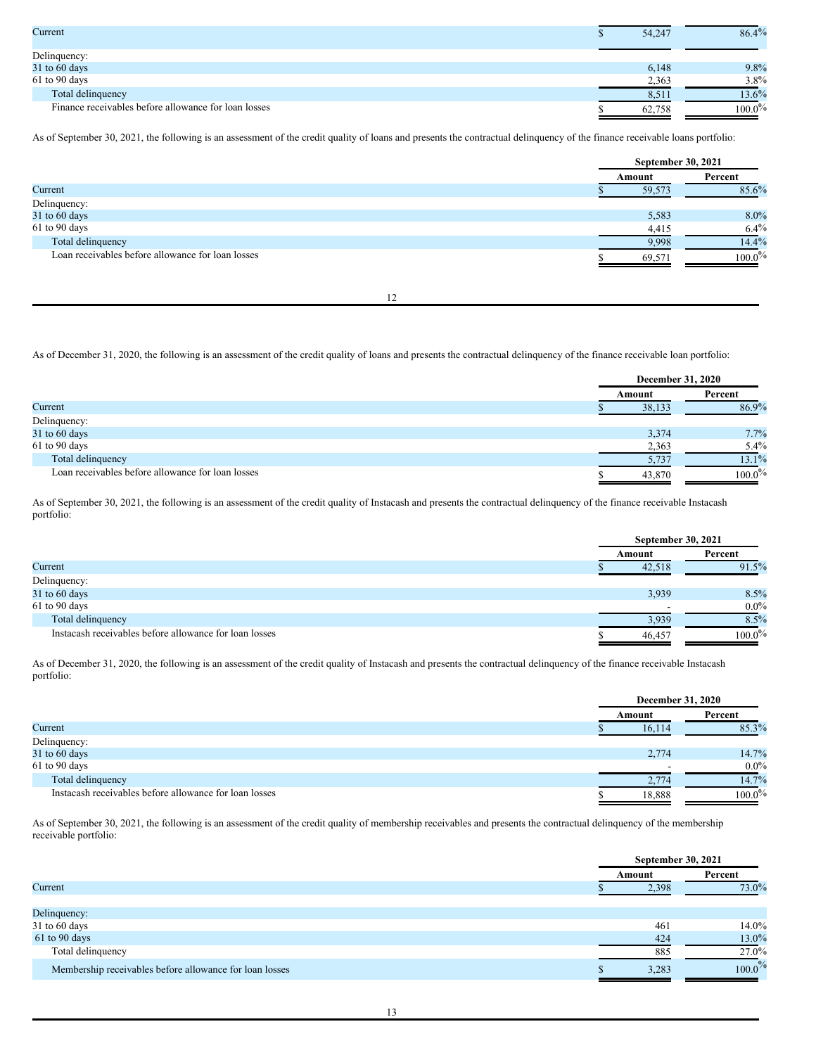|  | Amount | Percent |
|---|---|---|
| Current | $ 54,247 | 86.4% |
| Delinquency: |  |  |
| 31 to 60 days | 6,148 | 9.8% |
| 61 to 90 days | 2,363 | 3.8% |
| Total delinquency | 8,511 | 13.6% |
| Finance receivables before allowance for loan losses | $ 62,758 | 100.0% |

As of September 30, 2021, the following is an assessment of the credit quality of loans and presents the contractual delinquency of the finance receivable loans portfolio:

|  | September 30, 2021 |  |
|---|---|---|
|  | Amount | Percent |
| Current | $ 59,573 | 85.6% |
| Delinquency: |  |  |
| 31 to 60 days | 5,583 | 8.0% |
| 61 to 90 days | 4,415 | 6.4% |
| Total delinquency | 9,998 | 14.4% |
| Loan receivables before allowance for loan losses | $ 69,571 | 100.0% |

As of December 31, 2020, the following is an assessment of the credit quality of loans and presents the contractual delinquency of the finance receivable loan portfolio:

|  | December 31, 2020 |  |
|---|---|---|
|  | Amount | Percent |
| Current | $ 38,133 | 86.9% |
| Delinquency: |  |  |
| 31 to 60 days | 3,374 | 7.7% |
| 61 to 90 days | 2,363 | 5.4% |
| Total delinquency | 5,737 | 13.1% |
| Loan receivables before allowance for loan losses | $ 43,870 | 100.0% |

As of September 30, 2021, the following is an assessment of the credit quality of Instacash and presents the contractual delinquency of the finance receivable Instacash portfolio:

|  | September 30, 2021 |  |
|---|---|---|
|  | Amount | Percent |
| Current | $ 42,518 | 91.5% |
| Delinquency: |  |  |
| 31 to 60 days | 3,939 | 8.5% |
| 61 to 90 days | - | 0.0% |
| Total delinquency | 3,939 | 8.5% |
| Instacash receivables before allowance for loan losses | $ 46,457 | 100.0% |

As of December 31, 2020, the following is an assessment of the credit quality of Instacash and presents the contractual delinquency of the finance receivable Instacash portfolio:

|  | December 31, 2020 |  |
|---|---|---|
|  | Amount | Percent |
| Current | $ 16,114 | 85.3% |
| Delinquency: |  |  |
| 31 to 60 days | 2,774 | 14.7% |
| 61 to 90 days | - | 0.0% |
| Total delinquency | 2,774 | 14.7% |
| Instacash receivables before allowance for loan losses | $ 18,888 | 100.0% |

As of September 30, 2021, the following is an assessment of the credit quality of membership receivables and presents the contractual delinquency of the membership receivable portfolio:

|  | September 30, 2021 |  |
|---|---|---|
|  | Amount | Percent |
| Current | $ 2,398 | 73.0% |
| Delinquency: |  |  |
| 31 to 60 days | 461 | 14.0% |
| 61 to 90 days | 424 | 13.0% |
| Total delinquency | 885 | 27.0% |
| Membership receivables before allowance for loan losses | $ 3,283 | 100.0% |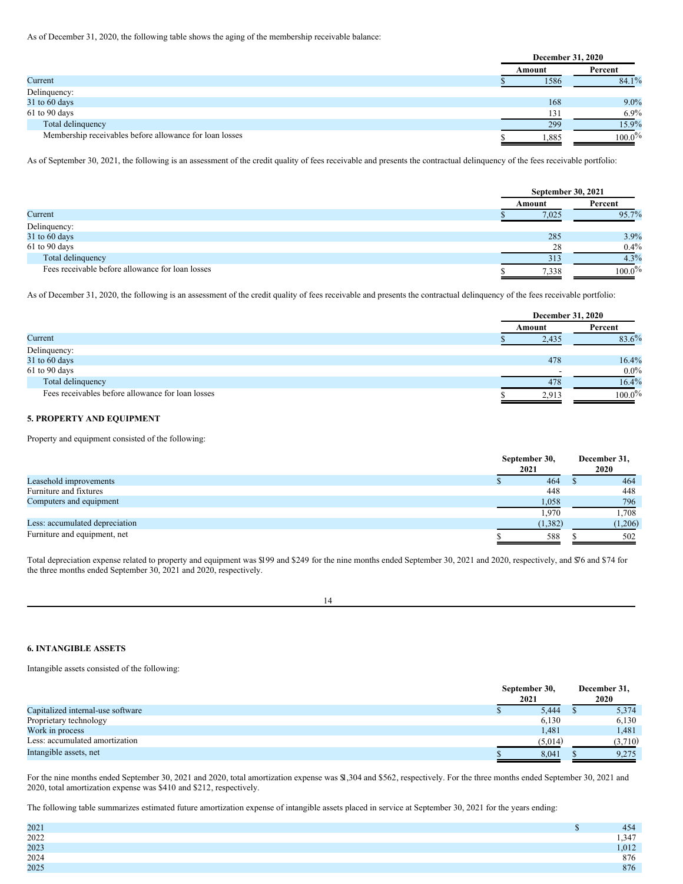As of December 31, 2020, the following table shows the aging of the membership receivable balance:

| | December 31, 2020 | |
|---|---|---|
| | Amount | Percent |
| Current | $ 1586 | 84.1% |
| Delinquency: | | |
| 31 to 60 days | 168 | 9.0% |
| 61 to 90 days | 131 | 6.9% |
| Total delinquency | 299 | 15.9% |
| Membership receivables before allowance for loan losses | $ 1,885 | 100.0% |

As of September 30, 2021, the following is an assessment of the credit quality of fees receivable and presents the contractual delinquency of the fees receivable portfolio:

| | September 30, 2021 | |
|---|---|---|
| | Amount | Percent |
| Current | $ 7,025 | 95.7% |
| Delinquency: | | |
| 31 to 60 days | 285 | 3.9% |
| 61 to 90 days | 28 | 0.4% |
| Total delinquency | 313 | 4.3% |
| Fees receivable before allowance for loan losses | $ 7,338 | 100.0% |

As of December 31, 2020, the following is an assessment of the credit quality of fees receivable and presents the contractual delinquency of the fees receivable portfolio:

| | December 31, 2020 | |
|---|---|---|
| | Amount | Percent |
| Current | $ 2,435 | 83.6% |
| Delinquency: | | |
| 31 to 60 days | 478 | 16.4% |
| 61 to 90 days | - | 0.0% |
| Total delinquency | 478 | 16.4% |
| Fees receivables before allowance for loan losses | $ 2,913 | 100.0% |

**5. PROPERTY AND EQUIPMENT**

Property and equipment consisted of the following:

| | September 30, 2021 | December 31, 2020 |
|---|---|---|
| Leasehold improvements | $ 464 | $ 464 |
| Furniture and fixtures | 448 | 448 |
| Computers and equipment | 1,058 | 796 |
| | 1,970 | 1,708 |
| Less: accumulated depreciation | (1,382) | (1,206) |
| Furniture and equipment, net | $ 588 | $ 502 |

Total depreciation expense related to property and equipment was $199 and $249 for the nine months ended September 30, 2021 and 2020, respectively, and $76 and $74 for the three months ended September 30, 2021 and 2020, respectively.

**6. INTANGIBLE ASSETS**

Intangible assets consisted of the following:

| | September 30, 2021 | December 31, 2020 |
|---|---|---|
| Capitalized internal-use software | $ 5,444 | $ 5,374 |
| Proprietary technology | 6,130 | 6,130 |
| Work in process | 1,481 | 1,481 |
| Less: accumulated amortization | (5,014) | (3,710) |
| Intangible assets, net | $ 8,041 | $ 9,275 |

For the nine months ended September 30, 2021 and 2020, total amortization expense was $1,304 and $562, respectively. For the three months ended September 30, 2021 and 2020, total amortization expense was $410 and $212, respectively.

The following table summarizes estimated future amortization expense of intangible assets placed in service at September 30, 2021 for the years ending:

| | |
|---|---|
| 2021 | $ 454 |
| 2022 | 1,347 |
| 2023 | 1,012 |
| 2024 | 876 |
| 2025 | 876 |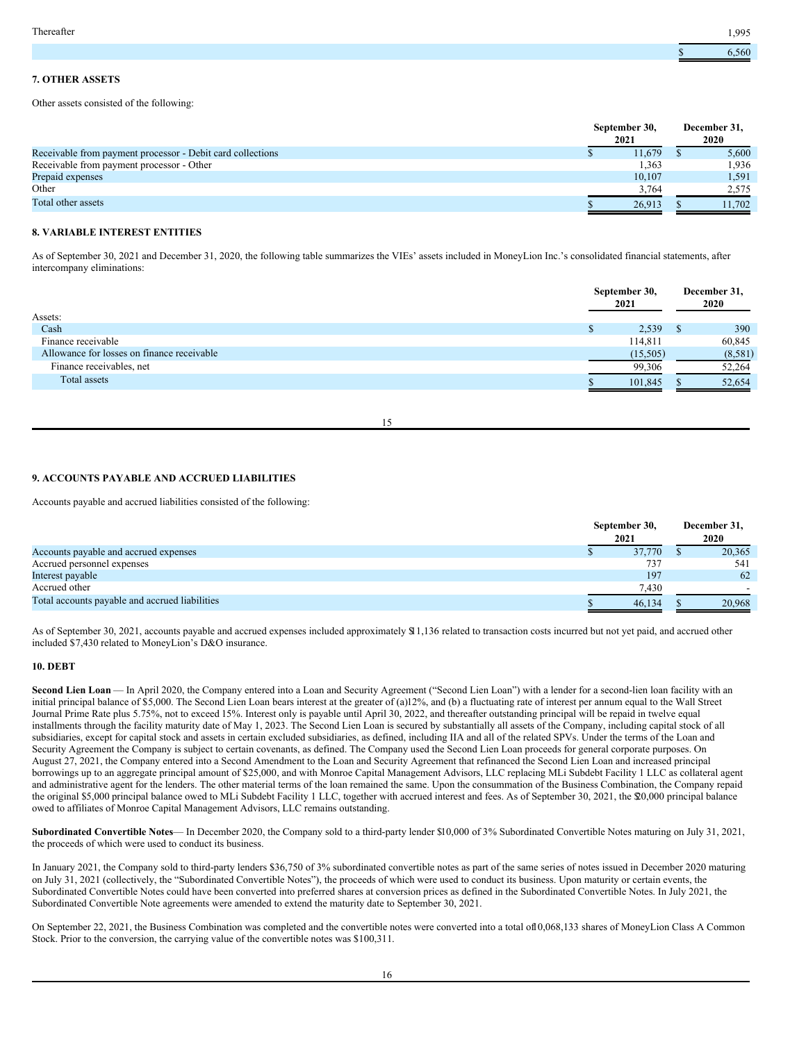| | |
|---|---|
| Thereafter | 1,995 |
| | $ 6,560 |

**7. OTHER ASSETS**

Other assets consisted of the following:

| | September 30, 2021 | December 31, 2020 |
|---|---|---|
| Receivable from payment processor - Debit card collections | $ 11,679 | $ 5,600 |
| Receivable from payment processor - Other | 1,363 | 1,936 |
| Prepaid expenses | 10,107 | 1,591 |
| Other | 3,764 | 2,575 |
| Total other assets | $ 26,913 | $ 11,702 |

**8. VARIABLE INTEREST ENTITIES**

As of September 30, 2021 and December 31, 2020, the following table summarizes the VIEs' assets included in MoneyLion Inc.'s consolidated financial statements, after intercompany eliminations:

| | September 30, 2021 | December 31, 2020 |
|---|---|---|
| Assets: | | |
| Cash | $ 2,539 | $ 390 |
| Finance receivable | 114,811 | 60,845 |
| Allowance for losses on finance receivable | (15,505) | (8,581) |
| Finance receivables, net | 99,306 | 52,264 |
| Total assets | $ 101,845 | $ 52,654 |

**9. ACCOUNTS PAYABLE AND ACCRUED LIABILITIES**

Accounts payable and accrued liabilities consisted of the following:

| | September 30, 2021 | December 31, 2020 |
|---|---|---|
| Accounts payable and accrued expenses | $ 37,770 | $ 20,365 |
| Accrued personnel expenses | 737 | 541 |
| Interest payable | 197 | 62 |
| Accrued other | 7,430 | - |
| Total accounts payable and accrued liabilities | $ 46,134 | $ 20,968 |

As of September 30, 2021, accounts payable and accrued expenses included approximately $11,136 related to transaction costs incurred but not yet paid, and accrued other included $7,430 related to MoneyLion's D&O insurance.

**10. DEBT**

**Second Lien Loan** — In April 2020, the Company entered into a Loan and Security Agreement ("Second Lien Loan") with a lender for a second-lien loan facility with an initial principal balance of $5,000. The Second Lien Loan bears interest at the greater of (a)12%, and (b) a fluctuating rate of interest per annum equal to the Wall Street Journal Prime Rate plus 5.75%, not to exceed 15%. Interest only is payable until April 30, 2022, and thereafter outstanding principal will be repaid in twelve equal installments through the facility maturity date of May 1, 2023. The Second Lien Loan is secured by substantially all assets of the Company, including capital stock of all subsidiaries, except for capital stock and assets in certain excluded subsidiaries, as defined, including IIA and all of the related SPVs. Under the terms of the Loan and Security Agreement the Company is subject to certain covenants, as defined. The Company used the Second Lien Loan proceeds for general corporate purposes. On August 27, 2021, the Company entered into a Second Amendment to the Loan and Security Agreement that refinanced the Second Lien Loan and increased principal borrowings up to an aggregate principal amount of $25,000, and with Monroe Capital Management Advisors, LLC replacing MLi Subdebt Facility 1 LLC as collateral agent and administrative agent for the lenders. The other material terms of the loan remained the same. Upon the consummation of the Business Combination, the Company repaid the original $5,000 principal balance owed to MLi Subdebt Facility 1 LLC, together with accrued interest and fees. As of September 30, 2021, the $20,000 principal balance owed to affiliates of Monroe Capital Management Advisors, LLC remains outstanding.

**Subordinated Convertible Notes**— In December 2020, the Company sold to a third-party lender $10,000 of 3% Subordinated Convertible Notes maturing on July 31, 2021, the proceeds of which were used to conduct its business.

In January 2021, the Company sold to third-party lenders $36,750 of 3% subordinated convertible notes as part of the same series of notes issued in December 2020 maturing on July 31, 2021 (collectively, the "Subordinated Convertible Notes"), the proceeds of which were used to conduct its business. Upon maturity or certain events, the Subordinated Convertible Notes could have been converted into preferred shares at conversion prices as defined in the Subordinated Convertible Notes. In July 2021, the Subordinated Convertible Note agreements were amended to extend the maturity date to September 30, 2021.

On September 22, 2021, the Business Combination was completed and the convertible notes were converted into a total of 10,068,133 shares of MoneyLion Class A Common Stock. Prior to the conversion, the carrying value of the convertible notes was $100,311.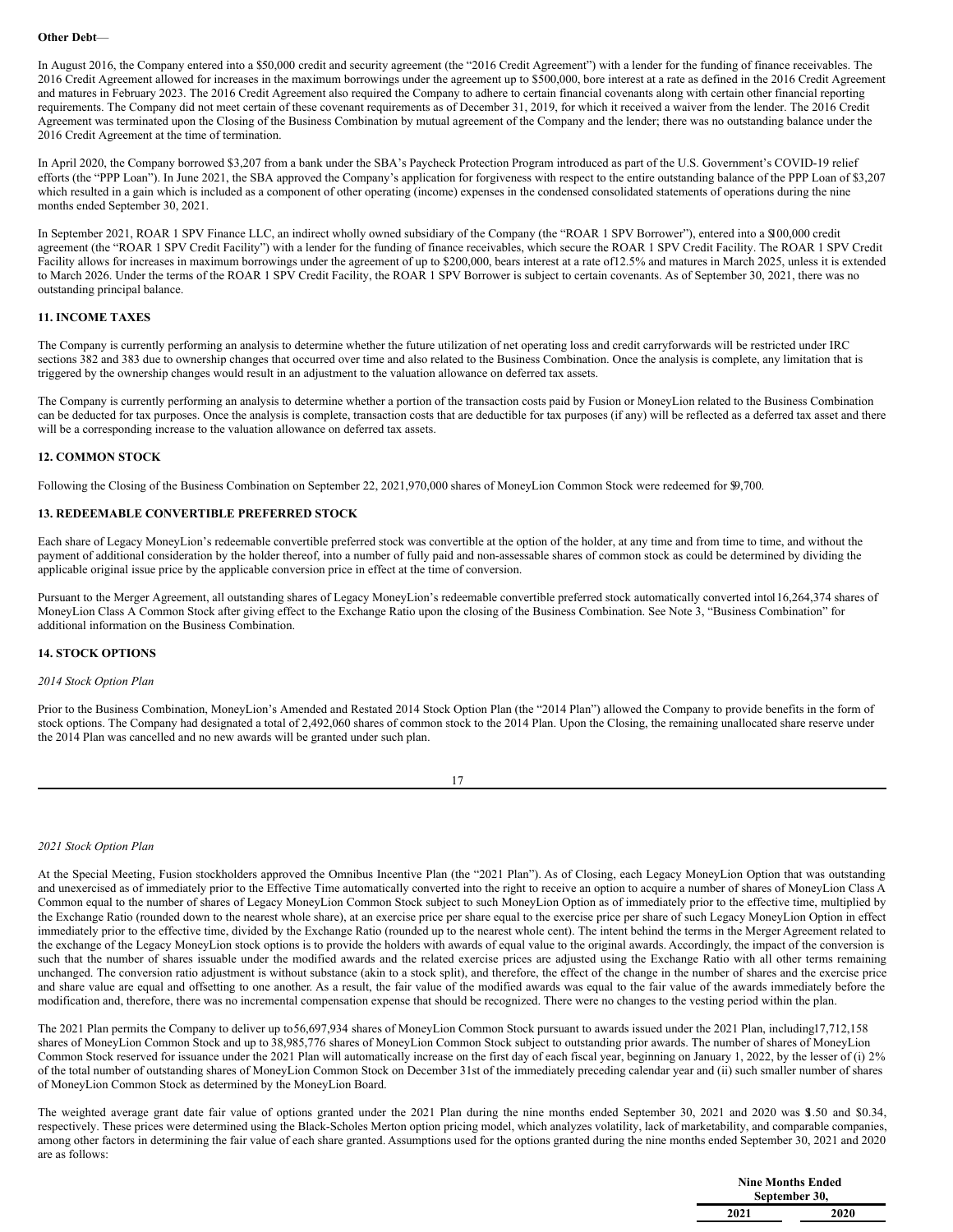**Other Debt**—

In August 2016, the Company entered into a $50,000 credit and security agreement (the "2016 Credit Agreement") with a lender for the funding of finance receivables. The 2016 Credit Agreement allowed for increases in the maximum borrowings under the agreement up to $500,000, bore interest at a rate as defined in the 2016 Credit Agreement and matures in February 2023. The 2016 Credit Agreement also required the Company to adhere to certain financial covenants along with certain other financial reporting requirements. The Company did not meet certain of these covenant requirements as of December 31, 2019, for which it received a waiver from the lender. The 2016 Credit Agreement was terminated upon the Closing of the Business Combination by mutual agreement of the Company and the lender; there was no outstanding balance under the 2016 Credit Agreement at the time of termination.

In April 2020, the Company borrowed $3,207 from a bank under the SBA's Paycheck Protection Program introduced as part of the U.S. Government's COVID-19 relief efforts (the "PPP Loan"). In June 2021, the SBA approved the Company's application for forgiveness with respect to the entire outstanding balance of the PPP Loan of $3,207 which resulted in a gain which is included as a component of other operating (income) expenses in the condensed consolidated statements of operations during the nine months ended September 30, 2021.

In September 2021, ROAR 1 SPV Finance LLC, an indirect wholly owned subsidiary of the Company (the "ROAR 1 SPV Borrower"), entered into a $100,000 credit agreement (the "ROAR 1 SPV Credit Facility") with a lender for the funding of finance receivables, which secure the ROAR 1 SPV Credit Facility. The ROAR 1 SPV Credit Facility allows for increases in maximum borrowings under the agreement of up to $200,000, bears interest at a rate of 12.5% and matures in March 2025, unless it is extended to March 2026. Under the terms of the ROAR 1 SPV Credit Facility, the ROAR 1 SPV Borrower is subject to certain covenants. As of September 30, 2021, there was no outstanding principal balance.

## 11. INCOME TAXES

The Company is currently performing an analysis to determine whether the future utilization of net operating loss and credit carryforwards will be restricted under IRC sections 382 and 383 due to ownership changes that occurred over time and also related to the Business Combination. Once the analysis is complete, any limitation that is triggered by the ownership changes would result in an adjustment to the valuation allowance on deferred tax assets.

The Company is currently performing an analysis to determine whether a portion of the transaction costs paid by Fusion or MoneyLion related to the Business Combination can be deducted for tax purposes. Once the analysis is complete, transaction costs that are deductible for tax purposes (if any) will be reflected as a deferred tax asset and there will be a corresponding increase to the valuation allowance on deferred tax assets.

## 12. COMMON STOCK

Following the Closing of the Business Combination on September 22, 2021, 970,000 shares of MoneyLion Common Stock were redeemed for $9,700.

## 13. REDEEMABLE CONVERTIBLE PREFERRED STOCK

Each share of Legacy MoneyLion's redeemable convertible preferred stock was convertible at the option of the holder, at any time and from time to time, and without the payment of additional consideration by the holder thereof, into a number of fully paid and non-assessable shares of common stock as could be determined by dividing the applicable original issue price by the applicable conversion price in effect at the time of conversion.

Pursuant to the Merger Agreement, all outstanding shares of Legacy MoneyLion's redeemable convertible preferred stock automatically converted into 116,264,374 shares of MoneyLion Class A Common Stock after giving effect to the Exchange Ratio upon the closing of the Business Combination. See Note 3, "Business Combination" for additional information on the Business Combination.

## 14. STOCK OPTIONS

*2014 Stock Option Plan*

Prior to the Business Combination, MoneyLion's Amended and Restated 2014 Stock Option Plan (the "2014 Plan") allowed the Company to provide benefits in the form of stock options. The Company had designated a total of 2,492,060 shares of common stock to the 2014 Plan. Upon the Closing, the remaining unallocated share reserve under the 2014 Plan was cancelled and no new awards will be granted under such plan.

*2021 Stock Option Plan*

At the Special Meeting, Fusion stockholders approved the Omnibus Incentive Plan (the "2021 Plan"). As of Closing, each Legacy MoneyLion Option that was outstanding and unexercised as of immediately prior to the Effective Time automatically converted into the right to receive an option to acquire a number of shares of MoneyLion Class A Common Stock equal to the number of shares of Legacy MoneyLion Common Stock subject to such MoneyLion Option as of immediately prior to the effective time, multiplied by the Exchange Ratio (rounded down to the nearest whole share), at an exercise price per share equal to the exercise price per share of such Legacy MoneyLion Option in effect immediately prior to the effective time, divided by the Exchange Ratio (rounded up to the nearest whole cent). The intent behind the terms in the Merger Agreement related to the exchange of the Legacy MoneyLion stock options is to provide the holders with awards of equal value to the original awards. Accordingly, the impact of the conversion is such that the number of shares issuable under the modified awards and the related exercise prices are adjusted using the Exchange Ratio with all other terms remaining unchanged. The conversion ratio adjustment is without substance (akin to a stock split), and therefore, the effect of the change in the number of shares and the exercise price and share value are equal and offsetting to one another. As a result, the fair value of the modified awards was equal to the fair value of the awards immediately before the modification and, therefore, there was no incremental compensation expense that should be recognized. There were no changes to the vesting period within the plan.

The 2021 Plan permits the Company to deliver up to 56,697,934 shares of MoneyLion Common Stock pursuant to awards issued under the 2021 Plan, including 17,712,158 shares of MoneyLion Common Stock and up to 38,985,776 shares of MoneyLion Common Stock subject to outstanding prior awards. The number of shares of MoneyLion Common Stock reserved for issuance under the 2021 Plan will automatically increase on the first day of each fiscal year, beginning on January 1, 2022, by the lesser of (i) 2% of the total number of outstanding shares of MoneyLion Common Stock on December 31st of the immediately preceding calendar year and (ii) such smaller number of shares of MoneyLion Common Stock as determined by the MoneyLion Board.

The weighted average grant date fair value of options granted under the 2021 Plan during the nine months ended September 30, 2021 and 2020 was $1.50 and $0.34, respectively. These prices were determined using the Black-Scholes Merton option pricing model, which analyzes volatility, lack of marketability, and comparable companies, among other factors in determining the fair value of each share granted. Assumptions used for the options granted during the nine months ended September 30, 2021 and 2020 are as follows:

| | Nine Months Ended September 30, | |
|---|---|---|
| | 2021 | 2020 |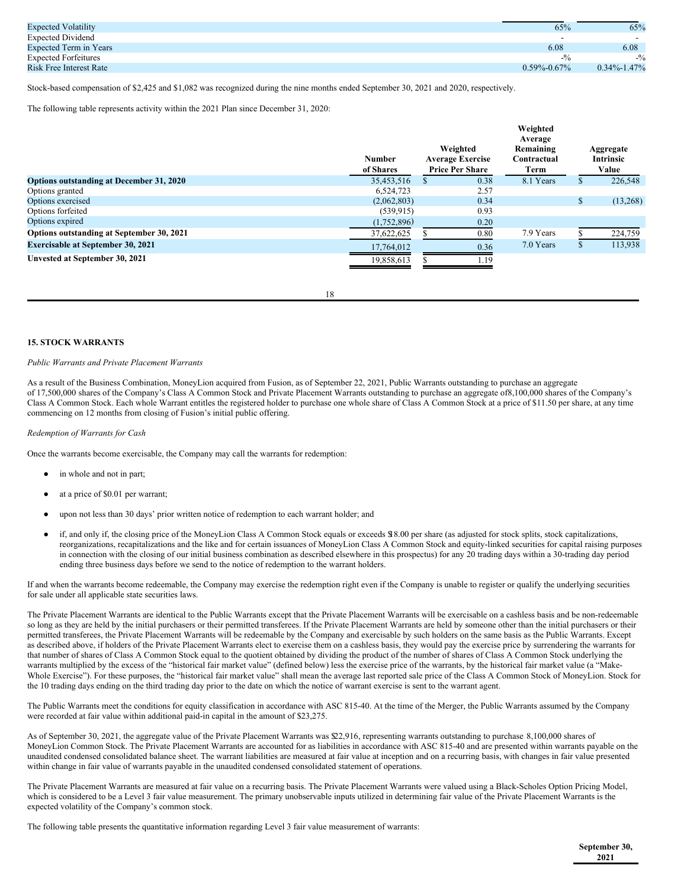| | | |
|---|---|---|
| Expected Volatility | 65% | 65% |
| Expected Dividend | - | - |
| Expected Term in Years | 6.08 | 6.08 |
| Expected Forfeitures | -% | -% |
| Risk Free Interest Rate | 0.59%-0.67% | 0.34%-1.47% |

Stock-based compensation of $2,425 and $1,082 was recognized during the nine months ended September 30, 2021 and 2020, respectively.

The following table represents activity within the 2021 Plan since December 31, 2020:

| | Number of Shares | Weighted Average Exercise Price Per Share | Weighted Average Remaining Contractual Term | Aggregate Intrinsic Value |
|---|---|---|---|---|
| **Options outstanding at December 31, 2020** | 35,453,516 | $ 0.38 | 8.1 Years | $ 226,548 |
| Options granted | 6,524,723 | 2.57 | | |
| Options exercised | (2,062,803) | 0.34 | | $ (13,268) |
| Options forfeited | (539,915) | 0.93 | | |
| Options expired | (1,752,896) | 0.20 | | |
| **Options outstanding at September 30, 2021** | 37,622,625 | $ 0.80 | 7.9 Years | $ 224,759 |
| **Exercisable at September 30, 2021** | 17,764,012 | 0.36 | 7.0 Years | $ 113,938 |
| **Unvested at September 30, 2021** | 19,858,613 | $ 1.19 | | |

## 15. STOCK WARRANTS

*Public Warrants and Private Placement Warrants*

As a result of the Business Combination, MoneyLion acquired from Fusion, as of September 22, 2021, Public Warrants outstanding to purchase an aggregate of 17,500,000 shares of the Company's Class A Common Stock and Private Placement Warrants outstanding to purchase an aggregate of 8,100,000 shares of the Company's Class A Common Stock. Each whole Warrant entitles the registered holder to purchase one whole share of Class A Common Stock at a price of $11.50 per share, at any time commencing on 12 months from closing of Fusion's initial public offering.

*Redemption of Warrants for Cash*

Once the warrants become exercisable, the Company may call the warrants for redemption:

- in whole and not in part;
- at a price of $0.01 per warrant;
- upon not less than 30 days' prior written notice of redemption to each warrant holder; and
- if, and only if, the closing price of the MoneyLion Class A Common Stock equals or exceeds $18.00 per share (as adjusted for stock splits, stock capitalizations, reorganizations, recapitalizations and the like and for certain issuances of MoneyLion Class A Common Stock and equity-linked securities for capital raising purposes in connection with the closing of our initial business combination as described elsewhere in this prospectus) for any 20 trading days within a 30-trading day period ending three business days before we send to the notice of redemption to the warrant holders.

If and when the warrants become redeemable, the Company may exercise the redemption right even if the Company is unable to register or qualify the underlying securities for sale under all applicable state securities laws.

The Private Placement Warrants are identical to the Public Warrants except that the Private Placement Warrants will be exercisable on a cashless basis and be non-redeemable so long as they are held by the initial purchasers or their permitted transferees. If the Private Placement Warrants are held by someone other than the initial purchasers or their permitted transferees, the Private Placement Warrants will be redeemable by the Company and exercisable by such holders on the same basis as the Public Warrants. Except as described above, if holders of the Private Placement Warrants elect to exercise them on a cashless basis, they would pay the exercise price by surrendering the warrants for that number of shares of Class A Common Stock equal to the quotient obtained by dividing the product of the number of shares of Class A Common Stock underlying the warrants multiplied by the excess of the "historical fair market value" (defined below) less the exercise price of the warrants, by the historical fair market value (a "Make-Whole Exercise"). For these purposes, the "historical fair market value" shall mean the average last reported sale price of the Class A Common Stock of MoneyLion. Stock for the 10 trading days ending on the third trading day prior to the date on which the notice of warrant exercise is sent to the warrant agent.

The Public Warrants meet the conditions for equity classification in accordance with ASC 815-40. At the time of the Merger, the Public Warrants assumed by the Company were recorded at fair value within additional paid-in capital in the amount of $23,275.

As of September 30, 2021, the aggregate value of the Private Placement Warrants was $22,916, representing warrants outstanding to purchase 8,100,000 shares of MoneyLion Common Stock. The Private Placement Warrants are accounted for as liabilities in accordance with ASC 815-40 and are presented within warrants payable on the unaudited condensed consolidated balance sheet. The warrant liabilities are measured at fair value at inception and on a recurring basis, with changes in fair value presented within change in fair value of warrants payable in the unaudited condensed consolidated statement of operations.

The Private Placement Warrants are measured at fair value on a recurring basis. The Private Placement Warrants were valued using a Black-Scholes Option Pricing Model, which is considered to be a Level 3 fair value measurement. The primary unobservable inputs utilized in determining fair value of the Private Placement Warrants is the expected volatility of the Company's common stock.

The following table presents the quantitative information regarding Level 3 fair value measurement of warrants:

| | September 30, 2021 |
|---|---|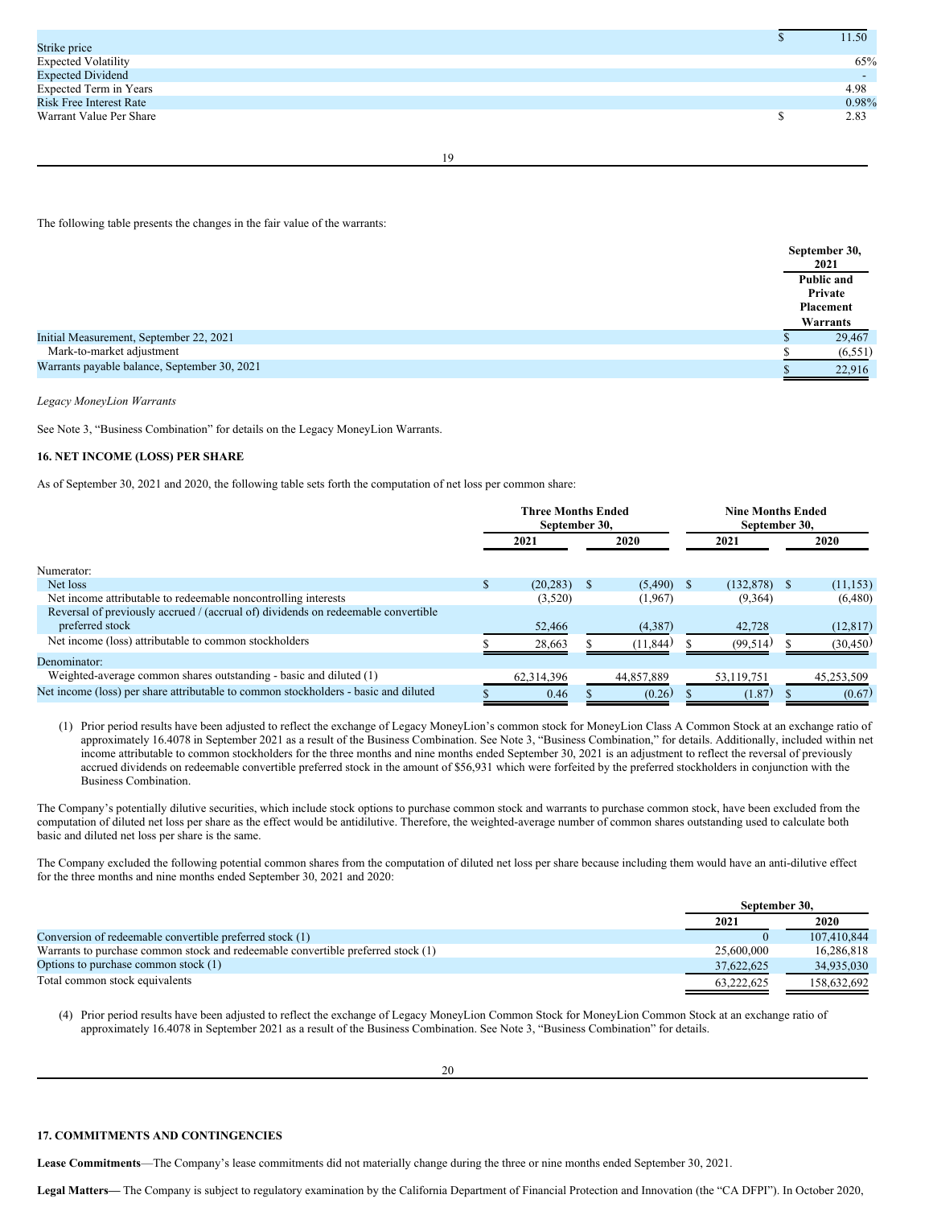| | |
|---|---|
| Strike price | $ 11.50 |
| Expected Volatility | 65% |
| Expected Dividend | - |
| Expected Term in Years | 4.98 |
| Risk Free Interest Rate | 0.98% |
| Warrant Value Per Share | $ 2.83 |

The following table presents the changes in the fair value of the warrants:

| | September 30, 2021 |
|---|---|
| | Public and Private Placement Warrants |
| Initial Measurement, September 22, 2021 | $ 29,467 |
| Mark-to-market adjustment | $ (6,551) |
| Warrants payable balance, September 30, 2021 | $ 22,916 |

*Legacy MoneyLion Warrants*

See Note 3, "Business Combination" for details on the Legacy MoneyLion Warrants.

**16. NET INCOME (LOSS) PER SHARE**

As of September 30, 2021 and 2020, the following table sets forth the computation of net loss per common share:

| | Three Months Ended September 30, | | Nine Months Ended September 30, | |
|---|---|---|---|---|
| | 2021 | 2020 | 2021 | 2020 |
| Numerator: | | | | |
| Net loss | $ (20,283) | $ (5,490) | $ (132,878) | $ (11,153) |
| Net income attributable to redeemable noncontrolling interests | (3,520) | (1,967) | (9,364) | (6,480) |
| Reversal of previously accrued / (accrual of) dividends on redeemable convertible preferred stock | 52,466 | (4,387) | 42,728 | (12,817) |
| Net income (loss) attributable to common stockholders | $ 28,663 | $ (11,844) | $ (99,514) | $ (30,450) |
| Denominator: | | | | |
| Weighted-average common shares outstanding - basic and diluted (1) | 62,314,396 | 44,857,889 | 53,119,751 | 45,253,509 |
| Net income (loss) per share attributable to common stockholders - basic and diluted | $ 0.46 | $ (0.26) | $ (1.87) | $ (0.67) |

(1) Prior period results have been adjusted to reflect the exchange of Legacy MoneyLion's common stock for MoneyLion Class A Common Stock at an exchange ratio of approximately 16.4078 in September 2021 as a result of the Business Combination. See Note 3, "Business Combination," for details. Additionally, included within net income attributable to common stockholders for the three months and nine months ended September 30, 2021 is an adjustment to reflect the reversal of previously accrued dividends on redeemable convertible preferred stock in the amount of $56,931 which were forfeited by the preferred stockholders in conjunction with the Business Combination.

The Company's potentially dilutive securities, which include stock options to purchase common stock and warrants to purchase common stock, have been excluded from the computation of diluted net loss per share as the effect would be antidilutive. Therefore, the weighted-average number of common shares outstanding used to calculate both basic and diluted net loss per share is the same.

The Company excluded the following potential common shares from the computation of diluted net loss per share because including them would have an anti-dilutive effect for the three months and nine months ended September 30, 2021 and 2020:

| | September 30, | |
|---|---|---|
| | 2021 | 2020 |
| Conversion of redeemable convertible preferred stock (1) | 0 | 107,410,844 |
| Warrants to purchase common stock and redeemable convertible preferred stock (1) | 25,600,000 | 16,286,818 |
| Options to purchase common stock (1) | 37,622,625 | 34,935,030 |
| Total common stock equivalents | 63,222,625 | 158,632,692 |

(4) Prior period results have been adjusted to reflect the exchange of Legacy MoneyLion Common Stock for MoneyLion Common Stock at an exchange ratio of approximately 16.4078 in September 2021 as a result of the Business Combination. See Note 3, "Business Combination" for details.

**17. COMMITMENTS AND CONTINGENCIES**

**Lease Commitments**—The Company's lease commitments did not materially change during the three or nine months ended September 30, 2021.

**Legal Matters—** The Company is subject to regulatory examination by the California Department of Financial Protection and Innovation (the "CA DFPI"). In October 2020,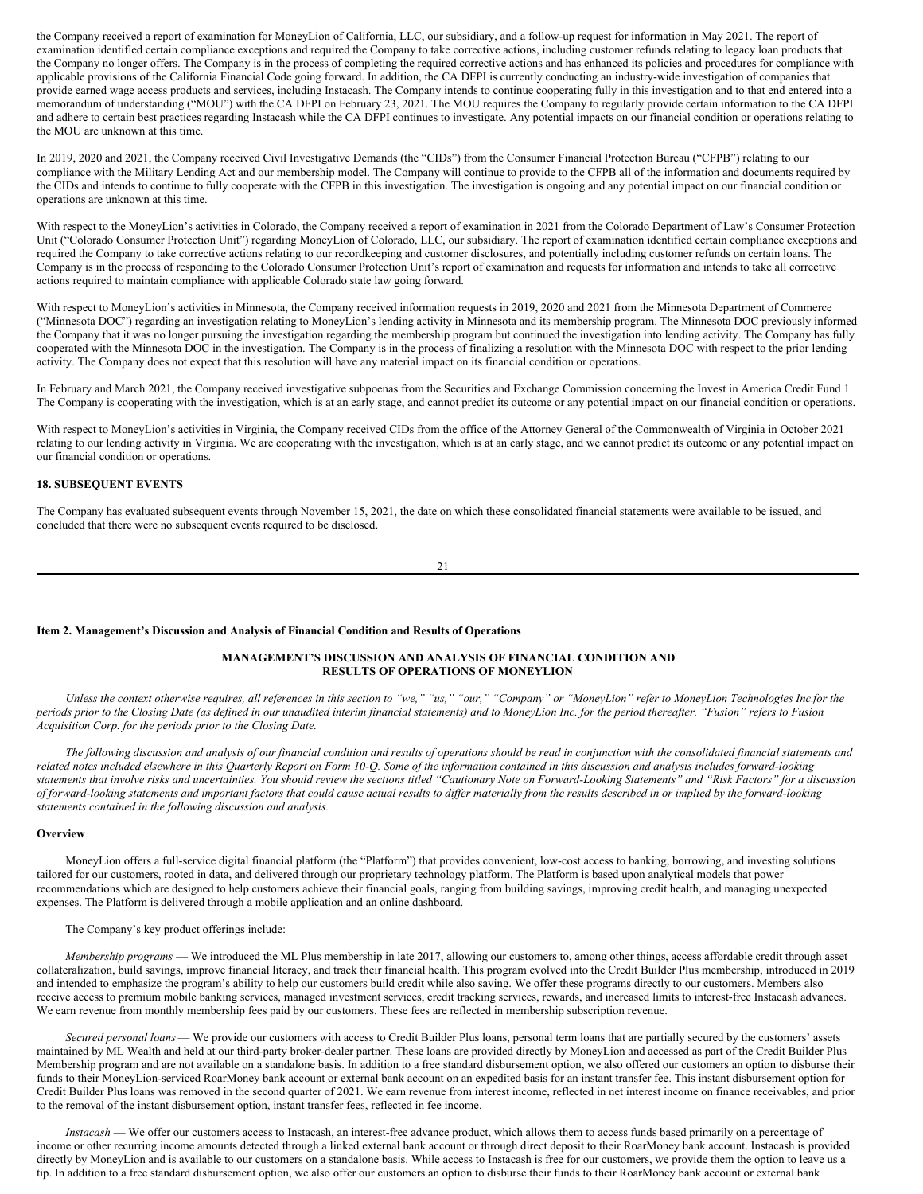the Company received a report of examination for MoneyLion of California, LLC, our subsidiary, and a follow-up request for information in May 2021. The report of examination identified certain compliance exceptions and required the Company to take corrective actions, including customer refunds relating to legacy loan products that the Company no longer offers. The Company is in the process of completing the required corrective actions and has enhanced its policies and procedures for compliance with applicable provisions of the California Financial Code going forward. In addition, the CA DFPI is currently conducting an industry-wide investigation of companies that provide earned wage access products and services, including Instacash. The Company intends to continue cooperating fully in this investigation and to that end entered into a memorandum of understanding ("MOU") with the CA DFPI on February 23, 2021. The MOU requires the Company to regularly provide certain information to the CA DFPI and adhere to certain best practices regarding Instacash while the CA DFPI continues to investigate. Any potential impacts on our financial condition or operations relating to the MOU are unknown at this time.

In 2019, 2020 and 2021, the Company received Civil Investigative Demands (the "CIDs") from the Consumer Financial Protection Bureau ("CFPB") relating to our compliance with the Military Lending Act and our membership model. The Company will continue to provide to the CFPB all of the information and documents required by the CIDs and intends to continue to fully cooperate with the CFPB in this investigation. The investigation is ongoing and any potential impact on our financial condition or operations are unknown at this time.

With respect to the MoneyLion's activities in Colorado, the Company received a report of examination in 2021 from the Colorado Department of Law's Consumer Protection Unit ("Colorado Consumer Protection Unit") regarding MoneyLion of Colorado, LLC, our subsidiary. The report of examination identified certain compliance exceptions and required the Company to take corrective actions relating to our recordkeeping and customer disclosures, and potentially including customer refunds on certain loans. The Company is in the process of responding to the Colorado Consumer Protection Unit's report of examination and requests for information and intends to take all corrective actions required to maintain compliance with applicable Colorado state law going forward.

With respect to MoneyLion's activities in Minnesota, the Company received information requests in 2019, 2020 and 2021 from the Minnesota Department of Commerce ("Minnesota DOC") regarding an investigation relating to MoneyLion's lending activity in Minnesota and its membership program. The Minnesota DOC previously informed the Company that it was no longer pursuing the investigation regarding the membership program but continued the investigation into lending activity. The Company has fully cooperated with the Minnesota DOC in the investigation. The Company is in the process of finalizing a resolution with the Minnesota DOC with respect to the prior lending activity. The Company does not expect that this resolution will have any material impact on its financial condition or operations.

In February and March 2021, the Company received investigative subpoenas from the Securities and Exchange Commission concerning the Invest in America Credit Fund 1. The Company is cooperating with the investigation, which is at an early stage, and cannot predict its outcome or any potential impact on our financial condition or operations.

With respect to MoneyLion's activities in Virginia, the Company received CIDs from the office of the Attorney General of the Commonwealth of Virginia in October 2021 relating to our lending activity in Virginia. We are cooperating with the investigation, which is at an early stage, and we cannot predict its outcome or any potential impact on our financial condition or operations.

**18. SUBSEQUENT EVENTS**

The Company has evaluated subsequent events through November 15, 2021, the date on which these consolidated financial statements were available to be issued, and concluded that there were no subsequent events required to be disclosed.

**Item 2. Management's Discussion and Analysis of Financial Condition and Results of Operations**

**MANAGEMENT'S DISCUSSION AND ANALYSIS OF FINANCIAL CONDITION AND RESULTS OF OPERATIONS OF MONEYLION**

*Unless the context otherwise requires, all references in this section to "we," "us," "our," "Company" or "MoneyLion" refer to MoneyLion Technologies Inc.for the periods prior to the Closing Date (as defined in our unaudited interim financial statements) and to MoneyLion Inc. for the period thereafter. "Fusion" refers to Fusion Acquisition Corp. for the periods prior to the Closing Date.*

*The following discussion and analysis of our financial condition and results of operations should be read in conjunction with the consolidated financial statements and related notes included elsewhere in this Quarterly Report on Form 10-Q. Some of the information contained in this discussion and analysis includes forward-looking statements that involve risks and uncertainties. You should review the sections titled "Cautionary Note on Forward-Looking Statements" and "Risk Factors" for a discussion of forward-looking statements and important factors that could cause actual results to differ materially from the results described in or implied by the forward-looking statements contained in the following discussion and analysis.*

**Overview**

MoneyLion offers a full-service digital financial platform (the "Platform") that provides convenient, low-cost access to banking, borrowing, and investing solutions tailored for our customers, rooted in data, and delivered through our proprietary technology platform. The Platform is based upon analytical models that power recommendations which are designed to help customers achieve their financial goals, ranging from building savings, improving credit health, and managing unexpected expenses. The Platform is delivered through a mobile application and an online dashboard.

The Company's key product offerings include:

*Membership programs* — We introduced the ML Plus membership in late 2017, allowing our customers to, among other things, access affordable credit through asset collateralization, build savings, improve financial literacy, and track their financial health. This program evolved into the Credit Builder Plus membership, introduced in 2019 and intended to emphasize the program's ability to help our customers build credit while also saving. We offer these programs directly to our customers. Members also receive access to premium mobile banking services, managed investment services, credit tracking services, rewards, and increased limits to interest-free Instacash advances. We earn revenue from monthly membership fees paid by our customers. These fees are reflected in membership subscription revenue.

*Secured personal loans* — We provide our customers with access to Credit Builder Plus loans, personal term loans that are partially secured by the customers' assets maintained by ML Wealth and held at our third-party broker-dealer partner. These loans are provided directly by MoneyLion and accessed as part of the Credit Builder Plus Membership program and are not available on a standalone basis. In addition to a free standard disbursement option, we also offered our customers an option to disburse their funds to their MoneyLion-serviced RoarMoney bank account or external bank account on an expedited basis for an instant transfer fee. This instant disbursement option for Credit Builder Plus loans was removed in the second quarter of 2021. We earn revenue from interest income, reflected in net interest income on finance receivables, and prior to the removal of the instant disbursement option, instant transfer fees, reflected in fee income.

*Instacash* — We offer our customers access to Instacash, an interest-free advance product, which allows them to access funds based primarily on a percentage of income or other recurring income amounts detected through a linked external bank account or through direct deposit to their RoarMoney bank account. Instacash is provided directly by MoneyLion and is available to our customers on a standalone basis. While access to Instacash is free for our customers, we provide them the option to leave us a tip. In addition to a free standard disbursement option, we also offer our customers an option to disburse their funds to their RoarMoney bank account or external bank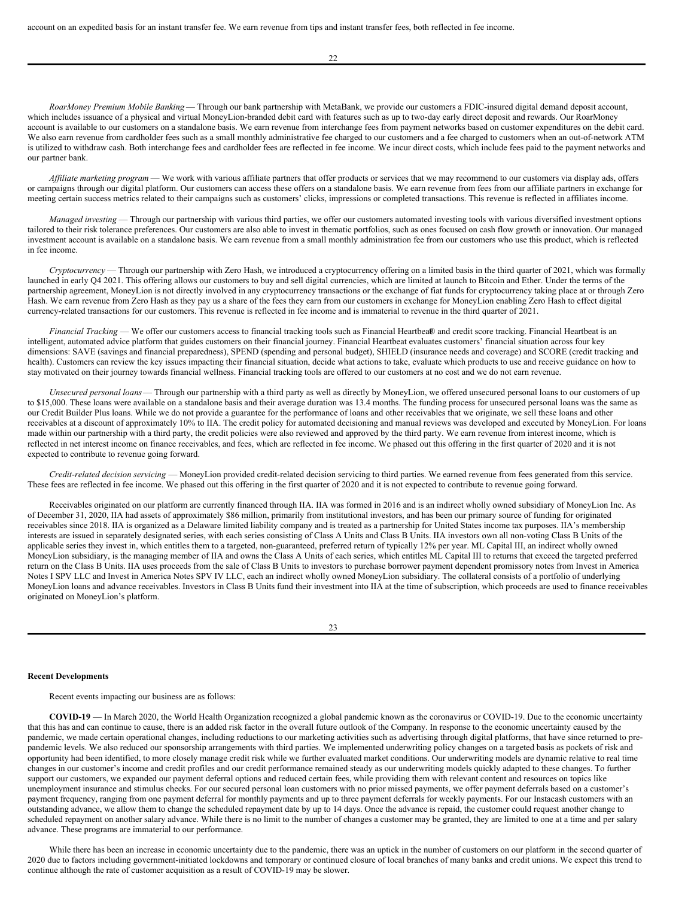account on an expedited basis for an instant transfer fee. We earn revenue from tips and instant transfer fees, both reflected in fee income.

*RoarMoney Premium Mobile Banking* — Through our bank partnership with MetaBank, we provide our customers a FDIC-insured digital demand deposit account, which includes issuance of a physical and virtual MoneyLion-branded debit card with features such as up to two-day early direct deposit and rewards. Our RoarMoney account is available to our customers on a standalone basis. We earn revenue from interchange fees from payment networks based on customer expenditures on the debit card. We also earn revenue from cardholder fees such as a small monthly administrative fee charged to our customers and a fee charged to customers when an out-of-network ATM is utilized to withdraw cash. Both interchange fees and cardholder fees are reflected in fee income. We incur direct costs, which include fees paid to the payment networks and our partner bank.

*Affiliate marketing program* — We work with various affiliate partners that offer products or services that we may recommend to our customers via display ads, offers or campaigns through our digital platform. Our customers can access these offers on a standalone basis. We earn revenue from fees from our affiliate partners in exchange for meeting certain success metrics related to their campaigns such as customers' clicks, impressions or completed transactions. This revenue is reflected in affiliates income.

*Managed investing* — Through our partnership with various third parties, we offer our customers automated investing tools with various diversified investment options tailored to their risk tolerance preferences. Our customers are also able to invest in thematic portfolios, such as ones focused on cash flow growth or innovation. Our managed investment account is available on a standalone basis. We earn revenue from a small monthly administration fee from our customers who use this product, which is reflected in fee income.

*Cryptocurrency* — Through our partnership with Zero Hash, we introduced a cryptocurrency offering on a limited basis in the third quarter of 2021, which was formally launched in early Q4 2021. This offering allows our customers to buy and sell digital currencies, which are limited at launch to Bitcoin and Ether. Under the terms of the partnership agreement, MoneyLion is not directly involved in any cryptocurrency transactions or the exchange of fiat funds for cryptocurrency taking place at or through Zero Hash. We earn revenue from Zero Hash as they pay us a share of the fees they earn from our customers in exchange for MoneyLion enabling Zero Hash to effect digital currency-related transactions for our customers. This revenue is reflected in fee income and is immaterial to revenue in the third quarter of 2021.

*Financial Tracking* — We offer our customers access to financial tracking tools such as Financial Heartbeat® and credit score tracking. Financial Heartbeat is an intelligent, automated advice platform that guides customers on their financial journey. Financial Heartbeat evaluates customers' financial situation across four key dimensions: SAVE (savings and financial preparedness), SPEND (spending and personal budget), SHIELD (insurance needs and coverage) and SCORE (credit tracking and health). Customers can review the key issues impacting their financial situation, decide what actions to take, evaluate which products to use and receive guidance on how to stay motivated on their journey towards financial wellness. Financial tracking tools are offered to our customers at no cost and we do not earn revenue.

*Unsecured personal loans* — Through our partnership with a third party as well as directly by MoneyLion, we offered unsecured personal loans to our customers of up to $15,000. These loans were available on a standalone basis and their average duration was 13.4 months. The funding process for unsecured personal loans was the same as our Credit Builder Plus loans. While we do not provide a guarantee for the performance of loans and other receivables that we originate, we sell these loans and other receivables at a discount of approximately 10% to IIA. The credit policy for automated decisioning and manual reviews was developed and executed by MoneyLion. For loans made within our partnership with a third party, the credit policies were also reviewed and approved by the third party. We earn revenue from interest income, which is reflected in net interest income on finance receivables, and fees, which are reflected in fee income. We phased out this offering in the first quarter of 2020 and it is not expected to contribute to revenue going forward.

*Credit-related decision servicing* — MoneyLion provided credit-related decision servicing to third parties. We earned revenue from fees generated from this service. These fees are reflected in fee income. We phased out this offering in the first quarter of 2020 and it is not expected to contribute to revenue going forward.

Receivables originated on our platform are currently financed through IIA. IIA was formed in 2016 and is an indirect wholly owned subsidiary of MoneyLion Inc. As of December 31, 2020, IIA had assets of approximately $86 million, primarily from institutional investors, and has been our primary source of funding for originated receivables since 2018. IIA is organized as a Delaware limited liability company and is treated as a partnership for United States income tax purposes. IIA's membership interests are issued in separately designated series, with each series consisting of Class A Units and Class B Units. IIA investors own all non-voting Class B Units of the applicable series they invest in, which entitles them to a targeted, non-guaranteed, preferred return of typically 12% per year. ML Capital III, an indirect wholly owned MoneyLion subsidiary, is the managing member of IIA and owns the Class A Units of each series, which entitles ML Capital III to returns that exceed the targeted preferred return on the Class B Units. IIA uses proceeds from the sale of Class B Units to investors to purchase borrower payment dependent promissory notes from Invest in America Notes I SPV LLC and Invest in America Notes SPV IV LLC, each an indirect wholly owned MoneyLion subsidiary. The collateral consists of a portfolio of underlying MoneyLion loans and advance receivables. Investors in Class B Units fund their investment into IIA at the time of subscription, which proceeds are used to finance receivables originated on MoneyLion's platform.

**Recent Developments**

Recent events impacting our business are as follows:

**COVID-19** — In March 2020, the World Health Organization recognized a global pandemic known as the coronavirus or COVID-19. Due to the economic uncertainty that this has and can continue to cause, there is an added risk factor in the overall future outlook of the Company. In response to the economic uncertainty caused by the pandemic, we made certain operational changes, including reductions to our marketing activities such as advertising through digital platforms, that have since returned to pre-pandemic levels. We also reduced our sponsorship arrangements with third parties. We implemented underwriting policy changes on a targeted basis as pockets of risk and opportunity had been identified, to more closely manage credit risk while we further evaluated market conditions. Our underwriting models are dynamic relative to real time changes in our customer's income and credit profiles and our credit performance remained steady as our underwriting models quickly adapted to these changes. To further support our customers, we expanded our payment deferral options and reduced certain fees, while providing them with relevant content and resources on topics like unemployment insurance and stimulus checks. For our secured personal loan customers with no prior missed payments, we offer payment deferrals based on a customer's payment frequency, ranging from one payment deferral for monthly payments and up to three payment deferrals for weekly payments. For our Instacash customers with an outstanding advance, we allow them to change the scheduled repayment date by up to 14 days. Once the advance is repaid, the customer could request another change to scheduled repayment on another salary advance. While there is no limit to the number of changes a customer may be granted, they are limited to one at a time and per salary advance. These programs are immaterial to our performance.

While there has been an increase in economic uncertainty due to the pandemic, there was an uptick in the number of customers on our platform in the second quarter of 2020 due to factors including government-initiated lockdowns and temporary or continued closure of local branches of many banks and credit unions. We expect this trend to continue although the rate of customer acquisition as a result of COVID-19 may be slower.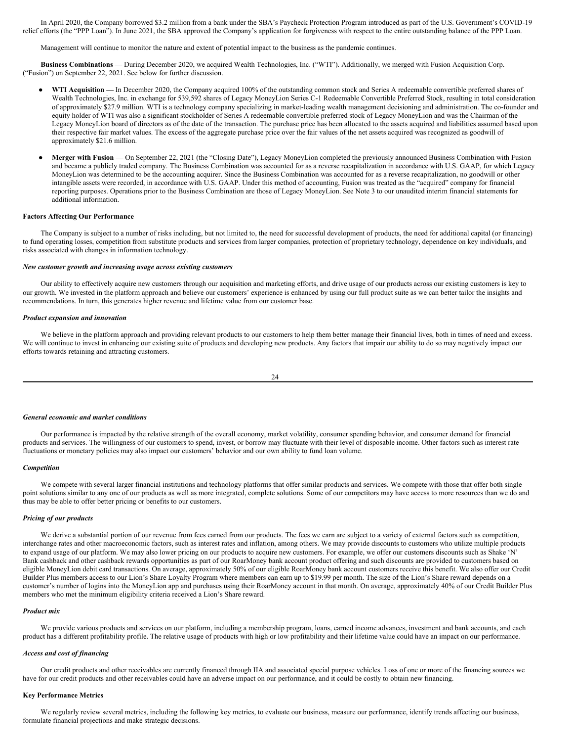In April 2020, the Company borrowed $3.2 million from a bank under the SBA's Paycheck Protection Program introduced as part of the U.S. Government's COVID-19 relief efforts (the "PPP Loan"). In June 2021, the SBA approved the Company's application for forgiveness with respect to the entire outstanding balance of the PPP Loan.

Management will continue to monitor the nature and extent of potential impact to the business as the pandemic continues.

**Business Combinations** — During December 2020, we acquired Wealth Technologies, Inc. ("WTI"). Additionally, we merged with Fusion Acquisition Corp. ("Fusion") on September 22, 2021. See below for further discussion.

- **WTI Acquisition —** In December 2020, the Company acquired 100% of the outstanding common stock and Series A redeemable convertible preferred shares of Wealth Technologies, Inc. in exchange for 539,592 shares of Legacy MoneyLion Series C-1 Redeemable Convertible Preferred Stock, resulting in total consideration of approximately $27.9 million. WTI is a technology company specializing in market-leading wealth management decisioning and administration. The co-founder and equity holder of WTI was also a significant stockholder of Series A redeemable convertible preferred stock of Legacy MoneyLion and was the Chairman of the Legacy MoneyLion board of directors as of the date of the transaction. The purchase price has been allocated to the assets acquired and liabilities assumed based upon their respective fair market values. The excess of the aggregate purchase price over the fair values of the net assets acquired was recognized as goodwill of approximately $21.6 million.

- **Merger with Fusion** — On September 22, 2021 (the "Closing Date"), Legacy MoneyLion completed the previously announced Business Combination with Fusion and became a publicly traded company. The Business Combination was accounted for as a reverse recapitalization in accordance with U.S. GAAP, for which Legacy MoneyLion was determined to be the accounting acquirer. Since the Business Combination was accounted for as a reverse recapitalization, no goodwill or other intangible assets were recorded, in accordance with U.S. GAAP. Under this method of accounting, Fusion was treated as the "acquired" company for financial reporting purposes. Operations prior to the Business Combination are those of Legacy MoneyLion. See Note 3 to our unaudited interim financial statements for additional information.

**Factors Affecting Our Performance**

The Company is subject to a number of risks including, but not limited to, the need for successful development of products, the need for additional capital (or financing) to fund operating losses, competition from substitute products and services from larger companies, protection of proprietary technology, dependence on key individuals, and risks associated with changes in information technology.

***New customer growth and increasing usage across existing customers***

Our ability to effectively acquire new customers through our acquisition and marketing efforts, and drive usage of our products across our existing customers is key to our growth. We invested in the platform approach and believe our customers' experience is enhanced by using our full product suite as we can better tailor the insights and recommendations. In turn, this generates higher revenue and lifetime value from our customer base.

***Product expansion and innovation***

We believe in the platform approach and providing relevant products to our customers to help them better manage their financial lives, both in times of need and excess. We will continue to invest in enhancing our existing suite of products and developing new products. Any factors that impair our ability to do so may negatively impact our efforts towards retaining and attracting customers.

***General economic and market conditions***

Our performance is impacted by the relative strength of the overall economy, market volatility, consumer spending behavior, and consumer demand for financial products and services. The willingness of our customers to spend, invest, or borrow may fluctuate with their level of disposable income. Other factors such as interest rate fluctuations or monetary policies may also impact our customers' behavior and our own ability to fund loan volume.

***Competition***

We compete with several larger financial institutions and technology platforms that offer similar products and services. We compete with those that offer both single point solutions similar to any one of our products as well as more integrated, complete solutions. Some of our competitors may have access to more resources than we do and thus may be able to offer better pricing or benefits to our customers.

***Pricing of our products***

We derive a substantial portion of our revenue from fees earned from our products. The fees we earn are subject to a variety of external factors such as competition, interchange rates and other macroeconomic factors, such as interest rates and inflation, among others. We may provide discounts to customers who utilize multiple products to expand usage of our platform. We may also lower pricing on our products to acquire new customers. For example, we offer our customers discounts such as Shake 'N' Bank cashback and other cashback rewards opportunities as part of our RoarMoney bank account product offering and such discounts are provided to customers based on eligible MoneyLion debit card transactions. On average, approximately 50% of our eligible RoarMoney bank account customers receive this benefit. We also offer our Credit Builder Plus members access to our Lion's Share Loyalty Program where members can earn up to $19.99 per month. The size of the Lion's Share reward depends on a customer's number of logins into the MoneyLion app and purchases using their RoarMoney account in that month. On average, approximately 40% of our Credit Builder Plus members who met the minimum eligibility criteria received a Lion's Share reward.

***Product mix***

We provide various products and services on our platform, including a membership program, loans, earned income advances, investment and bank accounts, and each product has a different profitability profile. The relative usage of products with high or low profitability and their lifetime value could have an impact on our performance.

***Access and cost of financing***

Our credit products and other receivables are currently financed through IIA and associated special purpose vehicles. Loss of one or more of the financing sources we have for our credit products and other receivables could have an adverse impact on our performance, and it could be costly to obtain new financing.

**Key Performance Metrics**

We regularly review several metrics, including the following key metrics, to evaluate our business, measure our performance, identify trends affecting our business, formulate financial projections and make strategic decisions.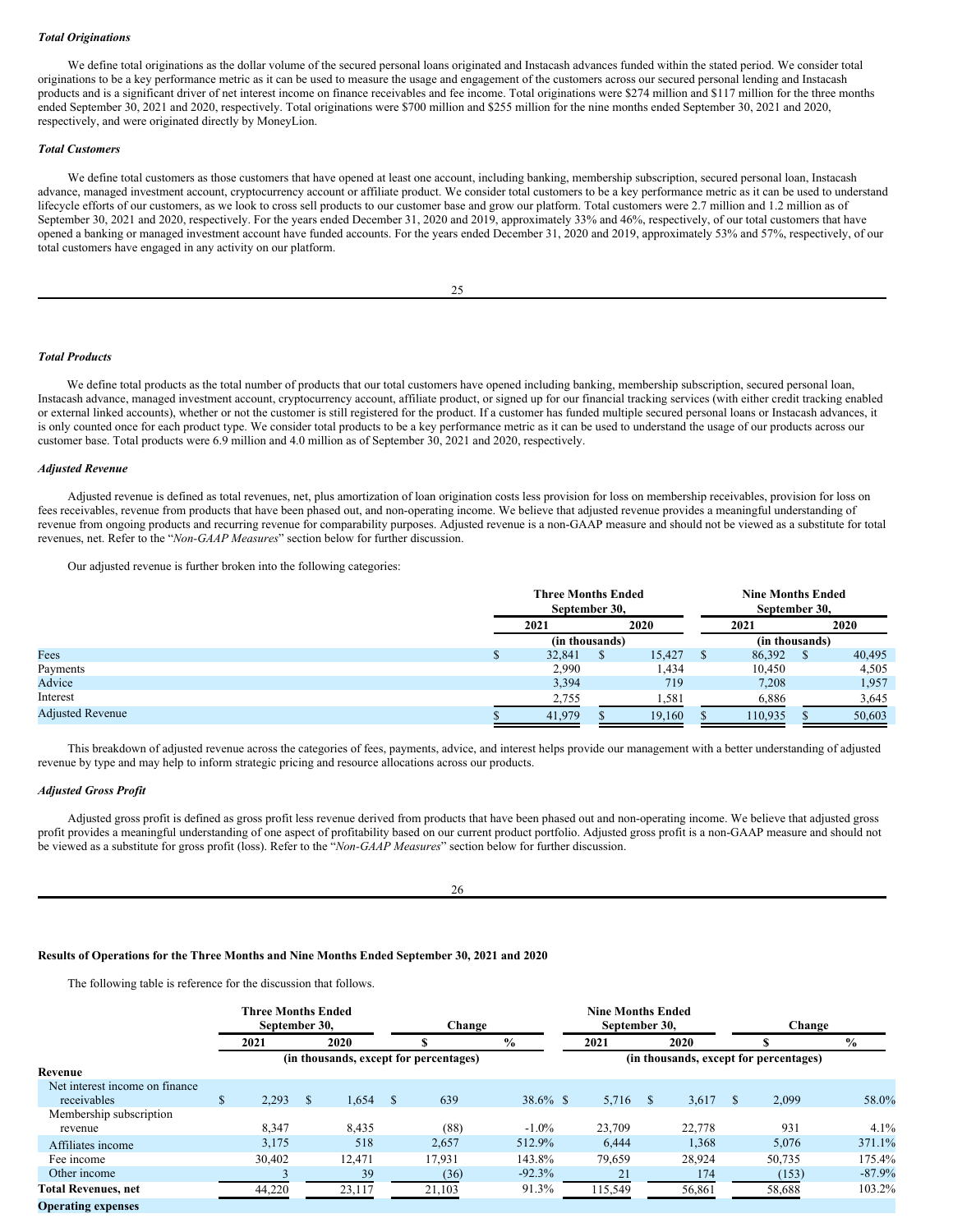***Total Originations***

We define total originations as the dollar volume of the secured personal loans originated and Instacash advances funded within the stated period. We consider total originations to be a key performance metric as it can be used to measure the usage and engagement of the customers across our secured personal lending and Instacash products and is a significant driver of net interest income on finance receivables and fee income. Total originations were $274 million and $117 million for the three months ended September 30, 2021 and 2020, respectively. Total originations were $700 million and $255 million for the nine months ended September 30, 2021 and 2020, respectively, and were originated directly by MoneyLion.

***Total Customers***

We define total customers as those customers that have opened at least one account, including banking, membership subscription, secured personal loan, Instacash advance, managed investment account, cryptocurrency account or affiliate product. We consider total customers to be a key performance metric as it can be used to understand lifecycle efforts of our customers, as we look to cross sell products to our customer base and grow our platform. Total customers were 2.7 million and 1.2 million as of September 30, 2021 and 2020, respectively. For the years ended December 31, 2020 and 2019, approximately 33% and 46%, respectively, of our total customers that have opened a banking or managed investment account have funded accounts. For the years ended December 31, 2020 and 2019, approximately 53% and 57%, respectively, of our total customers have engaged in any activity on our platform.

***Total Products***

We define total products as the total number of products that our total customers have opened including banking, membership subscription, secured personal loan, Instacash advance, managed investment account, cryptocurrency account, affiliate product, or signed up for our financial tracking services (with either credit tracking enabled or external linked accounts), whether or not the customer is still registered for the product. If a customer has funded multiple secured personal loans or Instacash advances, it is only counted once for each product type. We consider total products to be a key performance metric as it can be used to understand the usage of our products across our customer base. Total products were 6.9 million and 4.0 million as of September 30, 2021 and 2020, respectively.

***Adjusted Revenue***

Adjusted revenue is defined as total revenues, net, plus amortization of loan origination costs less provision for loss on membership receivables, provision for loss on fees receivables, revenue from products that have been phased out, and non-operating income. We believe that adjusted revenue provides a meaningful understanding of revenue from ongoing products and recurring revenue for comparability purposes. Adjusted revenue is a non-GAAP measure and should not be viewed as a substitute for total revenues, net. Refer to the "*Non-GAAP Measures*" section below for further discussion.

Our adjusted revenue is further broken into the following categories:

| | Three Months Ended September 30, | | Nine Months Ended September 30, | |
|---|---|---|---|---|
| | 2021 | 2020 | 2021 | 2020 |
| | (in thousands) | | (in thousands) | |
| Fees | $ 32,841 | $ 15,427 | $ 86,392 | $ 40,495 |
| Payments | 2,990 | 1,434 | 10,450 | 4,505 |
| Advice | 3,394 | 719 | 7,208 | 1,957 |
| Interest | 2,755 | 1,581 | 6,886 | 3,645 |
| Adjusted Revenue | $ 41,979 | $ 19,160 | $ 110,935 | $ 50,603 |

This breakdown of adjusted revenue across the categories of fees, payments, advice, and interest helps provide our management with a better understanding of adjusted revenue by type and may help to inform strategic pricing and resource allocations across our products.

***Adjusted Gross Profit***

Adjusted gross profit is defined as gross profit less revenue derived from products that have been phased out and non-operating income. We believe that adjusted gross profit provides a meaningful understanding of one aspect of profitability based on our current product portfolio. Adjusted gross profit is a non-GAAP measure and should not be viewed as a substitute for gross profit (loss). Refer to the "*Non-GAAP Measures*" section below for further discussion.

**Results of Operations for the Three Months and Nine Months Ended September 30, 2021 and 2020**

The following table is reference for the discussion that follows.

| | Three Months Ended September 30, | | Change | | Nine Months Ended September 30, | | Change | |
|---|---|---|---|---|---|---|---|---|
| | 2021 | 2020 | $ | % | 2021 | 2020 | $ | % |
| | (in thousands, except for percentages) | | | | (in thousands, except for percentages) | | | |
| **Revenue** | | | | | | | | |
| Net interest income on finance receivables | $ 2,293 | $ 1,654 | $ 639 | 38.6% | $ 5,716 | $ 3,617 | $ 2,099 | 58.0% |
| Membership subscription revenue | 8,347 | 8,435 | (88) | -1.0% | 23,709 | 22,778 | 931 | 4.1% |
| Affiliates income | 3,175 | 518 | 2,657 | 512.9% | 6,444 | 1,368 | 5,076 | 371.1% |
| Fee income | 30,402 | 12,471 | 17,931 | 143.8% | 79,659 | 28,924 | 50,735 | 175.4% |
| Other income | 3 | 39 | (36) | -92.3% | 21 | 174 | (153) | -87.9% |
| **Total Revenues, net** | 44,220 | 23,117 | 21,103 | 91.3% | 115,549 | 56,861 | 58,688 | 103.2% |
| **Operating expenses** | | | | | | | | |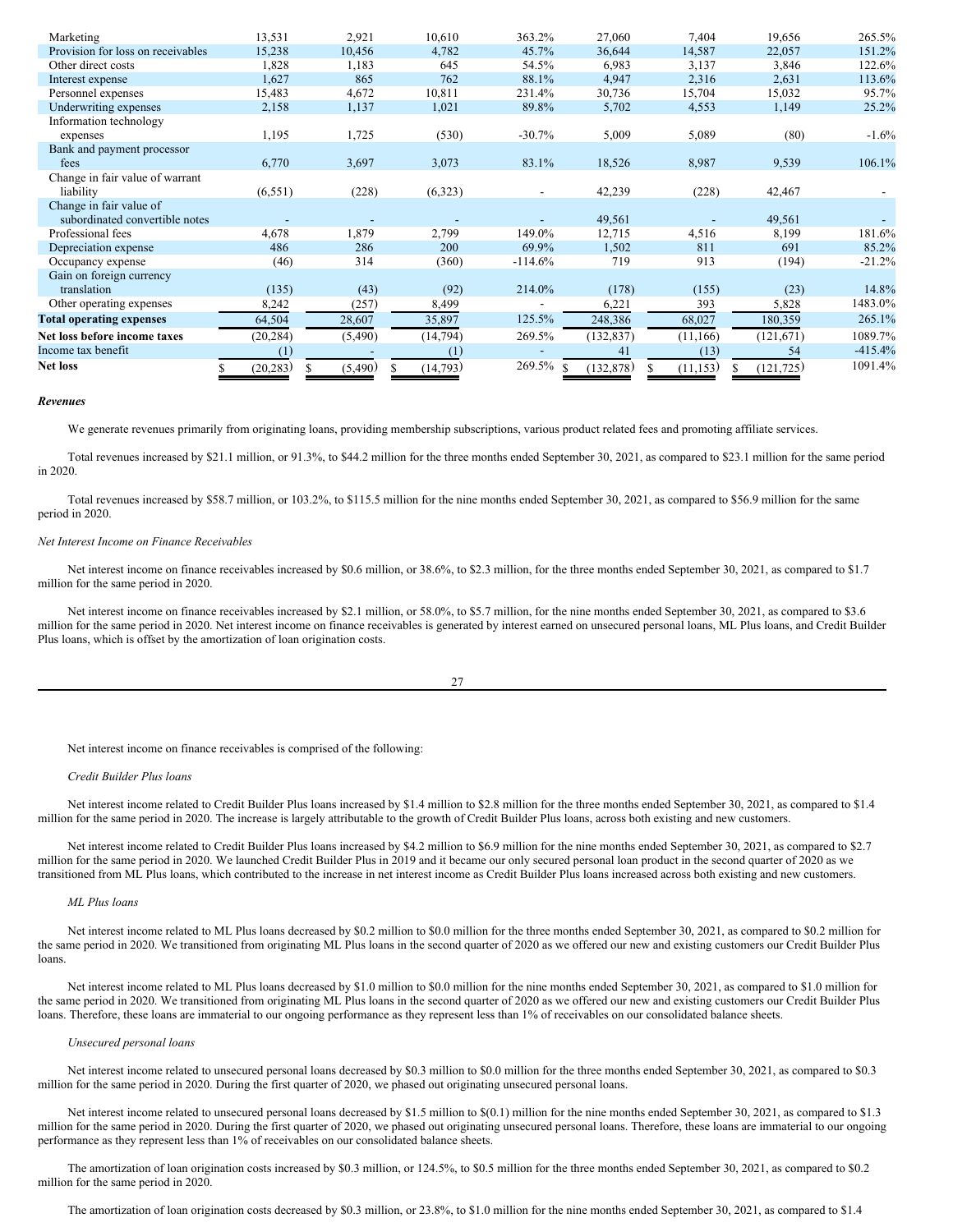| | | | | | | | | |
|---|---|---|---|---|---|---|---|---|
| Marketing | 13,531 | 2,921 | 10,610 | 363.2% | 27,060 | 7,404 | 19,656 | 265.5% |
| Provision for loss on receivables | 15,238 | 10,456 | 4,782 | 45.7% | 36,644 | 14,587 | 22,057 | 151.2% |
| Other direct costs | 1,828 | 1,183 | 645 | 54.5% | 6,983 | 3,137 | 3,846 | 122.6% |
| Interest expense | 1,627 | 865 | 762 | 88.1% | 4,947 | 2,316 | 2,631 | 113.6% |
| Personnel expenses | 15,483 | 4,672 | 10,811 | 231.4% | 30,736 | 15,704 | 15,032 | 95.7% |
| Underwriting expenses | 2,158 | 1,137 | 1,021 | 89.8% | 5,702 | 4,553 | 1,149 | 25.2% |
| Information technology expenses | 1,195 | 1,725 | (530) | -30.7% | 5,009 | 5,089 | (80) | -1.6% |
| Bank and payment processor fees | 6,770 | 3,697 | 3,073 | 83.1% | 18,526 | 8,987 | 9,539 | 106.1% |
| Change in fair value of warrant liability | (6,551) | (228) | (6,323) | - | 42,239 | (228) | 42,467 | - |
| Change in fair value of subordinated convertible notes | - | - | - | - | 49,561 | - | 49,561 | - |
| Professional fees | 4,678 | 1,879 | 2,799 | 149.0% | 12,715 | 4,516 | 8,199 | 181.6% |
| Depreciation expense | 486 | 286 | 200 | 69.9% | 1,502 | 811 | 691 | 85.2% |
| Occupancy expense | (46) | 314 | (360) | -114.6% | 719 | 913 | (194) | -21.2% |
| Gain on foreign currency translation | (135) | (43) | (92) | 214.0% | (178) | (155) | (23) | 14.8% |
| Other operating expenses | 8,242 | (257) | 8,499 | - | 6,221 | 393 | 5,828 | 1483.0% |
| **Total operating expenses** | 64,504 | 28,607 | 35,897 | 125.5% | 248,386 | 68,027 | 180,359 | 265.1% |
| **Net loss before income taxes** | (20,284) | (5,490) | (14,794) | 269.5% | (132,837) | (11,166) | (121,671) | 1089.7% |
| Income tax benefit | (1) | - | (1) | - | 41 | (13) | 54 | -415.4% |
| **Net loss** | $ (20,283) | $ (5,490) | $ (14,793) | 269.5% | $ (132,878) | $ (11,153) | $ (121,725) | 1091.4% |

***Revenues***

We generate revenues primarily from originating loans, providing membership subscriptions, various product related fees and promoting affiliate services.

Total revenues increased by $21.1 million, or 91.3%, to $44.2 million for the three months ended September 30, 2021, as compared to $23.1 million for the same period in 2020.

Total revenues increased by $58.7 million, or 103.2%, to $115.5 million for the nine months ended September 30, 2021, as compared to $56.9 million for the same period in 2020.

*Net Interest Income on Finance Receivables*

Net interest income on finance receivables increased by $0.6 million, or 38.6%, to $2.3 million, for the three months ended September 30, 2021, as compared to $1.7 million for the same period in 2020.

Net interest income on finance receivables increased by $2.1 million, or 58.0%, to $5.7 million, for the nine months ended September 30, 2021, as compared to $3.6 million for the same period in 2020. Net interest income on finance receivables is generated by interest earned on unsecured personal loans, ML Plus loans, and Credit Builder Plus loans, which is offset by the amortization of loan origination costs.

Net interest income on finance receivables is comprised of the following:

*Credit Builder Plus loans*

Net interest income related to Credit Builder Plus loans increased by $1.4 million to $2.8 million for the three months ended September 30, 2021, as compared to $1.4 million for the same period in 2020. The increase is largely attributable to the growth of Credit Builder Plus loans, across both existing and new customers.

Net interest income related to Credit Builder Plus loans increased by $4.2 million to $6.9 million for the nine months ended September 30, 2021, as compared to $2.7 million for the same period in 2020. We launched Credit Builder Plus in 2019 and it became our only secured personal loan product in the second quarter of 2020 as we transitioned from ML Plus loans, which contributed to the increase in net interest income as Credit Builder Plus loans increased across both existing and new customers.

*ML Plus loans*

Net interest income related to ML Plus loans decreased by $0.2 million to $0.0 million for the three months ended September 30, 2021, as compared to $0.2 million for the same period in 2020. We transitioned from originating ML Plus loans in the second quarter of 2020 as we offered our new and existing customers our Credit Builder Plus loans.

Net interest income related to ML Plus loans decreased by $1.0 million to $0.0 million for the nine months ended September 30, 2021, as compared to $1.0 million for the same period in 2020. We transitioned from originating ML Plus loans in the second quarter of 2020 as we offered our new and existing customers our Credit Builder Plus loans. Therefore, these loans are immaterial to our ongoing performance as they represent less than 1% of receivables on our consolidated balance sheets.

*Unsecured personal loans*

Net interest income related to unsecured personal loans decreased by $0.3 million to $0.0 million for the three months ended September 30, 2021, as compared to $0.3 million for the same period in 2020. During the first quarter of 2020, we phased out originating unsecured personal loans.

Net interest income related to unsecured personal loans decreased by $1.5 million to $(0.1) million for the nine months ended September 30, 2021, as compared to $1.3 million for the same period in 2020. During the first quarter of 2020, we phased out originating unsecured personal loans. Therefore, these loans are immaterial to our ongoing performance as they represent less than 1% of receivables on our consolidated balance sheets.

The amortization of loan origination costs increased by $0.3 million, or 124.5%, to $0.5 million for the three months ended September 30, 2021, as compared to $0.2 million for the same period in 2020.

The amortization of loan origination costs decreased by $0.3 million, or 23.8%, to $1.0 million for the nine months ended September 30, 2021, as compared to $1.4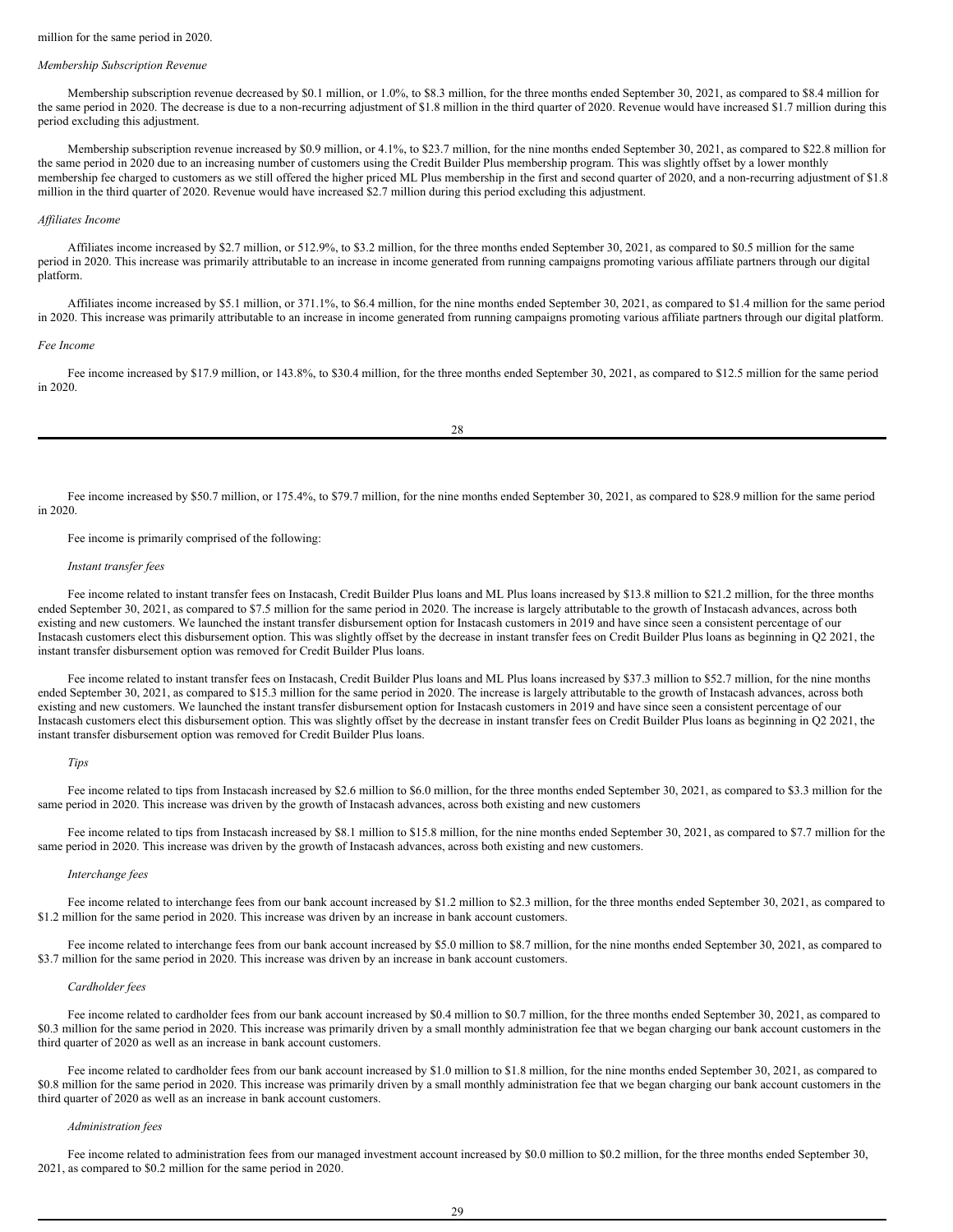million for the same period in 2020.

*Membership Subscription Revenue*

Membership subscription revenue decreased by $0.1 million, or 1.0%, to $8.3 million, for the three months ended September 30, 2021, as compared to $8.4 million for the same period in 2020. The decrease is due to a non-recurring adjustment of $1.8 million in the third quarter of 2020. Revenue would have increased $1.7 million during this period excluding this adjustment.

Membership subscription revenue increased by $0.9 million, or 4.1%, to $23.7 million, for the nine months ended September 30, 2021, as compared to $22.8 million for the same period in 2020 due to an increasing number of customers using the Credit Builder Plus membership program. This was slightly offset by a lower monthly membership fee charged to customers as we still offered the higher priced ML Plus membership in the first and second quarter of 2020, and a non-recurring adjustment of $1.8 million in the third quarter of 2020. Revenue would have increased $2.7 million during this period excluding this adjustment.

*Affiliates Income*

Affiliates income increased by $2.7 million, or 512.9%, to $3.2 million, for the three months ended September 30, 2021, as compared to $0.5 million for the same period in 2020. This increase was primarily attributable to an increase in income generated from running campaigns promoting various affiliate partners through our digital platform.

Affiliates income increased by $5.1 million, or 371.1%, to $6.4 million, for the nine months ended September 30, 2021, as compared to $1.4 million for the same period in 2020. This increase was primarily attributable to an increase in income generated from running campaigns promoting various affiliate partners through our digital platform.

*Fee Income*

Fee income increased by $17.9 million, or 143.8%, to $30.4 million, for the three months ended September 30, 2021, as compared to $12.5 million for the same period in 2020.

Fee income increased by $50.7 million, or 175.4%, to $79.7 million, for the nine months ended September 30, 2021, as compared to $28.9 million for the same period in 2020.

Fee income is primarily comprised of the following:

*Instant transfer fees*

Fee income related to instant transfer fees on Instacash, Credit Builder Plus loans and ML Plus loans increased by $13.8 million to $21.2 million, for the three months ended September 30, 2021, as compared to $7.5 million for the same period in 2020. The increase is largely attributable to the growth of Instacash advances, across both existing and new customers. We launched the instant transfer disbursement option for Instacash customers in 2019 and have since seen a consistent percentage of our Instacash customers elect this disbursement option. This was slightly offset by the decrease in instant transfer fees on Credit Builder Plus loans as beginning in Q2 2021, the instant transfer disbursement option was removed for Credit Builder Plus loans.

Fee income related to instant transfer fees on Instacash, Credit Builder Plus loans and ML Plus loans increased by $37.3 million to $52.7 million, for the nine months ended September 30, 2021, as compared to $15.3 million for the same period in 2020. The increase is largely attributable to the growth of Instacash advances, across both existing and new customers. We launched the instant transfer disbursement option for Instacash customers in 2019 and have since seen a consistent percentage of our Instacash customers elect this disbursement option. This was slightly offset by the decrease in instant transfer fees on Credit Builder Plus loans as beginning in Q2 2021, the instant transfer disbursement option was removed for Credit Builder Plus loans.

*Tips*

Fee income related to tips from Instacash increased by $2.6 million to $6.0 million, for the three months ended September 30, 2021, as compared to $3.3 million for the same period in 2020. This increase was driven by the growth of Instacash advances, across both existing and new customers

Fee income related to tips from Instacash increased by $8.1 million to $15.8 million, for the nine months ended September 30, 2021, as compared to $7.7 million for the same period in 2020. This increase was driven by the growth of Instacash advances, across both existing and new customers.

*Interchange fees*

Fee income related to interchange fees from our bank account increased by $1.2 million to $2.3 million, for the three months ended September 30, 2021, as compared to $1.2 million for the same period in 2020. This increase was driven by an increase in bank account customers.

Fee income related to interchange fees from our bank account increased by $5.0 million to $8.7 million, for the nine months ended September 30, 2021, as compared to $3.7 million for the same period in 2020. This increase was driven by an increase in bank account customers.

*Cardholder fees*

Fee income related to cardholder fees from our bank account increased by $0.4 million to $0.7 million, for the three months ended September 30, 2021, as compared to $0.3 million for the same period in 2020. This increase was primarily driven by a small monthly administration fee that we began charging our bank account customers in the third quarter of 2020 as well as an increase in bank account customers.

Fee income related to cardholder fees from our bank account increased by $1.0 million to $1.8 million, for the nine months ended September 30, 2021, as compared to $0.8 million for the same period in 2020. This increase was primarily driven by a small monthly administration fee that we began charging our bank account customers in the third quarter of 2020 as well as an increase in bank account customers.

*Administration fees*

Fee income related to administration fees from our managed investment account increased by $0.0 million to $0.2 million, for the three months ended September 30, 2021, as compared to $0.2 million for the same period in 2020.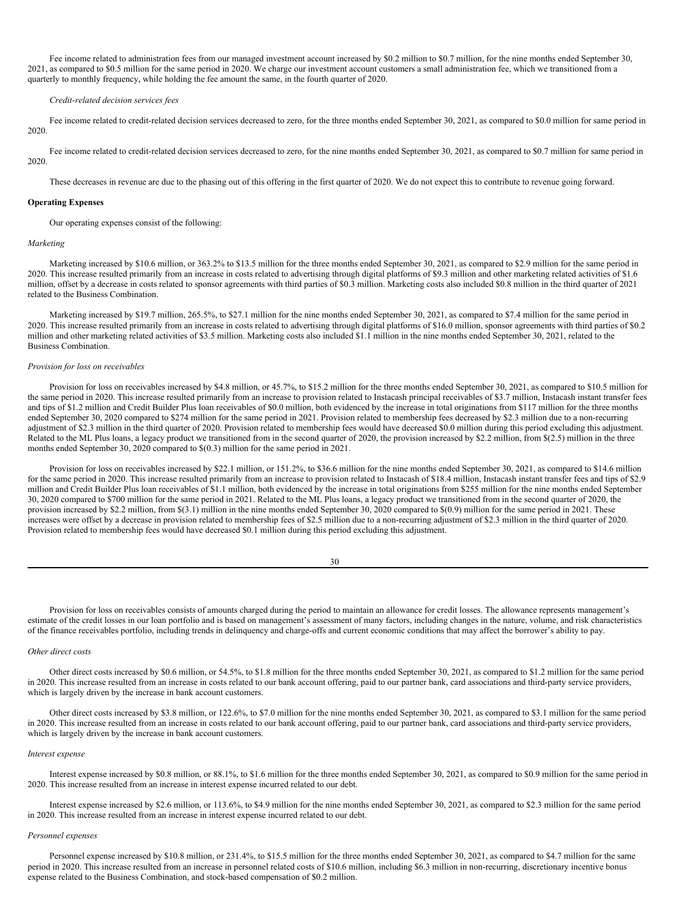Fee income related to administration fees from our managed investment account increased by $0.2 million to $0.7 million, for the nine months ended September 30, 2021, as compared to $0.5 million for the same period in 2020. We charge our investment account customers a small administration fee, which we transitioned from a quarterly to monthly frequency, while holding the fee amount the same, in the fourth quarter of 2020.

*Credit-related decision services fees*

Fee income related to credit-related decision services decreased to zero, for the three months ended September 30, 2021, as compared to $0.0 million for same period in 2020.

Fee income related to credit-related decision services decreased to zero, for the nine months ended September 30, 2021, as compared to $0.7 million for same period in 2020.

These decreases in revenue are due to the phasing out of this offering in the first quarter of 2020. We do not expect this to contribute to revenue going forward.

**Operating Expenses**

Our operating expenses consist of the following:

*Marketing*

Marketing increased by $10.6 million, or 363.2% to $13.5 million for the three months ended September 30, 2021, as compared to $2.9 million for the same period in 2020. This increase resulted primarily from an increase in costs related to advertising through digital platforms of $9.3 million and other marketing related activities of $1.6 million, offset by a decrease in costs related to sponsor agreements with third parties of $0.3 million. Marketing costs also included $0.8 million in the third quarter of 2021 related to the Business Combination.

Marketing increased by $19.7 million, 265.5%, to $27.1 million for the nine months ended September 30, 2021, as compared to $7.4 million for the same period in 2020. This increase resulted primarily from an increase in costs related to advertising through digital platforms of $16.0 million, sponsor agreements with third parties of $0.2 million and other marketing related activities of $3.5 million. Marketing costs also included $1.1 million in the nine months ended September 30, 2021, related to the Business Combination.

*Provision for loss on receivables*

Provision for loss on receivables increased by $4.8 million, or 45.7%, to $15.2 million for the three months ended September 30, 2021, as compared to $10.5 million for the same period in 2020. This increase resulted primarily from an increase to provision related to Instacash principal receivables of $3.7 million, Instacash instant transfer fees and tips of $1.2 million and Credit Builder Plus loan receivables of $0.0 million, both evidenced by the increase in total originations from $117 million for the three months ended September 30, 2020 compared to $274 million for the same period in 2021. Provision related to membership fees decreased by $2.3 million due to a non-recurring adjustment of $2.3 million in the third quarter of 2020. Provision related to membership fees would have decreased $0.0 million during this period excluding this adjustment. Related to the ML Plus loans, a legacy product we transitioned from in the second quarter of 2020, the provision increased by $2.2 million, from $(2.5) million in the three months ended September 30, 2020 compared to $(0.3) million for the same period in 2021.

Provision for loss on receivables increased by $22.1 million, or 151.2%, to $36.6 million for the nine months ended September 30, 2021, as compared to $14.6 million for the same period in 2020. This increase resulted primarily from an increase to provision related to Instacash of $18.4 million, Instacash instant transfer fees and tips of $2.9 million and Credit Builder Plus loan receivables of $1.1 million, both evidenced by the increase in total originations from $255 million for the nine months ended September 30, 2020 compared to $700 million for the same period in 2021. Related to the ML Plus loans, a legacy product we transitioned from in the second quarter of 2020, the provision increased by $2.2 million, from $(3.1) million in the nine months ended September 30, 2020 compared to $(0.9) million for the same period in 2021. These increases were offset by a decrease in provision related to membership fees of $2.5 million due to a non-recurring adjustment of $2.3 million in the third quarter of 2020. Provision related to membership fees would have decreased $0.1 million during this period excluding this adjustment.

Provision for loss on receivables consists of amounts charged during the period to maintain an allowance for credit losses. The allowance represents management's estimate of the credit losses in our loan portfolio and is based on management's assessment of many factors, including changes in the nature, volume, and risk characteristics of the finance receivables portfolio, including trends in delinquency and charge-offs and current economic conditions that may affect the borrower's ability to pay.

*Other direct costs*

Other direct costs increased by $0.6 million, or 54.5%, to $1.8 million for the three months ended September 30, 2021, as compared to $1.2 million for the same period in 2020. This increase resulted from an increase in costs related to our bank account offering, paid to our partner bank, card associations and third-party service providers, which is largely driven by the increase in bank account customers.

Other direct costs increased by $3.8 million, or 122.6%, to $7.0 million for the nine months ended September 30, 2021, as compared to $3.1 million for the same period in 2020. This increase resulted from an increase in costs related to our bank account offering, paid to our partner bank, card associations and third-party service providers, which is largely driven by the increase in bank account customers.

*Interest expense*

Interest expense increased by $0.8 million, or 88.1%, to $1.6 million for the three months ended September 30, 2021, as compared to $0.9 million for the same period in 2020. This increase resulted from an increase in interest expense incurred related to our debt.

Interest expense increased by $2.6 million, or 113.6%, to $4.9 million for the nine months ended September 30, 2021, as compared to $2.3 million for the same period in 2020. This increase resulted from an increase in interest expense incurred related to our debt.

*Personnel expenses*

Personnel expense increased by $10.8 million, or 231.4%, to $15.5 million for the three months ended September 30, 2021, as compared to $4.7 million for the same period in 2020. This increase resulted from an increase in personnel related costs of $10.6 million, including $6.3 million in non-recurring, discretionary incentive bonus expense related to the Business Combination, and stock-based compensation of $0.2 million.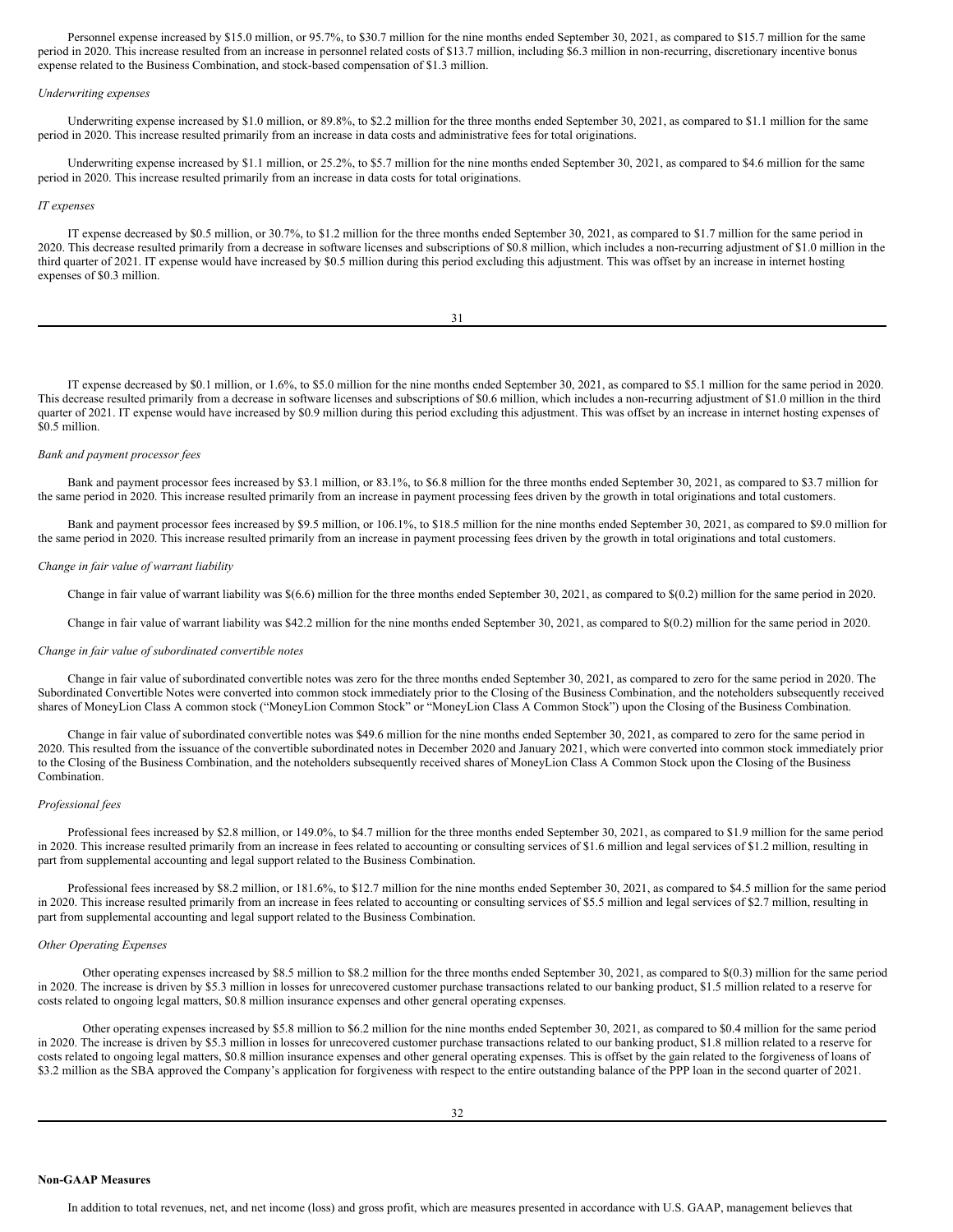Personnel expense increased by $15.0 million, or 95.7%, to $30.7 million for the nine months ended September 30, 2021, as compared to $15.7 million for the same period in 2020. This increase resulted from an increase in personnel related costs of $13.7 million, including $6.3 million in non-recurring, discretionary incentive bonus expense related to the Business Combination, and stock-based compensation of $1.3 million.

*Underwriting expenses*

Underwriting expense increased by $1.0 million, or 89.8%, to $2.2 million for the three months ended September 30, 2021, as compared to $1.1 million for the same period in 2020. This increase resulted primarily from an increase in data costs and administrative fees for total originations.

Underwriting expense increased by $1.1 million, or 25.2%, to $5.7 million for the nine months ended September 30, 2021, as compared to $4.6 million for the same period in 2020. This increase resulted primarily from an increase in data costs for total originations.

*IT expenses*

IT expense decreased by $0.5 million, or 30.7%, to $1.2 million for the three months ended September 30, 2021, as compared to $1.7 million for the same period in 2020. This decrease resulted primarily from a decrease in software licenses and subscriptions of $0.8 million, which includes a non-recurring adjustment of $1.0 million in the third quarter of 2021. IT expense would have increased by $0.5 million during this period excluding this adjustment. This was offset by an increase in internet hosting expenses of $0.3 million.

IT expense decreased by $0.1 million, or 1.6%, to $5.0 million for the nine months ended September 30, 2021, as compared to $5.1 million for the same period in 2020. This decrease resulted primarily from a decrease in software licenses and subscriptions of $0.6 million, which includes a non-recurring adjustment of $1.0 million in the third quarter of 2021. IT expense would have increased by $0.9 million during this period excluding this adjustment. This was offset by an increase in internet hosting expenses of $0.5 million.

*Bank and payment processor fees*

Bank and payment processor fees increased by $3.1 million, or 83.1%, to $6.8 million for the three months ended September 30, 2021, as compared to $3.7 million for the same period in 2020. This increase resulted primarily from an increase in payment processing fees driven by the growth in total originations and total customers.

Bank and payment processor fees increased by $9.5 million, or 106.1%, to $18.5 million for the nine months ended September 30, 2021, as compared to $9.0 million for the same period in 2020. This increase resulted primarily from an increase in payment processing fees driven by the growth in total originations and total customers.

*Change in fair value of warrant liability*

Change in fair value of warrant liability was $(6.6) million for the three months ended September 30, 2021, as compared to $(0.2) million for the same period in 2020.

Change in fair value of warrant liability was $42.2 million for the nine months ended September 30, 2021, as compared to $(0.2) million for the same period in 2020.

*Change in fair value of subordinated convertible notes*

Change in fair value of subordinated convertible notes was zero for the three months ended September 30, 2021, as compared to zero for the same period in 2020. The Subordinated Convertible Notes were converted into common stock immediately prior to the Closing of the Business Combination, and the noteholders subsequently received shares of MoneyLion Class A common stock ("MoneyLion Common Stock" or "MoneyLion Class A Common Stock") upon the Closing of the Business Combination.

Change in fair value of subordinated convertible notes was $49.6 million for the nine months ended September 30, 2021, as compared to zero for the same period in 2020. This resulted from the issuance of the convertible subordinated notes in December 2020 and January 2021, which were converted into common stock immediately prior to the Closing of the Business Combination, and the noteholders subsequently received shares of MoneyLion Class A Common Stock upon the Closing of the Business Combination.

*Professional fees*

Professional fees increased by $2.8 million, or 149.0%, to $4.7 million for the three months ended September 30, 2021, as compared to $1.9 million for the same period in 2020. This increase resulted primarily from an increase in fees related to accounting or consulting services of $1.6 million and legal services of $1.2 million, resulting in part from supplemental accounting and legal support related to the Business Combination.

Professional fees increased by $8.2 million, or 181.6%, to $12.7 million for the nine months ended September 30, 2021, as compared to $4.5 million for the same period in 2020. This increase resulted primarily from an increase in fees related to accounting or consulting services of $5.5 million and legal services of $2.7 million, resulting in part from supplemental accounting and legal support related to the Business Combination.

*Other Operating Expenses*

Other operating expenses increased by $8.5 million to $8.2 million for the three months ended September 30, 2021, as compared to $(0.3) million for the same period in 2020. The increase is driven by $5.3 million in losses for unrecovered customer purchase transactions related to our banking product, $1.5 million related to a reserve for costs related to ongoing legal matters, $0.8 million insurance expenses and other general operating expenses.

Other operating expenses increased by $5.8 million to $6.2 million for the nine months ended September 30, 2021, as compared to $0.4 million for the same period in 2020. The increase is driven by $5.3 million in losses for unrecovered customer purchase transactions related to our banking product, $1.8 million related to a reserve for costs related to ongoing legal matters, $0.8 million insurance expenses and other general operating expenses. This is offset by the gain related to the forgiveness of loans of $3.2 million as the SBA approved the Company's application for forgiveness with respect to the entire outstanding balance of the PPP loan in the second quarter of 2021.

**Non-GAAP Measures**

In addition to total revenues, net, and net income (loss) and gross profit, which are measures presented in accordance with U.S. GAAP, management believes that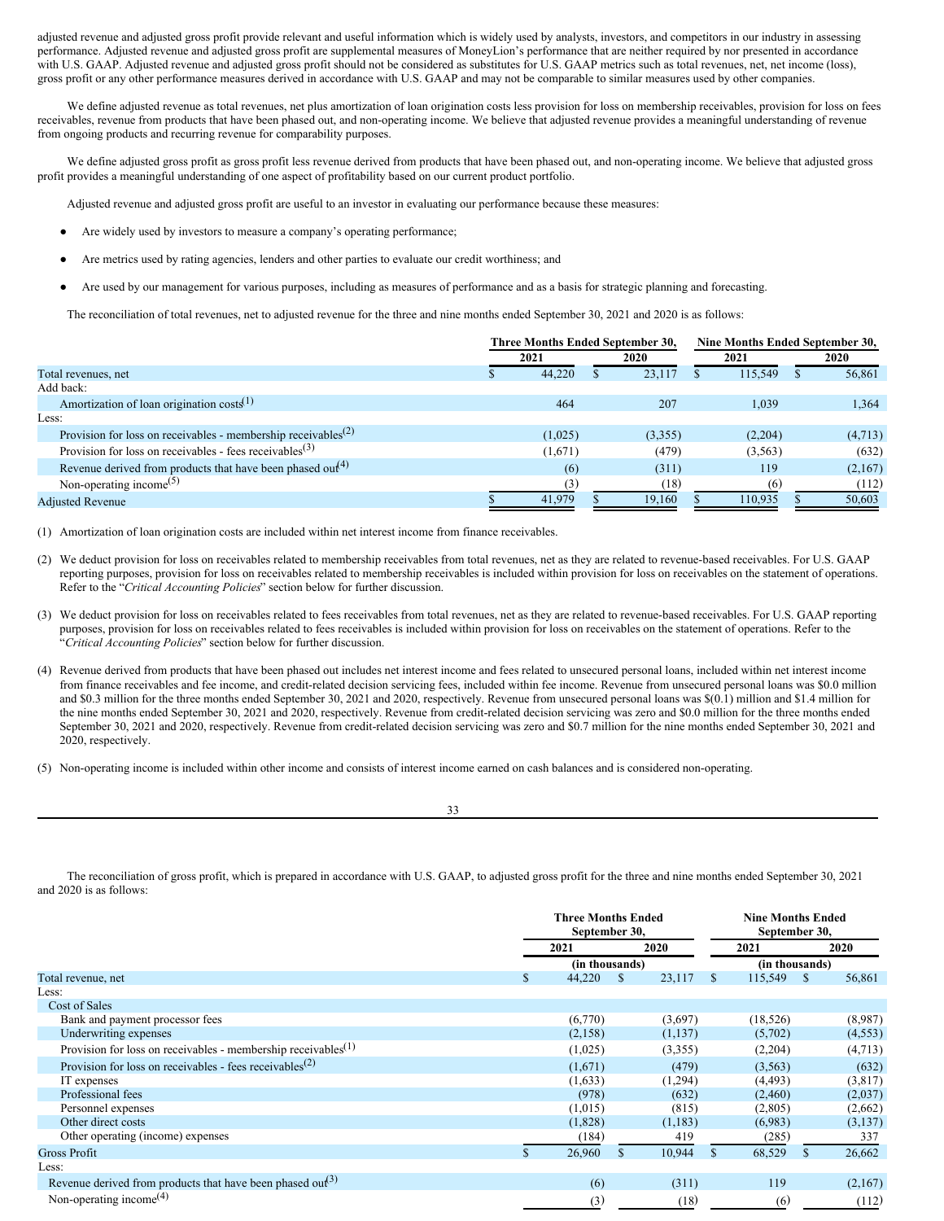adjusted revenue and adjusted gross profit provide relevant and useful information which is widely used by analysts, investors, and competitors in our industry in assessing performance. Adjusted revenue and adjusted gross profit are supplemental measures of MoneyLion's performance that are neither required by nor presented in accordance with U.S. GAAP. Adjusted revenue and adjusted gross profit should not be considered as substitutes for U.S. GAAP metrics such as total revenues, net, net income (loss), gross profit or any other performance measures derived in accordance with U.S. GAAP and may not be comparable to similar measures used by other companies.

We define adjusted revenue as total revenues, net plus amortization of loan origination costs less provision for loss on membership receivables, provision for loss on fees receivables, revenue from products that have been phased out, and non-operating income. We believe that adjusted revenue provides a meaningful understanding of revenue from ongoing products and recurring revenue for comparability purposes.

We define adjusted gross profit as gross profit less revenue derived from products that have been phased out, and non-operating income. We believe that adjusted gross profit provides a meaningful understanding of one aspect of profitability based on our current product portfolio.

Adjusted revenue and adjusted gross profit are useful to an investor in evaluating our performance because these measures:

- Are widely used by investors to measure a company's operating performance;
- Are metrics used by rating agencies, lenders and other parties to evaluate our credit worthiness; and
- Are used by our management for various purposes, including as measures of performance and as a basis for strategic planning and forecasting.

The reconciliation of total revenues, net to adjusted revenue for the three and nine months ended September 30, 2021 and 2020 is as follows:

| | Three Months Ended September 30, | | Nine Months Ended September 30, | |
|---|---|---|---|---|
| | 2021 | 2020 | 2021 | 2020 |
| Total revenues, net | $ 44,220 | $ 23,117 | $ 115,549 | $ 56,861 |
| Add back: | | | | |
| Amortization of loan origination costs[1] | 464 | 207 | 1,039 | 1,364 |
| Less: | | | | |
| Provision for loss on receivables - membership receivables[2] | (1,025) | (3,355) | (2,204) | (4,713) |
| Provision for loss on receivables - fees receivables[3] | (1,671) | (479) | (3,563) | (632) |
| Revenue derived from products that have been phased out[4] | (6) | (311) | 119 | (2,167) |
| Non-operating income[5] | (3) | (18) | (6) | (112) |
| Adjusted Revenue | $ 41,979 | $ 19,160 | $ 110,935 | $ 50,603 |

(1) Amortization of loan origination costs are included within net interest income from finance receivables.

(2) We deduct provision for loss on receivables related to membership receivables from total revenues, net as they are related to revenue-based receivables. For U.S. GAAP reporting purposes, provision for loss on receivables related to membership receivables is included within provision for loss on receivables on the statement of operations. Refer to the "*Critical Accounting Policies*" section below for further discussion.

(3) We deduct provision for loss on receivables related to fees receivables from total revenues, net as they are related to revenue-based receivables. For U.S. GAAP reporting purposes, provision for loss on receivables related to fees receivables is included within provision for loss on receivables on the statement of operations. Refer to the "*Critical Accounting Policies*" section below for further discussion.

(4) Revenue derived from products that have been phased out includes net interest income and fees related to unsecured personal loans, included within net interest income from finance receivables and fee income, and credit-related decision servicing fees, included within fee income. Revenue from unsecured personal loans was $0.0 million and $0.3 million for the three months ended September 30, 2021 and 2020, respectively. Revenue from unsecured personal loans was $(0.1) million and $1.4 million for the nine months ended September 30, 2021 and 2020, respectively. Revenue from credit-related decision servicing was zero and $0.0 million for the three months ended September 30, 2021 and 2020, respectively. Revenue from credit-related decision servicing was zero and $0.7 million for the nine months ended September 30, 2021 and 2020, respectively.

(5) Non-operating income is included within other income and consists of interest income earned on cash balances and is considered non-operating.

The reconciliation of gross profit, which is prepared in accordance with U.S. GAAP, to adjusted gross profit for the three and nine months ended September 30, 2021 and 2020 is as follows:

| | Three Months Ended September 30, | | Nine Months Ended September 30, | |
|---|---|---|---|---|
| | 2021 | 2020 | 2021 | 2020 |
| | (in thousands) | | (in thousands) | |
| Total revenue, net | $ 44,220 | $ 23,117 | $ 115,549 | $ 56,861 |
| Less: | | | | |
| Cost of Sales | | | | |
| Bank and payment processor fees | (6,770) | (3,697) | (18,526) | (8,987) |
| Underwriting expenses | (2,158) | (1,137) | (5,702) | (4,553) |
| Provision for loss on receivables - membership receivables[1] | (1,025) | (3,355) | (2,204) | (4,713) |
| Provision for loss on receivables - fees receivables[2] | (1,671) | (479) | (3,563) | (632) |
| IT expenses | (1,633) | (1,294) | (4,493) | (3,817) |
| Professional fees | (978) | (632) | (2,460) | (2,037) |
| Personnel expenses | (1,015) | (815) | (2,805) | (2,662) |
| Other direct costs | (1,828) | (1,183) | (6,983) | (3,137) |
| Other operating (income) expenses | (184) | 419 | (285) | 337 |
| Gross Profit | $ 26,960 | $ 10,944 | $ 68,529 | $ 26,662 |
| Less: | | | | |
| Revenue derived from products that have been phased out[3] | (6) | (311) | 119 | (2,167) |
| Non-operating income[4] | (3) | (18) | (6) | (112) |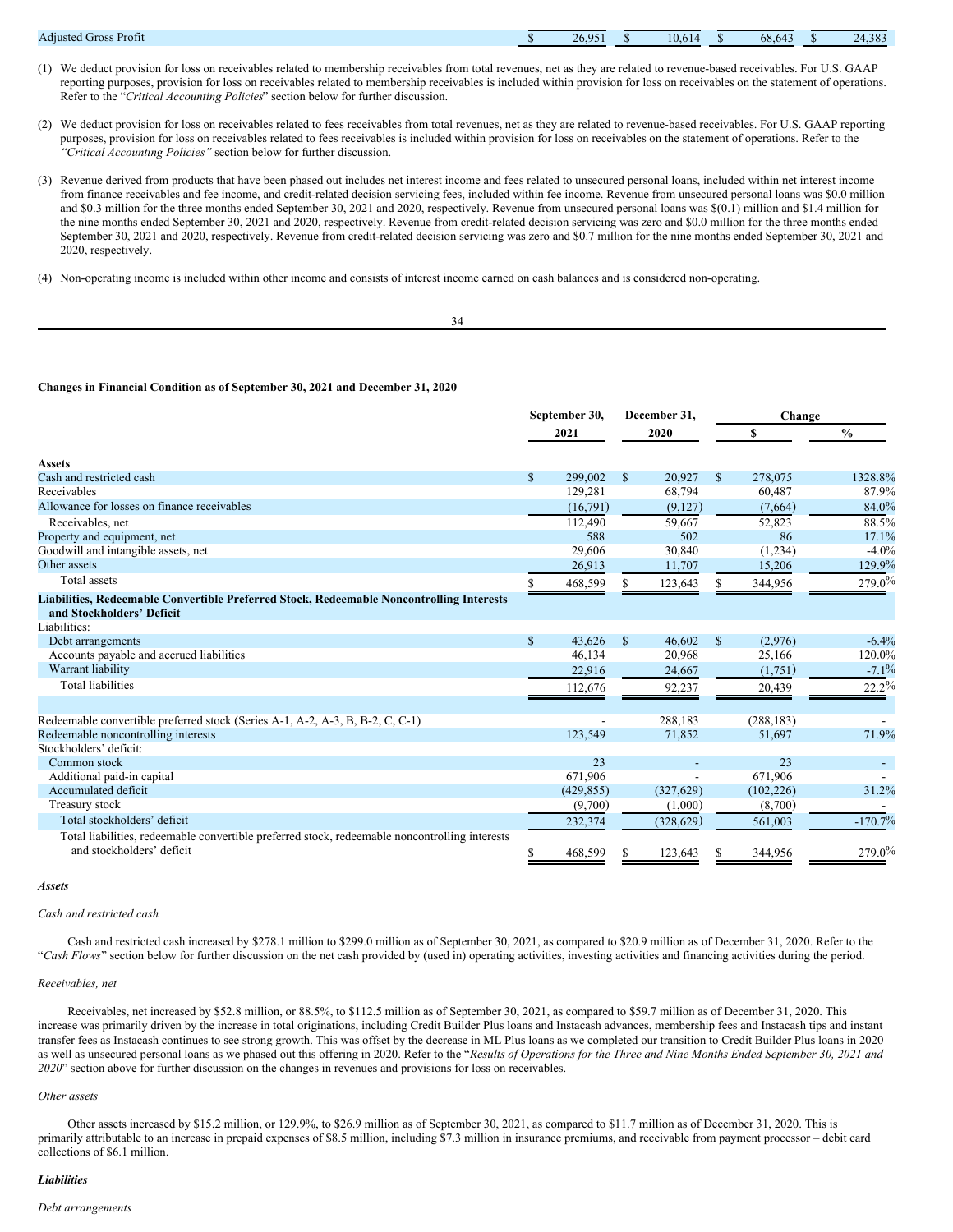| Adjusted Gross Profit | $ | 26,951 | $ | 10,614 | $ | 68,643 | $ | 24,383 |
|---|---|---|---|---|---|---|---|---|

(1) We deduct provision for loss on receivables related to membership receivables from total revenues, net as they are related to revenue-based receivables. For U.S. GAAP reporting purposes, provision for loss on receivables related to membership receivables is included within provision for loss on receivables on the statement of operations. Refer to the "*Critical Accounting Policies*" section below for further discussion.

(2) We deduct provision for loss on receivables related to fees receivables from total revenues, net as they are related to revenue-based receivables. For U.S. GAAP reporting purposes, provision for loss on receivables related to fees receivables is included within provision for loss on receivables on the statement of operations. Refer to the *"Critical Accounting Policies"* section below for further discussion.

(3) Revenue derived from products that have been phased out includes net interest income and fees related to unsecured personal loans, included within net interest income from finance receivables and fee income, and credit-related decision servicing fees, included within fee income. Revenue from unsecured personal loans was $0.0 million and $0.3 million for the three months ended September 30, 2021 and 2020, respectively. Revenue from unsecured personal loans was $(0.1) million and $1.4 million for the nine months ended September 30, 2021 and 2020, respectively. Revenue from credit-related decision servicing was zero and $0.0 million for the three months ended September 30, 2021 and 2020, respectively. Revenue from credit-related decision servicing was zero and $0.7 million for the nine months ended September 30, 2021 and 2020, respectively.

(4) Non-operating income is included within other income and consists of interest income earned on cash balances and is considered non-operating.

**Changes in Financial Condition as of September 30, 2021 and December 31, 2020**

| | September 30, 2021 | December 31, 2020 | Change $ | Change % |
|---|---|---|---|---|
| **Assets** | | | | |
| Cash and restricted cash | $ 299,002 | $ 20,927 | $ 278,075 | 1328.8% |
| Receivables | 129,281 | 68,794 | 60,487 | 87.9% |
| Allowance for losses on finance receivables | (16,791) | (9,127) | (7,664) | 84.0% |
| Receivables, net | 112,490 | 59,667 | 52,823 | 88.5% |
| Property and equipment, net | 588 | 502 | 86 | 17.1% |
| Goodwill and intangible assets, net | 29,606 | 30,840 | (1,234) | -4.0% |
| Other assets | 26,913 | 11,707 | 15,206 | 129.9% |
| Total assets | $ 468,599 | $ 123,643 | $ 344,956 | 279.0% |
| **Liabilities, Redeemable Convertible Preferred Stock, Redeemable Noncontrolling Interests and Stockholders' Deficit** | | | | |
| Liabilities: | | | | |
| Debt arrangements | $ 43,626 | $ 46,602 | $ (2,976) | -6.4% |
| Accounts payable and accrued liabilities | 46,134 | 20,968 | 25,166 | 120.0% |
| Warrant liability | 22,916 | 24,667 | (1,751) | -7.1% |
| Total liabilities | 112,676 | 92,237 | 20,439 | 22.2% |
| | | | | |
| Redeemable convertible preferred stock (Series A-1, A-2, A-3, B, B-2, C, C-1) | - | 288,183 | (288,183) | - |
| Redeemable noncontrolling interests | 123,549 | 71,852 | 51,697 | 71.9% |
| Stockholders' deficit: | | | | |
| Common stock | 23 | - | 23 | - |
| Additional paid-in capital | 671,906 | - | 671,906 | - |
| Accumulated deficit | (429,855) | (327,629) | (102,226) | 31.2% |
| Treasury stock | (9,700) | (1,000) | (8,700) | - |
| Total stockholders' deficit | 232,374 | (328,629) | 561,003 | -170.7% |
| Total liabilities, redeemable convertible preferred stock, redeemable noncontrolling interests and stockholders' deficit | $ 468,599 | $ 123,643 | $ 344,956 | 279.0% |

***Assets***

*Cash and restricted cash*

Cash and restricted cash increased by $278.1 million to $299.0 million as of September 30, 2021, as compared to $20.9 million as of December 31, 2020. Refer to the "*Cash Flows*" section below for further discussion on the net cash provided by (used in) operating activities, investing activities and financing activities during the period.

*Receivables, net*

Receivables, net increased by $52.8 million, or 88.5%, to $112.5 million as of September 30, 2021, as compared to $59.7 million as of December 31, 2020. This increase was primarily driven by the increase in total originations, including Credit Builder Plus loans and Instacash advances, membership fees and Instacash tips and instant transfer fees as Instacash continues to see strong growth. This was offset by the decrease in ML Plus loans as we completed our transition to Credit Builder Plus loans in 2020 as well as unsecured personal loans as we phased out this offering in 2020. Refer to the "*Results of Operations for the Three and Nine Months Ended September 30, 2021 and 2020*" section above for further discussion on the changes in revenues and provisions for loss on receivables.

*Other assets*

Other assets increased by $15.2 million, or 129.9%, to $26.9 million as of September 30, 2021, as compared to $11.7 million as of December 31, 2020. This is primarily attributable to an increase in prepaid expenses of $8.5 million, including $7.3 million in insurance premiums, and receivable from payment processor – debit card collections of $6.1 million.

***Liabilities***

*Debt arrangements*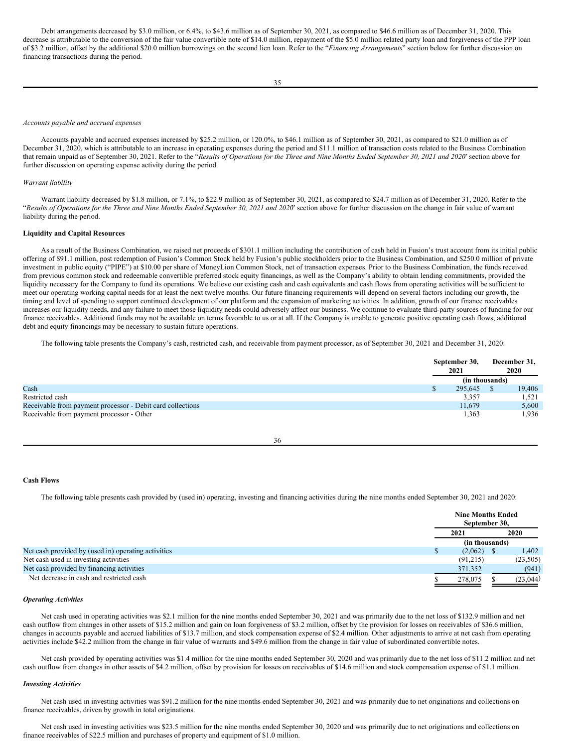Debt arrangements decreased by $3.0 million, or 6.4%, to $43.6 million as of September 30, 2021, as compared to $46.6 million as of December 31, 2020. This decrease is attributable to the conversion of the fair value convertible note of $14.0 million, repayment of the $5.0 million related party loan and forgiveness of the PPP loan of $3.2 million, offset by the additional $20.0 million borrowings on the second lien loan. Refer to the "*Financing Arrangements*" section below for further discussion on financing transactions during the period.

*Accounts payable and accrued expenses*

Accounts payable and accrued expenses increased by $25.2 million, or 120.0%, to $46.1 million as of September 30, 2021, as compared to $21.0 million as of December 31, 2020, which is attributable to an increase in operating expenses during the period and $11.1 million of transaction costs related to the Business Combination that remain unpaid as of September 30, 2021. Refer to the "*Results of Operations for the Three and Nine Months Ended September 30, 2021 and 2020*" section above for further discussion on operating expense activity during the period.

*Warrant liability*

Warrant liability decreased by $1.8 million, or 7.1%, to $22.9 million as of September 30, 2021, as compared to $24.7 million as of December 31, 2020. Refer to the "*Results of Operations for the Three and Nine Months Ended September 30, 2021 and 2020*" section above for further discussion on the change in fair value of warrant liability during the period.

**Liquidity and Capital Resources**

As a result of the Business Combination, we raised net proceeds of $301.1 million including the contribution of cash held in Fusion's trust account from its initial public offering of $91.1 million, post redemption of Fusion's Common Stock held by Fusion's public stockholders prior to the Business Combination, and $250.0 million of private investment in public equity ("PIPE") at $10.00 per share of MoneyLion Common Stock, net of transaction expenses. Prior to the Business Combination, the funds received from previous common stock and redeemable convertible preferred stock equity financings, as well as the Company's ability to obtain lending commitments, provided the liquidity necessary for the Company to fund its operations. We believe our existing cash and cash equivalents and cash flows from operating activities will be sufficient to meet our operating working capital needs for at least the next twelve months. Our future financing requirements will depend on several factors including our growth, the timing and level of spending to support continued development of our platform and the expansion of marketing activities. In addition, growth of our finance receivables increases our liquidity needs, and any failure to meet those liquidity needs could adversely affect our business. We continue to evaluate third-party sources of funding for our finance receivables. Additional funds may not be available on terms favorable to us or at all. If the Company is unable to generate positive operating cash flows, additional debt and equity financings may be necessary to sustain future operations.

The following table presents the Company's cash, restricted cash, and receivable from payment processor, as of September 30, 2021 and December 31, 2020:

| | September 30, 2021 | December 31, 2020 |
|---|---|---|
| | (in thousands) | |
| Cash | $ 295,645 | $ 19,406 |
| Restricted cash | 3,357 | 1,521 |
| Receivable from payment processor - Debit card collections | 11,679 | 5,600 |
| Receivable from payment processor - Other | 1,363 | 1,936 |

**Cash Flows**

The following table presents cash provided by (used in) operating, investing and financing activities during the nine months ended September 30, 2021 and 2020:

| | Nine Months Ended September 30, | |
|---|---|---|
| | 2021 | 2020 |
| | (in thousands) | |
| Net cash provided by (used in) operating activities | $ (2,062) | $ 1,402 |
| Net cash used in investing activities | (91,215) | (23,505) |
| Net cash provided by financing activities | 371,352 | (941) |
| Net decrease in cash and restricted cash | $ 278,075 | $ (23,044) |

***Operating Activities***

Net cash used in operating activities was $2.1 million for the nine months ended September 30, 2021 and was primarily due to the net loss of $132.9 million and net cash outflow from changes in other assets of $15.2 million and gain on loan forgiveness of $3.2 million, offset by the provision for losses on receivables of $36.6 million, changes in accounts payable and accrued liabilities of $13.7 million, and stock compensation expense of $2.4 million. Other adjustments to arrive at net cash from operating activities include $42.2 million from the change in fair value of warrants and $49.6 million from the change in fair value of subordinated convertible notes.

Net cash provided by operating activities was $1.4 million for the nine months ended September 30, 2020 and was primarily due to the net loss of $11.2 million and net cash outflow from changes in other assets of $4.2 million, offset by provision for losses on receivables of $14.6 million and stock compensation expense of $1.1 million.

***Investing Activities***

Net cash used in investing activities was $91.2 million for the nine months ended September 30, 2021 and was primarily due to net originations and collections on finance receivables, driven by growth in total originations.

Net cash used in investing activities was $23.5 million for the nine months ended September 30, 2020 and was primarily due to net originations and collections on finance receivables of $22.5 million and purchases of property and equipment of $1.0 million.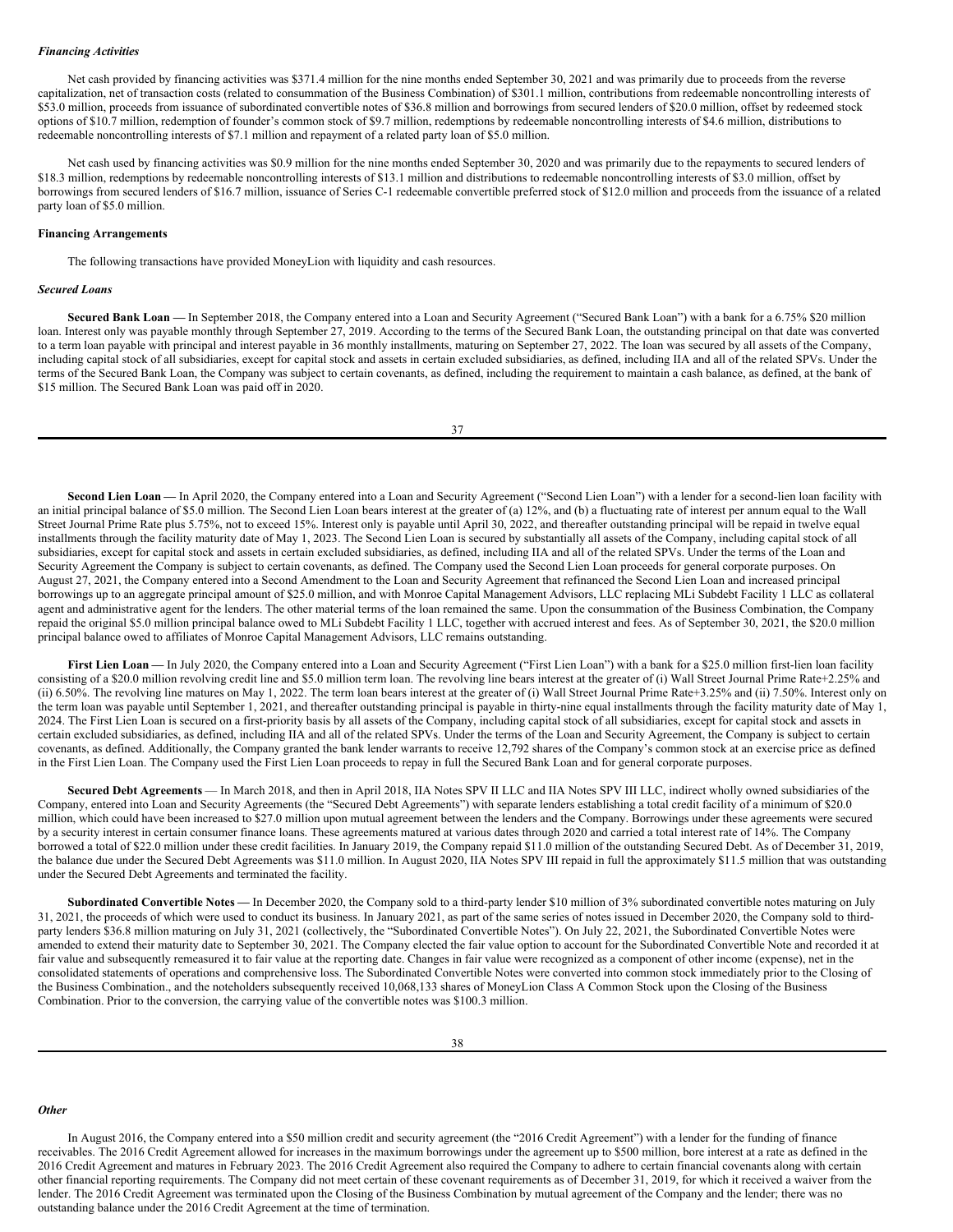### *Financing Activities*

Net cash provided by financing activities was $371.4 million for the nine months ended September 30, 2021 and was primarily due to proceeds from the reverse capitalization, net of transaction costs (related to consummation of the Business Combination) of $301.1 million, contributions from redeemable noncontrolling interests of $53.0 million, proceeds from issuance of subordinated convertible notes of $36.8 million and borrowings from secured lenders of $20.0 million, offset by redeemed stock options of $10.7 million, redemption of founder's common stock of $9.7 million, redemptions by redeemable noncontrolling interests of $4.6 million, distributions to redeemable noncontrolling interests of $7.1 million and repayment of a related party loan of $5.0 million.

Net cash used by financing activities was $0.9 million for the nine months ended September 30, 2020 and was primarily due to the repayments to secured lenders of $18.3 million, redemptions by redeemable noncontrolling interests of $13.1 million and distributions to redeemable noncontrolling interests of $3.0 million, offset by borrowings from secured lenders of $16.7 million, issuance of Series C-1 redeemable convertible preferred stock of $12.0 million and proceeds from the issuance of a related party loan of $5.0 million.

### Financing Arrangements

The following transactions have provided MoneyLion with liquidity and cash resources.

### *Secured Loans*

**Secured Bank Loan —** In September 2018, the Company entered into a Loan and Security Agreement ("Secured Bank Loan") with a bank for a 6.75% $20 million loan. Interest only was payable monthly through September 27, 2019. According to the terms of the Secured Bank Loan, the outstanding principal on that date was converted to a term loan payable with principal and interest payable in 36 monthly installments, maturing on September 27, 2022. The loan was secured by all assets of the Company, including capital stock of all subsidiaries, except for capital stock and assets in certain excluded subsidiaries, as defined, including IIA and all of the related SPVs. Under the terms of the Secured Bank Loan, the Company was subject to certain covenants, as defined, including the requirement to maintain a cash balance, as defined, at the bank of $15 million. The Secured Bank Loan was paid off in 2020.

**Second Lien Loan —** In April 2020, the Company entered into a Loan and Security Agreement ("Second Lien Loan") with a lender for a second-lien loan facility with an initial principal balance of $5.0 million. The Second Lien Loan bears interest at the greater of (a) 12%, and (b) a fluctuating rate of interest per annum equal to the Wall Street Journal Prime Rate plus 5.75%, not to exceed 15%. Interest only is payable until April 30, 2022, and thereafter outstanding principal will be repaid in twelve equal installments through the facility maturity date of May 1, 2023. The Second Lien Loan is secured by substantially all assets of the Company, including capital stock of all subsidiaries, except for capital stock and assets in certain excluded subsidiaries, as defined, including IIA and all of the related SPVs. Under the terms of the Loan and Security Agreement the Company is subject to certain covenants, as defined. The Company used the Second Lien Loan proceeds for general corporate purposes. On August 27, 2021, the Company entered into a Second Amendment to the Loan and Security Agreement that refinanced the Second Lien Loan and increased principal borrowings up to an aggregate principal amount of $25.0 million, and with Monroe Capital Management Advisors, LLC replacing MLi Subdebt Facility 1 LLC as collateral agent and administrative agent for the lenders. The other material terms of the loan remained the same. Upon the consummation of the Business Combination, the Company repaid the original $5.0 million principal balance owed to MLi Subdebt Facility 1 LLC, together with accrued interest and fees. As of September 30, 2021, the $20.0 million principal balance owed to affiliates of Monroe Capital Management Advisors, LLC remains outstanding.

**First Lien Loan —** In July 2020, the Company entered into a Loan and Security Agreement ("First Lien Loan") with a bank for a $25.0 million first-lien loan facility consisting of a $20.0 million revolving credit line and $5.0 million term loan. The revolving line bears interest at the greater of (i) Wall Street Journal Prime Rate+2.25% and (ii) 6.50%. The revolving line matures on May 1, 2022. The term loan bears interest at the greater of (i) Wall Street Journal Prime Rate+3.25% and (ii) 7.50%. Interest only on the term loan was payable until September 1, 2021, and thereafter outstanding principal is payable in thirty-nine equal installments through the facility maturity date of May 1, 2024. The First Lien Loan is secured on a first-priority basis by all assets of the Company, including capital stock of all subsidiaries, except for capital stock and assets in certain excluded subsidiaries, as defined, including IIA and all of the related SPVs. Under the terms of the Loan and Security Agreement, the Company is subject to certain covenants, as defined. Additionally, the Company granted the bank lender warrants to receive 12,792 shares of the Company's common stock at an exercise price as defined in the First Lien Loan. The Company used the First Lien Loan proceeds to repay in full the Secured Bank Loan and for general corporate purposes.

**Secured Debt Agreements** — In March 2018, and then in April 2018, IIA Notes SPV II LLC and IIA Notes SPV III LLC, indirect wholly owned subsidiaries of the Company, entered into Loan and Security Agreements (the "Secured Debt Agreements") with separate lenders establishing a total credit facility of a minimum of $20.0 million, which could have been increased to $27.0 million upon mutual agreement between the lenders and the Company. Borrowings under these agreements were secured by a security interest in certain consumer finance loans. These agreements matured at various dates through 2020 and carried a total interest rate of 14%. The Company borrowed a total of $22.0 million under these credit facilities. In January 2019, the Company repaid $11.0 million of the outstanding Secured Debt. As of December 31, 2019, the balance due under the Secured Debt Agreements was $11.0 million. In August 2020, IIA Notes SPV III repaid in full the approximately $11.5 million that was outstanding under the Secured Debt Agreements and terminated the facility.

**Subordinated Convertible Notes —** In December 2020, the Company sold to a third-party lender $10 million of 3% subordinated convertible notes maturing on July 31, 2021, the proceeds of which were used to conduct its business. In January 2021, as part of the same series of notes issued in December 2020, the Company sold to third-party lenders $36.8 million maturing on July 31, 2021 (collectively, the "Subordinated Convertible Notes"). On July 22, 2021, the Subordinated Convertible Notes were amended to extend their maturity date to September 30, 2021. The Company elected the fair value option to account for the Subordinated Convertible Note and recorded it at fair value and subsequently remeasured it to fair value at the reporting date. Changes in fair value were recognized as a component of other income (expense), net in the consolidated statements of operations and comprehensive loss. The Subordinated Convertible Notes were converted into common stock immediately prior to the Closing of the Business Combination., and the noteholders subsequently received 10,068,133 shares of MoneyLion Class A Common Stock upon the Closing of the Business Combination. Prior to the conversion, the carrying value of the convertible notes was $100.3 million.

### *Other*

In August 2016, the Company entered into a $50 million credit and security agreement (the "2016 Credit Agreement") with a lender for the funding of finance receivables. The 2016 Credit Agreement allowed for increases in the maximum borrowings under the agreement up to $500 million, bore interest at a rate as defined in the 2016 Credit Agreement and matures in February 2023. The 2016 Credit Agreement also required the Company to adhere to certain financial covenants along with certain other financial reporting requirements. The Company did not meet certain of these covenant requirements as of December 31, 2019, for which it received a waiver from the lender. The 2016 Credit Agreement was terminated upon the Closing of the Business Combination by mutual agreement of the Company and the lender; there was no outstanding balance under the 2016 Credit Agreement at the time of termination.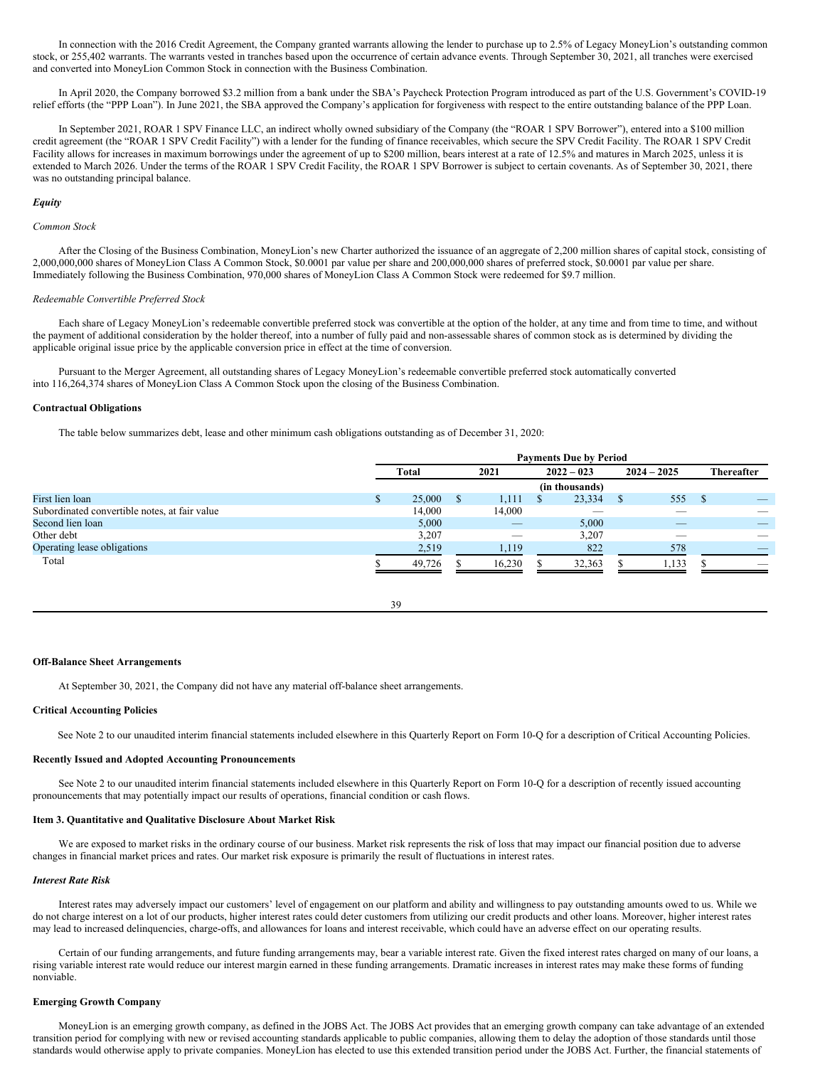In connection with the 2016 Credit Agreement, the Company granted warrants allowing the lender to purchase up to 2.5% of Legacy MoneyLion's outstanding common stock, or 255,402 warrants. The warrants vested in tranches based upon the occurrence of certain advance events. Through September 30, 2021, all tranches were exercised and converted into MoneyLion Common Stock in connection with the Business Combination.

In April 2020, the Company borrowed $3.2 million from a bank under the SBA's Paycheck Protection Program introduced as part of the U.S. Government's COVID-19 relief efforts (the "PPP Loan"). In June 2021, the SBA approved the Company's application for forgiveness with respect to the entire outstanding balance of the PPP Loan.

In September 2021, ROAR 1 SPV Finance LLC, an indirect wholly owned subsidiary of the Company (the "ROAR 1 SPV Borrower"), entered into a $100 million credit agreement (the "ROAR 1 SPV Credit Facility") with a lender for the funding of finance receivables, which secure the SPV Credit Facility. The ROAR 1 SPV Credit Facility allows for increases in maximum borrowings under the agreement of up to $200 million, bears interest at a rate of 12.5% and matures in March 2025, unless it is extended to March 2026. Under the terms of the ROAR 1 SPV Credit Facility, the ROAR 1 SPV Borrower is subject to certain covenants. As of September 30, 2021, there was no outstanding principal balance.

***Equity***

*Common Stock*

After the Closing of the Business Combination, MoneyLion's new Charter authorized the issuance of an aggregate of 2,200 million shares of capital stock, consisting of 2,000,000,000 shares of MoneyLion Class A Common Stock, $0.0001 par value per share and 200,000,000 shares of preferred stock, $0.0001 par value per share. Immediately following the Business Combination, 970,000 shares of MoneyLion Class A Common Stock were redeemed for $9.7 million.

*Redeemable Convertible Preferred Stock*

Each share of Legacy MoneyLion's redeemable convertible preferred stock was convertible at the option of the holder, at any time and from time to time, and without the payment of additional consideration by the holder thereof, into a number of fully paid and non-assessable shares of common stock as is determined by dividing the applicable original issue price by the applicable conversion price in effect at the time of conversion.

Pursuant to the Merger Agreement, all outstanding shares of Legacy MoneyLion's redeemable convertible preferred stock automatically converted into 116,264,374 shares of MoneyLion Class A Common Stock upon the closing of the Business Combination.

**Contractual Obligations**

The table below summarizes debt, lease and other minimum cash obligations outstanding as of December 31, 2020:

| | Payments Due by Period | | | | |
|---|---|---|---|---|---|
| | Total | 2021 | 2022 – 023 | 2024 – 2025 | Thereafter |
| | (in thousands) | | | | |
| First lien loan | $ 25,000 | $ 1,111 | $ 23,334 | $ 555 | $ — |
| Subordinated convertible notes, at fair value | 14,000 | 14,000 | — | — | — |
| Second lien loan | 5,000 | — | 5,000 | — | — |
| Other debt | 3,207 | — | 3,207 | — | — |
| Operating lease obligations | 2,519 | 1,119 | 822 | 578 | — |
| Total | $ 49,726 | $ 16,230 | $ 32,363 | $ 1,133 | $ — |

**Off-Balance Sheet Arrangements**

At September 30, 2021, the Company did not have any material off-balance sheet arrangements.

**Critical Accounting Policies**

See Note 2 to our unaudited interim financial statements included elsewhere in this Quarterly Report on Form 10-Q for a description of Critical Accounting Policies.

**Recently Issued and Adopted Accounting Pronouncements**

See Note 2 to our unaudited interim financial statements included elsewhere in this Quarterly Report on Form 10-Q for a description of recently issued accounting pronouncements that may potentially impact our results of operations, financial condition or cash flows.

**Item 3. Quantitative and Qualitative Disclosure About Market Risk**

We are exposed to market risks in the ordinary course of our business. Market risk represents the risk of loss that may impact our financial position due to adverse changes in financial market prices and rates. Our market risk exposure is primarily the result of fluctuations in interest rates.

***Interest Rate Risk***

Interest rates may adversely impact our customers' level of engagement on our platform and ability and willingness to pay outstanding amounts owed to us. While we do not charge interest on a lot of our products, higher interest rates could deter customers from utilizing our credit products and other loans. Moreover, higher interest rates may lead to increased delinquencies, charge-offs, and allowances for loans and interest receivable, which could have an adverse effect on our operating results.

Certain of our funding arrangements, and future funding arrangements may, bear a variable interest rate. Given the fixed interest rates charged on many of our loans, a rising variable interest rate would reduce our interest margin earned in these funding arrangements. Dramatic increases in interest rates may make these forms of funding nonviable.

**Emerging Growth Company**

MoneyLion is an emerging growth company, as defined in the JOBS Act. The JOBS Act provides that an emerging growth company can take advantage of an extended transition period for complying with new or revised accounting standards applicable to public companies, allowing them to delay the adoption of those standards until those standards would otherwise apply to private companies. MoneyLion has elected to use this extended transition period under the JOBS Act. Further, the financial statements of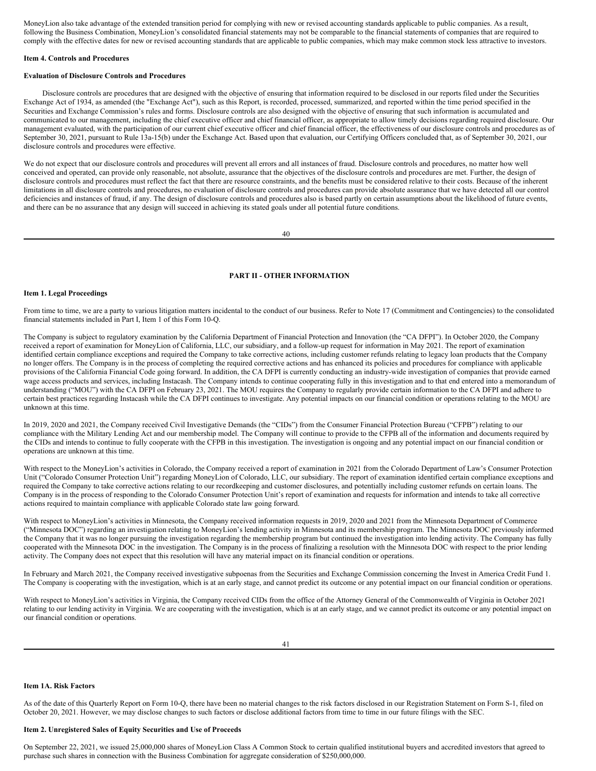MoneyLion also take advantage of the extended transition period for complying with new or revised accounting standards applicable to public companies. As a result, following the Business Combination, MoneyLion's consolidated financial statements may not be comparable to the financial statements of companies that are required to comply with the effective dates for new or revised accounting standards that are applicable to public companies, which may make common stock less attractive to investors.

**Item 4. Controls and Procedures**

**Evaluation of Disclosure Controls and Procedures**

Disclosure controls are procedures that are designed with the objective of ensuring that information required to be disclosed in our reports filed under the Securities Exchange Act of 1934, as amended (the "Exchange Act"), such as this Report, is recorded, processed, summarized, and reported within the time period specified in the Securities and Exchange Commission's rules and forms. Disclosure controls are also designed with the objective of ensuring that such information is accumulated and communicated to our management, including the chief executive officer and chief financial officer, as appropriate to allow timely decisions regarding required disclosure. Our management evaluated, with the participation of our current chief executive officer and chief financial officer, the effectiveness of our disclosure controls and procedures as of September 30, 2021, pursuant to Rule 13a-15(b) under the Exchange Act. Based upon that evaluation, our Certifying Officers concluded that, as of September 30, 2021, our disclosure controls and procedures were effective.

We do not expect that our disclosure controls and procedures will prevent all errors and all instances of fraud. Disclosure controls and procedures, no matter how well conceived and operated, can provide only reasonable, not absolute, assurance that the objectives of the disclosure controls and procedures are met. Further, the design of disclosure controls and procedures must reflect the fact that there are resource constraints, and the benefits must be considered relative to their costs. Because of the inherent limitations in all disclosure controls and procedures, no evaluation of disclosure controls and procedures can provide absolute assurance that we have detected all our control deficiencies and instances of fraud, if any. The design of disclosure controls and procedures also is based partly on certain assumptions about the likelihood of future events, and there can be no assurance that any design will succeed in achieving its stated goals under all potential future conditions.

## PART II - OTHER INFORMATION

**Item 1. Legal Proceedings**

From time to time, we are a party to various litigation matters incidental to the conduct of our business. Refer to Note 17 (Commitment and Contingencies) to the consolidated financial statements included in Part I, Item 1 of this Form 10-Q.

The Company is subject to regulatory examination by the California Department of Financial Protection and Innovation (the "CA DFPI"). In October 2020, the Company received a report of examination for MoneyLion of California, LLC, our subsidiary, and a follow-up request for information in May 2021. The report of examination identified certain compliance exceptions and required the Company to take corrective actions, including customer refunds relating to legacy loan products that the Company no longer offers. The Company is in the process of completing the required corrective actions and has enhanced its policies and procedures for compliance with applicable provisions of the California Financial Code going forward. In addition, the CA DFPI is currently conducting an industry-wide investigation of companies that provide earned wage access products and services, including Instacash. The Company intends to continue cooperating fully in this investigation and to that end entered into a memorandum of understanding ("MOU") with the CA DFPI on February 23, 2021. The MOU requires the Company to regularly provide certain information to the CA DFPI and adhere to certain best practices regarding Instacash while the CA DFPI continues to investigate. Any potential impacts on our financial condition or operations relating to the MOU are unknown at this time.

In 2019, 2020 and 2021, the Company received Civil Investigative Demands (the "CIDs") from the Consumer Financial Protection Bureau ("CFPB") relating to our compliance with the Military Lending Act and our membership model. The Company will continue to provide to the CFPB all of the information and documents required by the CIDs and intends to continue to fully cooperate with the CFPB in this investigation. The investigation is ongoing and any potential impact on our financial condition or operations are unknown at this time.

With respect to the MoneyLion's activities in Colorado, the Company received a report of examination in 2021 from the Colorado Department of Law's Consumer Protection Unit ("Colorado Consumer Protection Unit") regarding MoneyLion of Colorado, LLC, our subsidiary. The report of examination identified certain compliance exceptions and required the Company to take corrective actions relating to our recordkeeping and customer disclosures, and potentially including customer refunds on certain loans. The Company is in the process of responding to the Colorado Consumer Protection Unit's report of examination and requests for information and intends to take all corrective actions required to maintain compliance with applicable Colorado state law going forward.

With respect to MoneyLion's activities in Minnesota, the Company received information requests in 2019, 2020 and 2021 from the Minnesota Department of Commerce ("Minnesota DOC") regarding an investigation relating to MoneyLion's lending activity in Minnesota and its membership program. The Minnesota DOC previously informed the Company that it was no longer pursuing the investigation regarding the membership program but continued the investigation into lending activity. The Company has fully cooperated with the Minnesota DOC in the investigation. The Company is in the process of finalizing a resolution with the Minnesota DOC with respect to the prior lending activity. The Company does not expect that this resolution will have any material impact on its financial condition or operations.

In February and March 2021, the Company received investigative subpoenas from the Securities and Exchange Commission concerning the Invest in America Credit Fund 1. The Company is cooperating with the investigation, which is at an early stage, and cannot predict its outcome or any potential impact on our financial condition or operations.

With respect to MoneyLion's activities in Virginia, the Company received CIDs from the office of the Attorney General of the Commonwealth of Virginia in October 2021 relating to our lending activity in Virginia. We are cooperating with the investigation, which is at an early stage, and we cannot predict its outcome or any potential impact on our financial condition or operations.

**Item 1A. Risk Factors**

As of the date of this Quarterly Report on Form 10-Q, there have been no material changes to the risk factors disclosed in our Registration Statement on Form S-1, filed on October 20, 2021. However, we may disclose changes to such factors or disclose additional factors from time to time in our future filings with the SEC.

**Item 2. Unregistered Sales of Equity Securities and Use of Proceeds**

On September 22, 2021, we issued 25,000,000 shares of MoneyLion Class A Common Stock to certain qualified institutional buyers and accredited investors that agreed to purchase such shares in connection with the Business Combination for aggregate consideration of $250,000,000.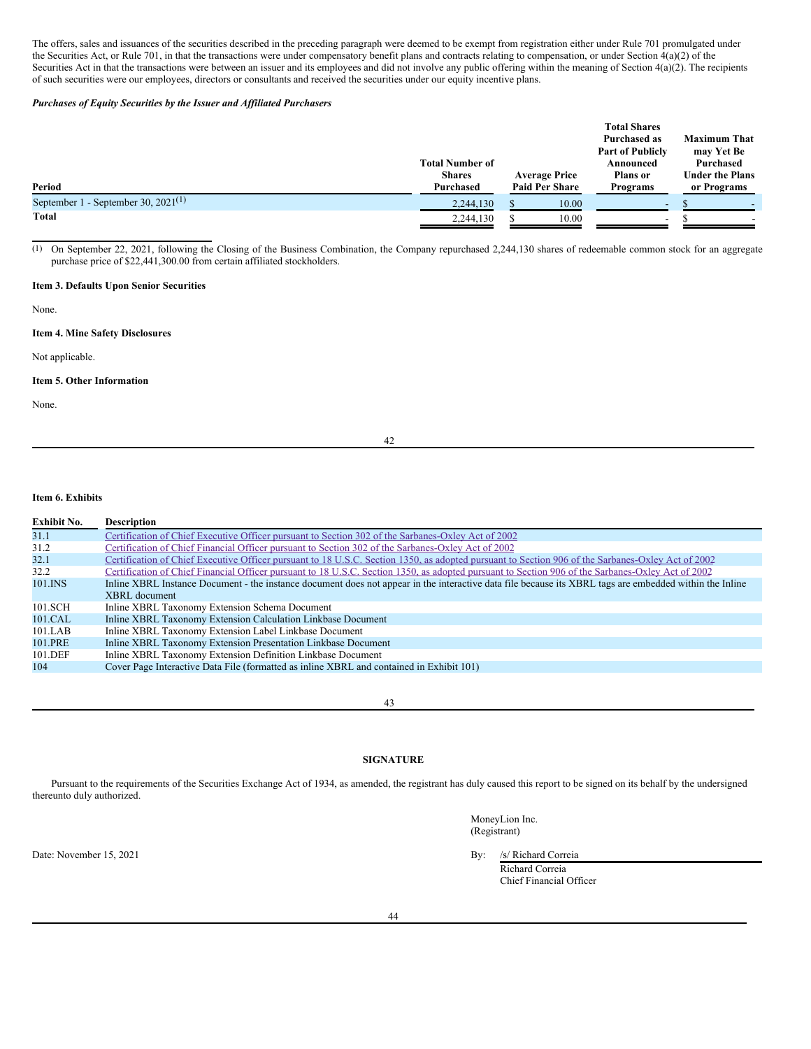The offers, sales and issuances of the securities described in the preceding paragraph were deemed to be exempt from registration either under Rule 701 promulgated under the Securities Act, or Rule 701, in that the transactions were under compensatory benefit plans and contracts relating to compensation, or under Section 4(a)(2) of the Securities Act in that the transactions were between an issuer and its employees and did not involve any public offering within the meaning of Section 4(a)(2). The recipients of such securities were our employees, directors or consultants and received the securities under our equity incentive plans.

***Purchases of Equity Securities by the Issuer and Affiliated Purchasers***

| Period | Total Number of Shares Purchased | Average Price Paid Per Share | Total Shares Purchased as Part of Publicly Announced Plans or Programs | Maximum That may Yet Be Purchased Under the Plans or Programs |
|---|---|---|---|---|
| September 1 - September 30, 2021[1] | 2,244,130 | $ 10.00 | - | $ - |
| **Total** | 2,244,130 | $ 10.00 | - | $ - |

(1) On September 22, 2021, following the Closing of the Business Combination, the Company repurchased 2,244,130 shares of redeemable common stock for an aggregate purchase price of $22,441,300.00 from certain affiliated stockholders.

**Item 3. Defaults Upon Senior Securities**

None.

**Item 4. Mine Safety Disclosures**

Not applicable.

**Item 5. Other Information**

None.

**Item 6. Exhibits**

| Exhibit No. | Description |
|---|---|
| 31.1 | Certification of Chief Executive Officer pursuant to Section 302 of the Sarbanes-Oxley Act of 2002 |
| 31.2 | Certification of Chief Financial Officer pursuant to Section 302 of the Sarbanes-Oxley Act of 2002 |
| 32.1 | Certification of Chief Executive Officer pursuant to 18 U.S.C. Section 1350, as adopted pursuant to Section 906 of the Sarbanes-Oxley Act of 2002 |
| 32.2 | Certification of Chief Financial Officer pursuant to 18 U.S.C. Section 1350, as adopted pursuant to Section 906 of the Sarbanes-Oxley Act of 2002 |
| 101.INS | Inline XBRL Instance Document - the instance document does not appear in the interactive data file because its XBRL tags are embedded within the Inline XBRL document |
| 101.SCH | Inline XBRL Taxonomy Extension Schema Document |
| 101.CAL | Inline XBRL Taxonomy Extension Calculation Linkbase Document |
| 101.LAB | Inline XBRL Taxonomy Extension Label Linkbase Document |
| 101.PRE | Inline XBRL Taxonomy Extension Presentation Linkbase Document |
| 101.DEF | Inline XBRL Taxonomy Extension Definition Linkbase Document |
| 104 | Cover Page Interactive Data File (formatted as inline XBRL and contained in Exhibit 101) |

**SIGNATURE**

Pursuant to the requirements of the Securities Exchange Act of 1934, as amended, the registrant has duly caused this report to be signed on its behalf by the undersigned thereunto duly authorized.

MoneyLion Inc.
(Registrant)

Date: November 15, 2021

By: /s/ Richard Correia
Richard Correia
Chief Financial Officer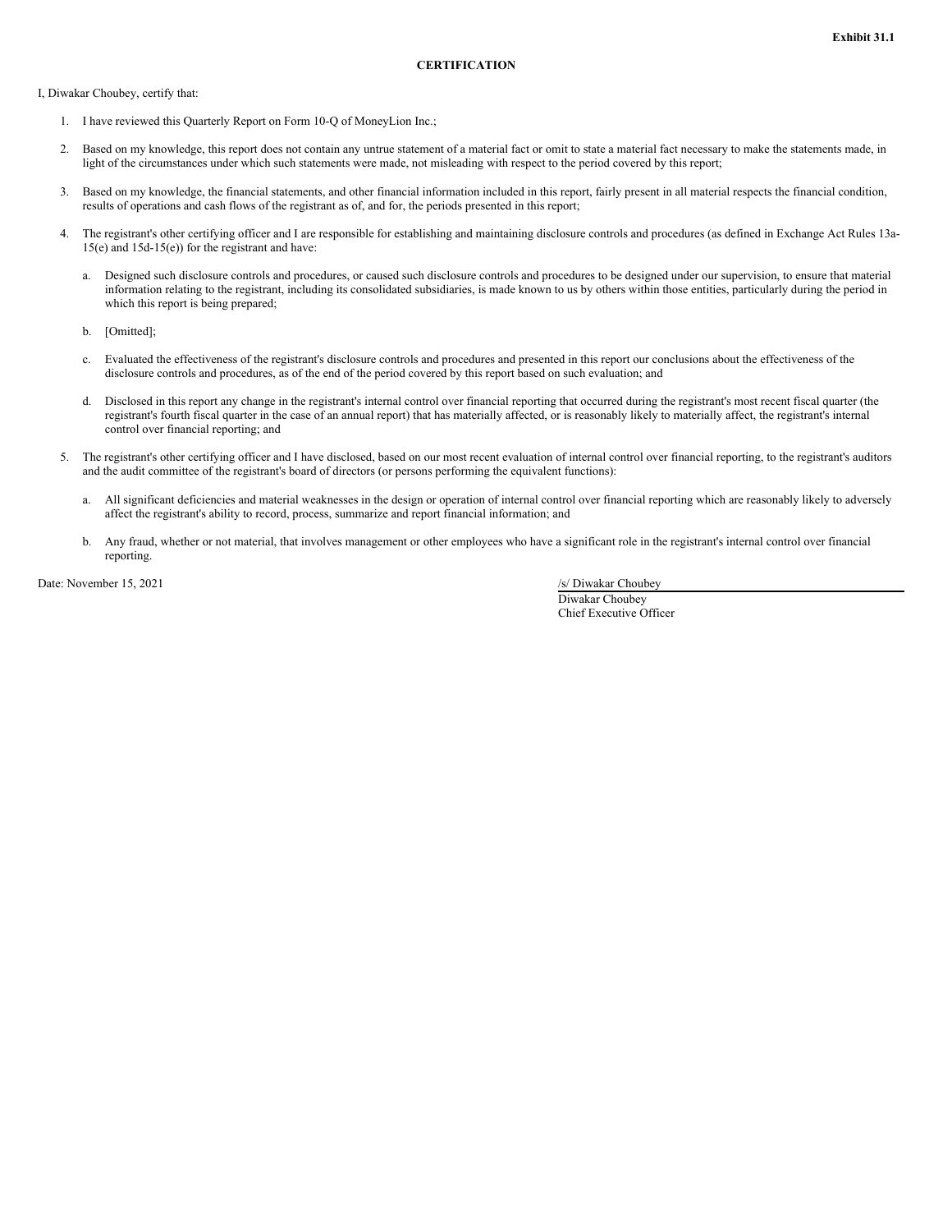**Exhibit 31.1**

**CERTIFICATION**

I, Diwakar Choubey, certify that:

1. I have reviewed this Quarterly Report on Form 10-Q of MoneyLion Inc.;

2. Based on my knowledge, this report does not contain any untrue statement of a material fact or omit to state a material fact necessary to make the statements made, in light of the circumstances under which such statements were made, not misleading with respect to the period covered by this report;

3. Based on my knowledge, the financial statements, and other financial information included in this report, fairly present in all material respects the financial condition, results of operations and cash flows of the registrant as of, and for, the periods presented in this report;

4. The registrant's other certifying officer and I are responsible for establishing and maintaining disclosure controls and procedures (as defined in Exchange Act Rules 13a-15(e) and 15d-15(e)) for the registrant and have:

   a. Designed such disclosure controls and procedures, or caused such disclosure controls and procedures to be designed under our supervision, to ensure that material information relating to the registrant, including its consolidated subsidiaries, is made known to us by others within those entities, particularly during the period in which this report is being prepared;

   b. [Omitted];

   c. Evaluated the effectiveness of the registrant's disclosure controls and procedures and presented in this report our conclusions about the effectiveness of the disclosure controls and procedures, as of the end of the period covered by this report based on such evaluation; and

   d. Disclosed in this report any change in the registrant's internal control over financial reporting that occurred during the registrant's most recent fiscal quarter (the registrant's fourth fiscal quarter in the case of an annual report) that has materially affected, or is reasonably likely to materially affect, the registrant's internal control over financial reporting; and

5. The registrant's other certifying officer and I have disclosed, based on our most recent evaluation of internal control over financial reporting, to the registrant's auditors and the audit committee of the registrant's board of directors (or persons performing the equivalent functions):

   a. All significant deficiencies and material weaknesses in the design or operation of internal control over financial reporting which are reasonably likely to adversely affect the registrant's ability to record, process, summarize and report financial information; and

   b. Any fraud, whether or not material, that involves management or other employees who have a significant role in the registrant's internal control over financial reporting.

Date: November 15, 2021

/s/ Diwakar Choubey
Diwakar Choubey
Chief Executive Officer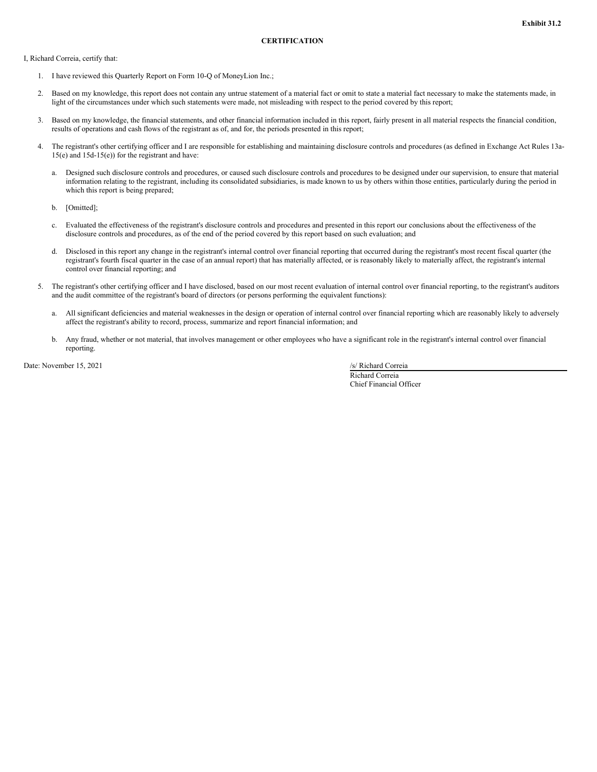**Exhibit 31.2**

**CERTIFICATION**

I, Richard Correia, certify that:

1. I have reviewed this Quarterly Report on Form 10-Q of MoneyLion Inc.;

2. Based on my knowledge, this report does not contain any untrue statement of a material fact or omit to state a material fact necessary to make the statements made, in light of the circumstances under which such statements were made, not misleading with respect to the period covered by this report;

3. Based on my knowledge, the financial statements, and other financial information included in this report, fairly present in all material respects the financial condition, results of operations and cash flows of the registrant as of, and for, the periods presented in this report;

4. The registrant's other certifying officer and I are responsible for establishing and maintaining disclosure controls and procedures (as defined in Exchange Act Rules 13a-15(e) and 15d-15(e)) for the registrant and have:

   a. Designed such disclosure controls and procedures, or caused such disclosure controls and procedures to be designed under our supervision, to ensure that material information relating to the registrant, including its consolidated subsidiaries, is made known to us by others within those entities, particularly during the period in which this report is being prepared;

   b. [Omitted];

   c. Evaluated the effectiveness of the registrant's disclosure controls and procedures and presented in this report our conclusions about the effectiveness of the disclosure controls and procedures, as of the end of the period covered by this report based on such evaluation; and

   d. Disclosed in this report any change in the registrant's internal control over financial reporting that occurred during the registrant's most recent fiscal quarter (the registrant's fourth fiscal quarter in the case of an annual report) that has materially affected, or is reasonably likely to materially affect, the registrant's internal control over financial reporting; and

5. The registrant's other certifying officer and I have disclosed, based on our most recent evaluation of internal control over financial reporting, to the registrant's auditors and the audit committee of the registrant's board of directors (or persons performing the equivalent functions):

   a. All significant deficiencies and material weaknesses in the design or operation of internal control over financial reporting which are reasonably likely to adversely affect the registrant's ability to record, process, summarize and report financial information; and

   b. Any fraud, whether or not material, that involves management or other employees who have a significant role in the registrant's internal control over financial reporting.

Date: November 15, 2021

/s/ Richard Correia
Richard Correia
Chief Financial Officer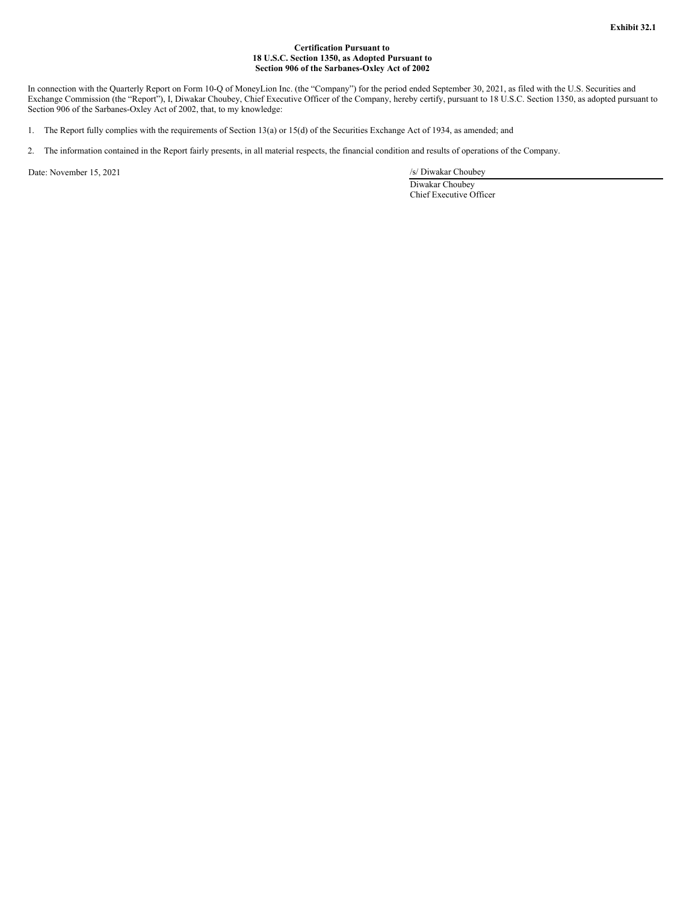**Exhibit 32.1**

**Certification Pursuant to**
**18 U.S.C. Section 1350, as Adopted Pursuant to**
**Section 906 of the Sarbanes-Oxley Act of 2002**

In connection with the Quarterly Report on Form 10-Q of MoneyLion Inc. (the "Company") for the period ended September 30, 2021, as filed with the U.S. Securities and Exchange Commission (the "Report"), I, Diwakar Choubey, Chief Executive Officer of the Company, hereby certify, pursuant to 18 U.S.C. Section 1350, as adopted pursuant to Section 906 of the Sarbanes-Oxley Act of 2002, that, to my knowledge:

1. The Report fully complies with the requirements of Section 13(a) or 15(d) of the Securities Exchange Act of 1934, as amended; and

2. The information contained in the Report fairly presents, in all material respects, the financial condition and results of operations of the Company.

Date: November 15, 2021

/s/ Diwakar Choubey

Diwakar Choubey
Chief Executive Officer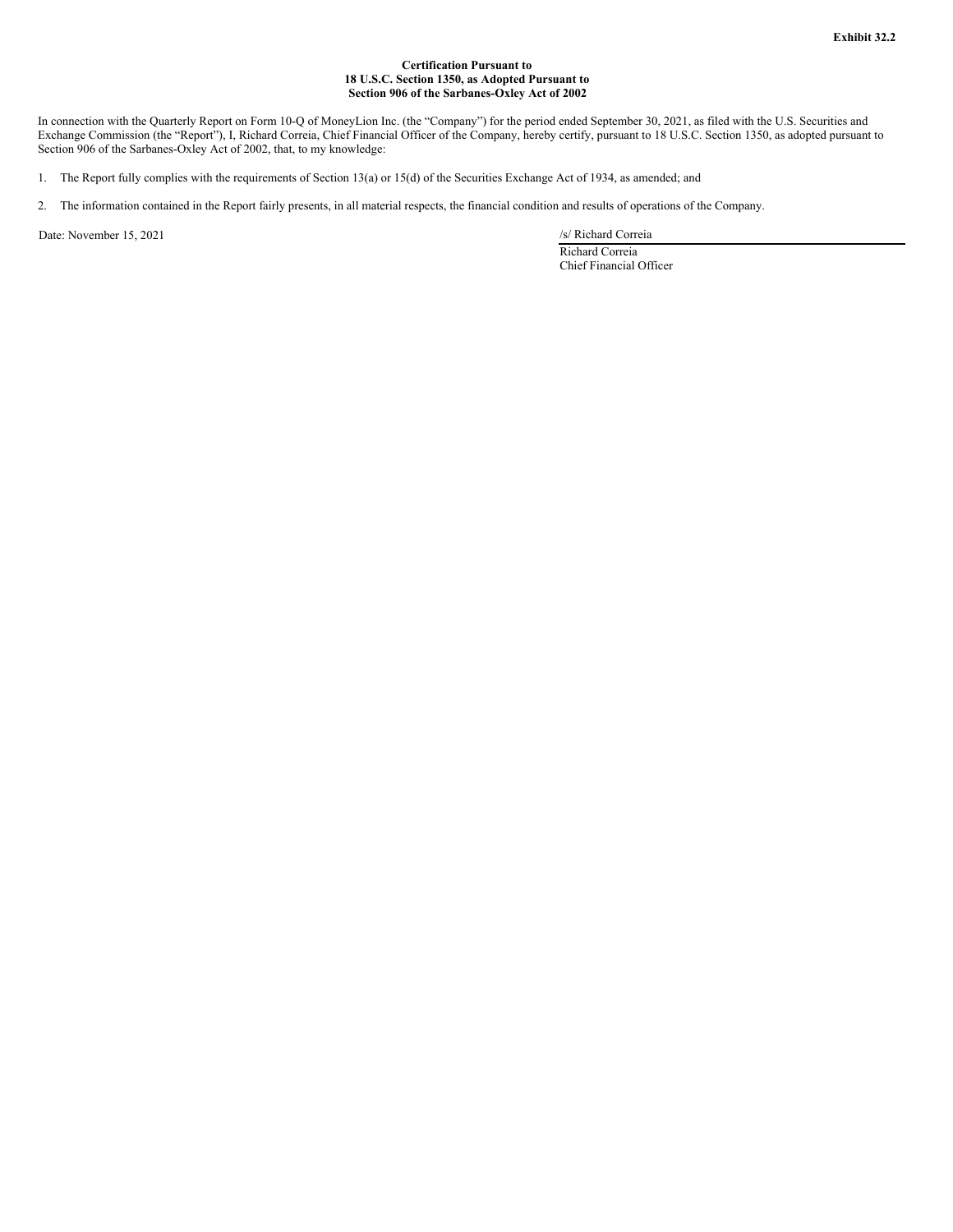**Exhibit 32.2**

**Certification Pursuant to**
**18 U.S.C. Section 1350, as Adopted Pursuant to**
**Section 906 of the Sarbanes-Oxley Act of 2002**

In connection with the Quarterly Report on Form 10-Q of MoneyLion Inc. (the "Company") for the period ended September 30, 2021, as filed with the U.S. Securities and Exchange Commission (the "Report"), I, Richard Correia, Chief Financial Officer of the Company, hereby certify, pursuant to 18 U.S.C. Section 1350, as adopted pursuant to Section 906 of the Sarbanes-Oxley Act of 2002, that, to my knowledge:

1. The Report fully complies with the requirements of Section 13(a) or 15(d) of the Securities Exchange Act of 1934, as amended; and

2. The information contained in the Report fairly presents, in all material respects, the financial condition and results of operations of the Company.

Date: November 15, 2021

/s/ Richard Correia

Richard Correia
Chief Financial Officer